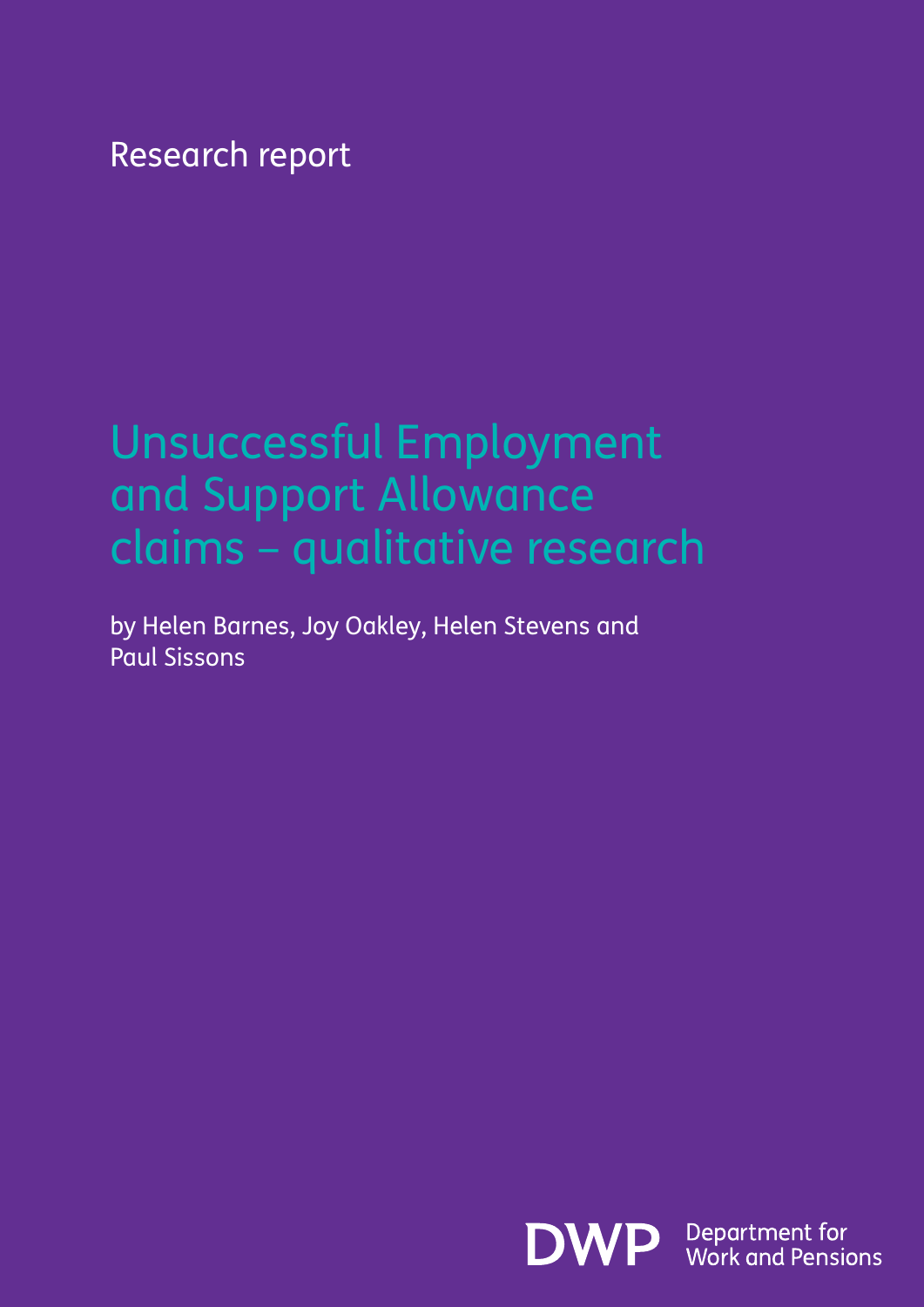Research report

# Unsuccessful Employment and Support Allowance claims – qualitative research

by Helen Barnes, Joy Oakley, Helen Stevens and Paul Sissons

DWP Department for Work and Pensions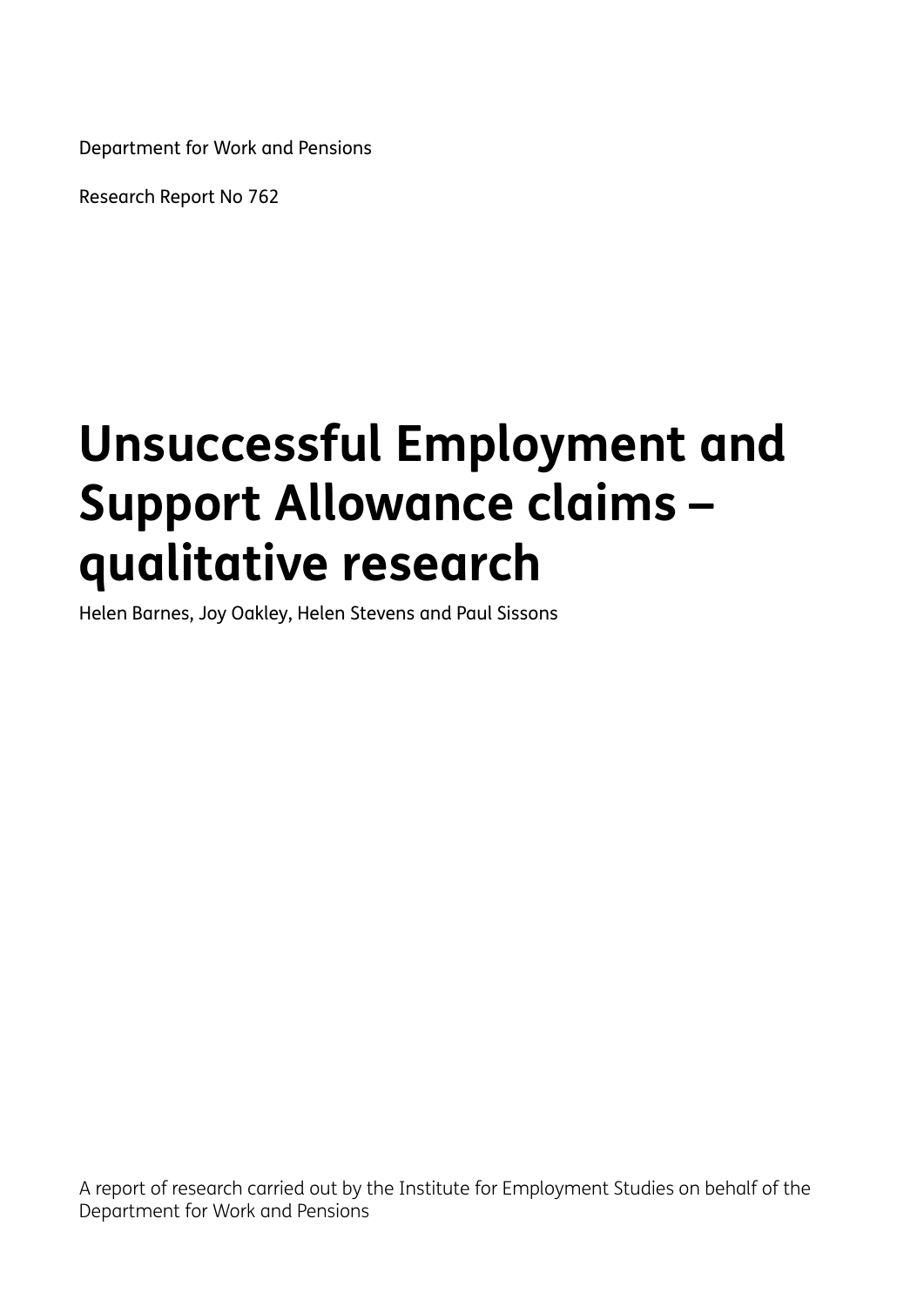Department for Work and Pensions

Research Report No 762

# Unsuccessful Employment and Support Allowance claims – qualitative research

Helen Barnes, Joy Oakley, Helen Stevens and Paul Sissons

A report of research carried out by the Institute for Employment Studies on behalf of the Department for Work and Pensions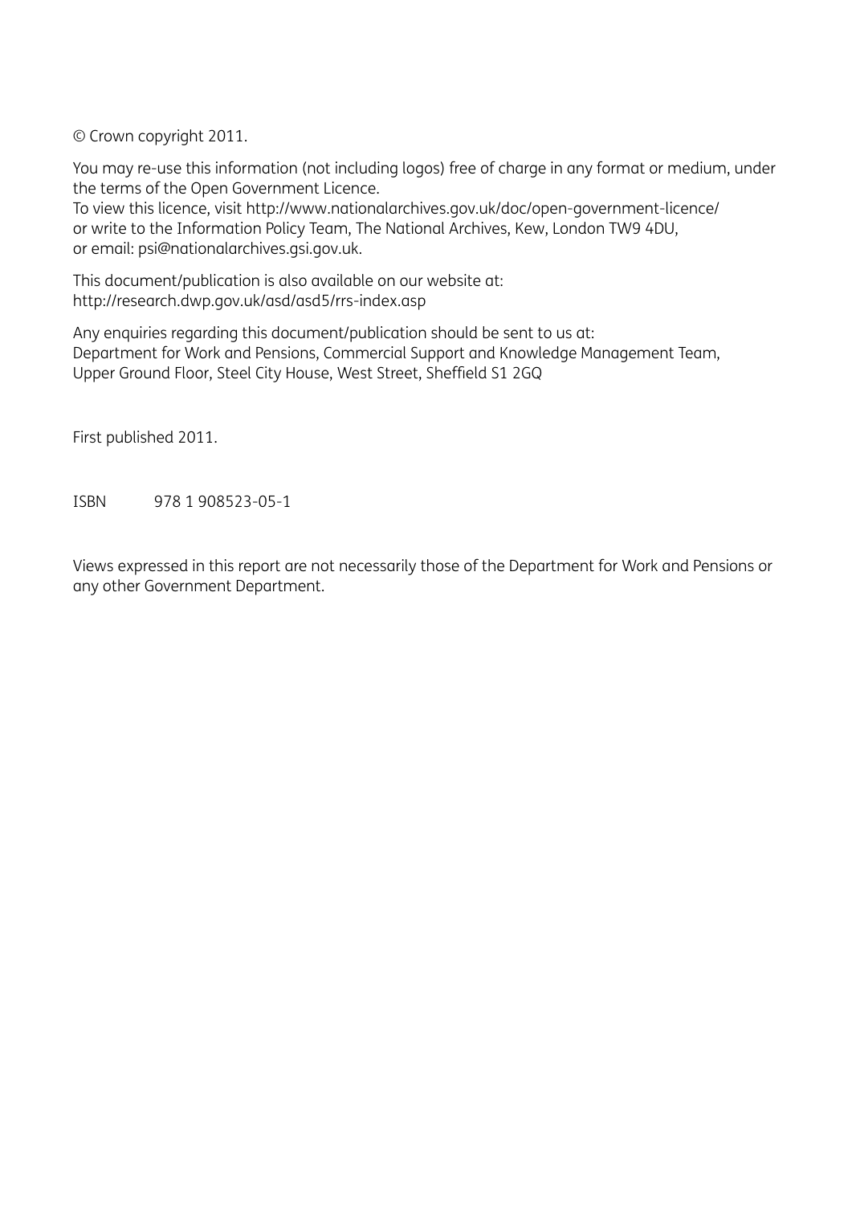© Crown copyright 2011.

You may re-use this information (not including logos) free of charge in any format or medium, under the terms of the Open Government Licence.
To view this licence, visit http://www.nationalarchives.gov.uk/doc/open-government-licence/
or write to the Information Policy Team, The National Archives, Kew, London TW9 4DU,
or email: psi@nationalarchives.gsi.gov.uk.

This document/publication is also available on our website at:
http://research.dwp.gov.uk/asd/asd5/rrs-index.asp

Any enquiries regarding this document/publication should be sent to us at:
Department for Work and Pensions, Commercial Support and Knowledge Management Team,
Upper Ground Floor, Steel City House, West Street, Sheffield S1 2GQ

First published 2011.

ISBN 978 1 908523-05-1

Views expressed in this report are not necessarily those of the Department for Work and Pensions or any other Government Department.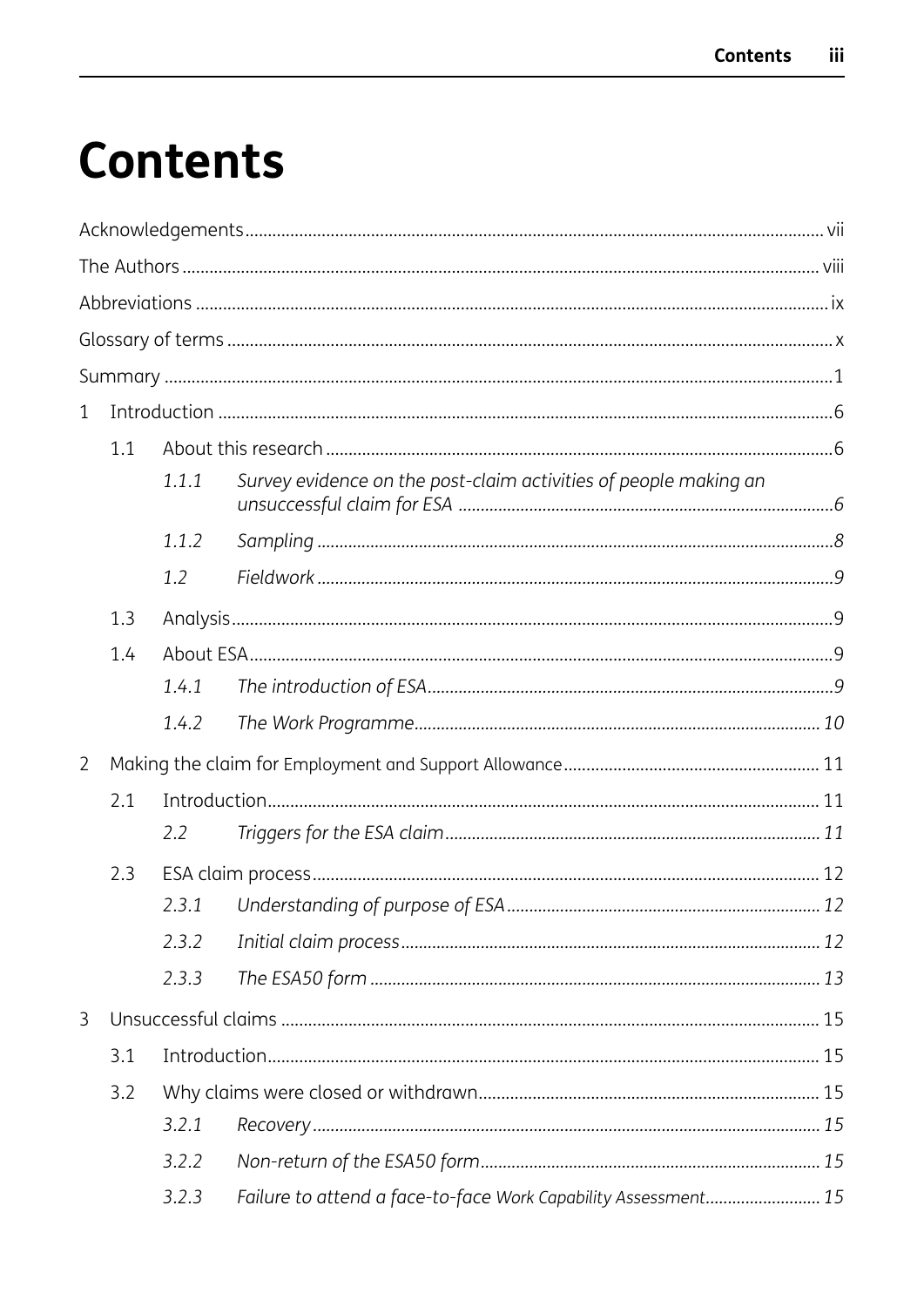# Contents

Acknowledgements ..... vii

The Authors ..... viii

Abbreviations ..... ix

Glossary of terms ..... x

Summary ..... 1

1 Introduction ..... 6

- 1.1 About this research ..... 6
  - *1.1.1 Survey evidence on the post-claim activities of people making an unsuccessful claim for ESA ..... 6*
  - *1.1.2 Sampling ..... 8*
  - *1.2 Fieldwork ..... 9*
- 1.3 Analysis ..... 9
- 1.4 About ESA ..... 9
  - *1.4.1 The introduction of ESA ..... 9*
  - *1.4.2 The Work Programme ..... 10*

2 Making the claim for Employment and Support Allowance ..... 11

- 2.1 Introduction ..... 11
  - *2.2 Triggers for the ESA claim ..... 11*
- 2.3 ESA claim process ..... 12
  - *2.3.1 Understanding of purpose of ESA ..... 12*
  - *2.3.2 Initial claim process ..... 12*
  - *2.3.3 The ESA50 form ..... 13*

3 Unsuccessful claims ..... 15

- 3.1 Introduction ..... 15
- 3.2 Why claims were closed or withdrawn ..... 15
  - *3.2.1 Recovery ..... 15*
  - *3.2.2 Non-return of the ESA50 form ..... 15*
  - *3.2.3 Failure to attend a face-to-face Work Capability Assessment ..... 15*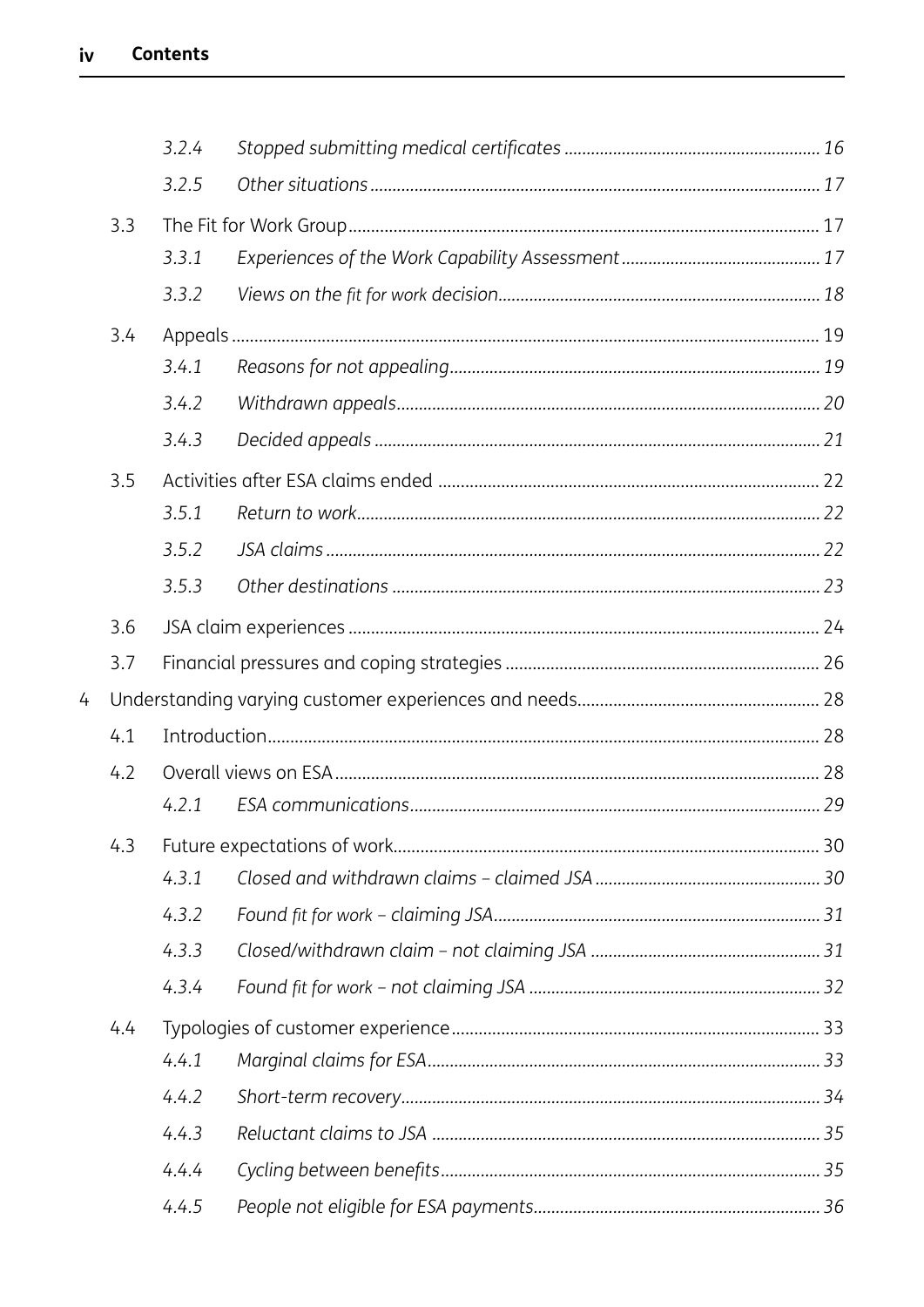3.2.4 *Stopped submitting medical certificates* ... 16

3.2.5 *Other situations* ... 17

3.3 The Fit for Work Group ... 17

3.3.1 *Experiences of the Work Capability Assessment* ... 17

3.3.2 *Views on the fit for work decision* ... 18

3.4 Appeals ... 19

3.4.1 *Reasons for not appealing* ... 19

3.4.2 *Withdrawn appeals* ... 20

3.4.3 *Decided appeals* ... 21

3.5 Activities after ESA claims ended ... 22

3.5.1 *Return to work* ... 22

3.5.2 *JSA claims* ... 22

3.5.3 *Other destinations* ... 23

3.6 JSA claim experiences ... 24

3.7 Financial pressures and coping strategies ... 26

4 Understanding varying customer experiences and needs ... 28

4.1 Introduction ... 28

4.2 Overall views on ESA ... 28

4.2.1 *ESA communications* ... 29

4.3 Future expectations of work ... 30

4.3.1 *Closed and withdrawn claims – claimed JSA* ... 30

4.3.2 *Found fit for work – claiming JSA* ... 31

4.3.3 *Closed/withdrawn claim – not claiming JSA* ... 31

4.3.4 *Found fit for work – not claiming JSA* ... 32

4.4 Typologies of customer experience ... 33

4.4.1 *Marginal claims for ESA* ... 33

4.4.2 *Short-term recovery* ... 34

4.4.3 *Reluctant claims to JSA* ... 35

4.4.4 *Cycling between benefits* ... 35

4.4.5 *People not eligible for ESA payments* ... 36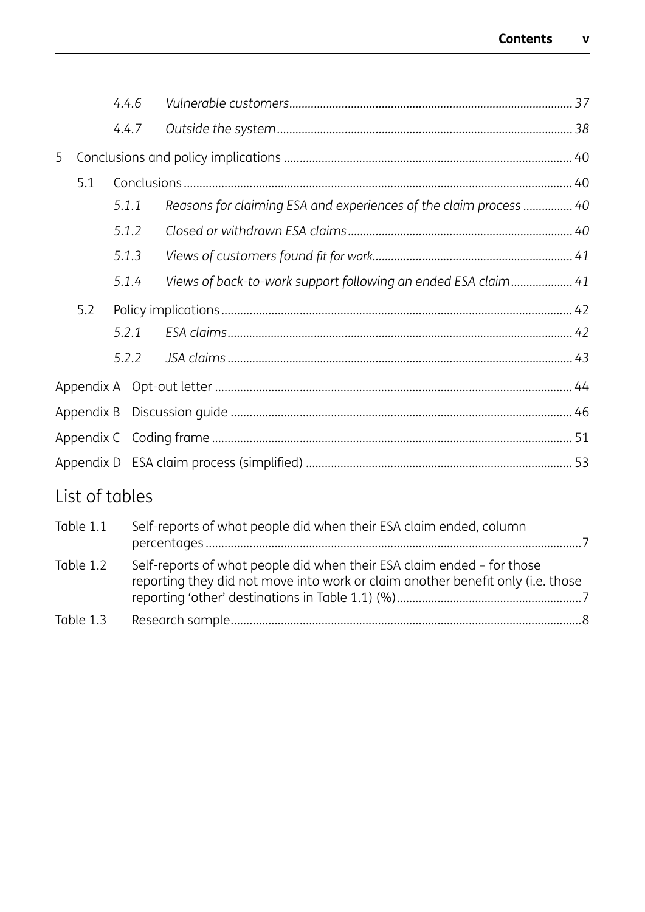| | | |
|---|---|---|
| 4.4.6 | *Vulnerable customers* | *37* |
| 4.4.7 | *Outside the system* | *38* |
| 5 | Conclusions and policy implications | 40 |
| 5.1 | Conclusions | 40 |
| 5.1.1 | *Reasons for claiming ESA and experiences of the claim process* | *40* |
| 5.1.2 | *Closed or withdrawn ESA claims* | *40* |
| 5.1.3 | *Views of customers found fit for work* | *41* |
| 5.1.4 | *Views of back-to-work support following an ended ESA claim* | *41* |
| 5.2 | Policy implications | 42 |
| 5.2.1 | *ESA claims* | *42* |
| 5.2.2 | *JSA claims* | *43* |
| Appendix A | Opt-out letter | 44 |
| Appendix B | Discussion guide | 46 |
| Appendix C | Coding frame | 51 |
| Appendix D | ESA claim process (simplified) | 53 |

## List of tables

| | | |
|---|---|---|
| Table 1.1 | Self-reports of what people did when their ESA claim ended, column percentages | 7 |
| Table 1.2 | Self-reports of what people did when their ESA claim ended – for those reporting they did not move into work or claim another benefit only (i.e. those reporting 'other' destinations in Table 1.1) (%) | 7 |
| Table 1.3 | Research sample | 8 |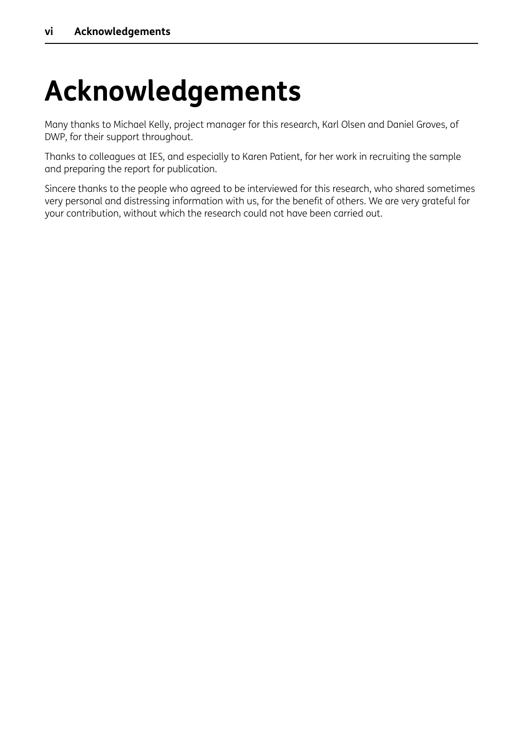# Acknowledgements

Many thanks to Michael Kelly, project manager for this research, Karl Olsen and Daniel Groves, of DWP, for their support throughout.

Thanks to colleagues at IES, and especially to Karen Patient, for her work in recruiting the sample and preparing the report for publication.

Sincere thanks to the people who agreed to be interviewed for this research, who shared sometimes very personal and distressing information with us, for the benefit of others. We are very grateful for your contribution, without which the research could not have been carried out.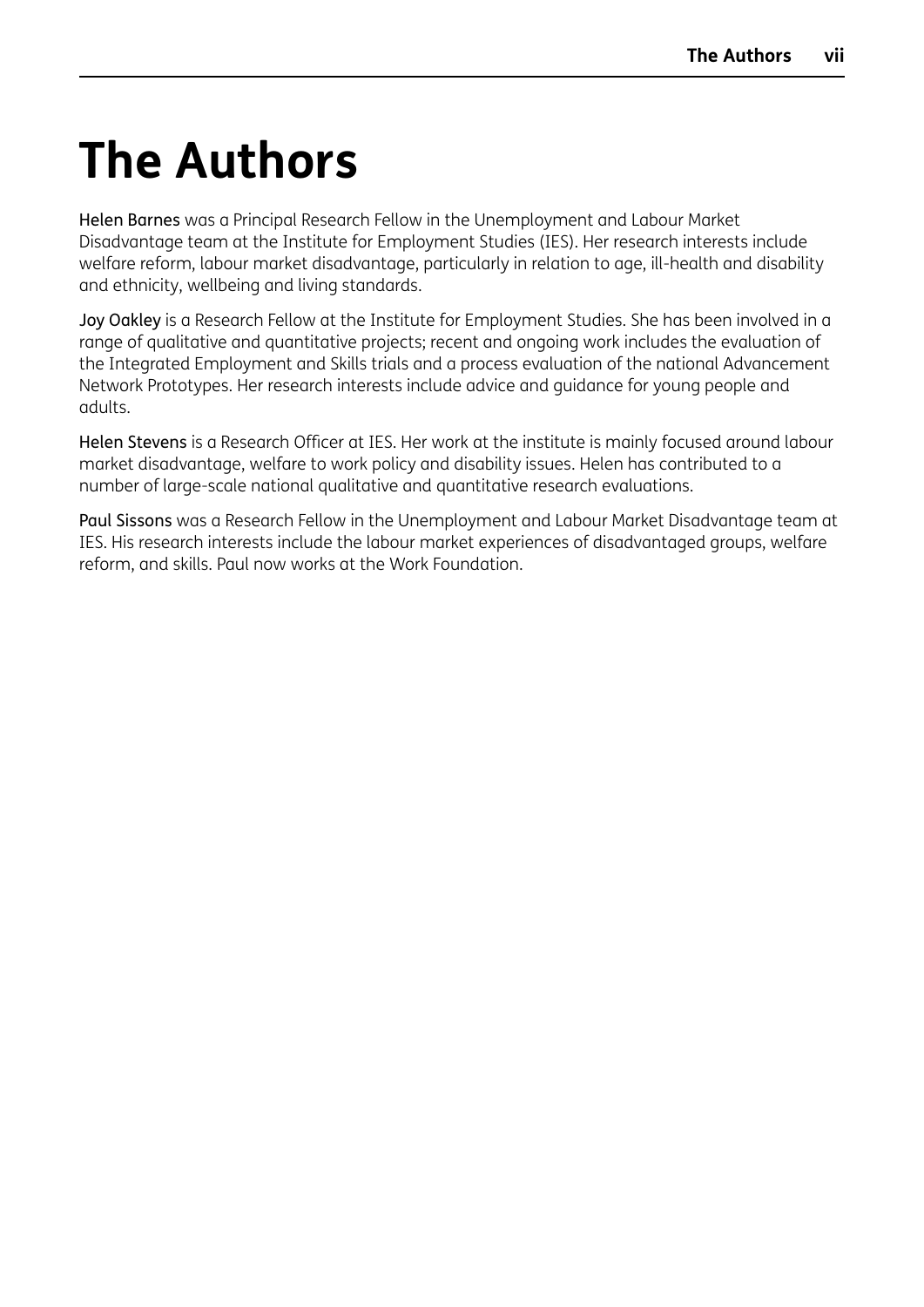# The Authors

**Helen Barnes** was a Principal Research Fellow in the Unemployment and Labour Market Disadvantage team at the Institute for Employment Studies (IES). Her research interests include welfare reform, labour market disadvantage, particularly in relation to age, ill-health and disability and ethnicity, wellbeing and living standards.

**Joy Oakley** is a Research Fellow at the Institute for Employment Studies. She has been involved in a range of qualitative and quantitative projects; recent and ongoing work includes the evaluation of the Integrated Employment and Skills trials and a process evaluation of the national Advancement Network Prototypes. Her research interests include advice and guidance for young people and adults.

**Helen Stevens** is a Research Officer at IES. Her work at the institute is mainly focused around labour market disadvantage, welfare to work policy and disability issues. Helen has contributed to a number of large-scale national qualitative and quantitative research evaluations.

**Paul Sissons** was a Research Fellow in the Unemployment and Labour Market Disadvantage team at IES. His research interests include the labour market experiences of disadvantaged groups, welfare reform, and skills. Paul now works at the Work Foundation.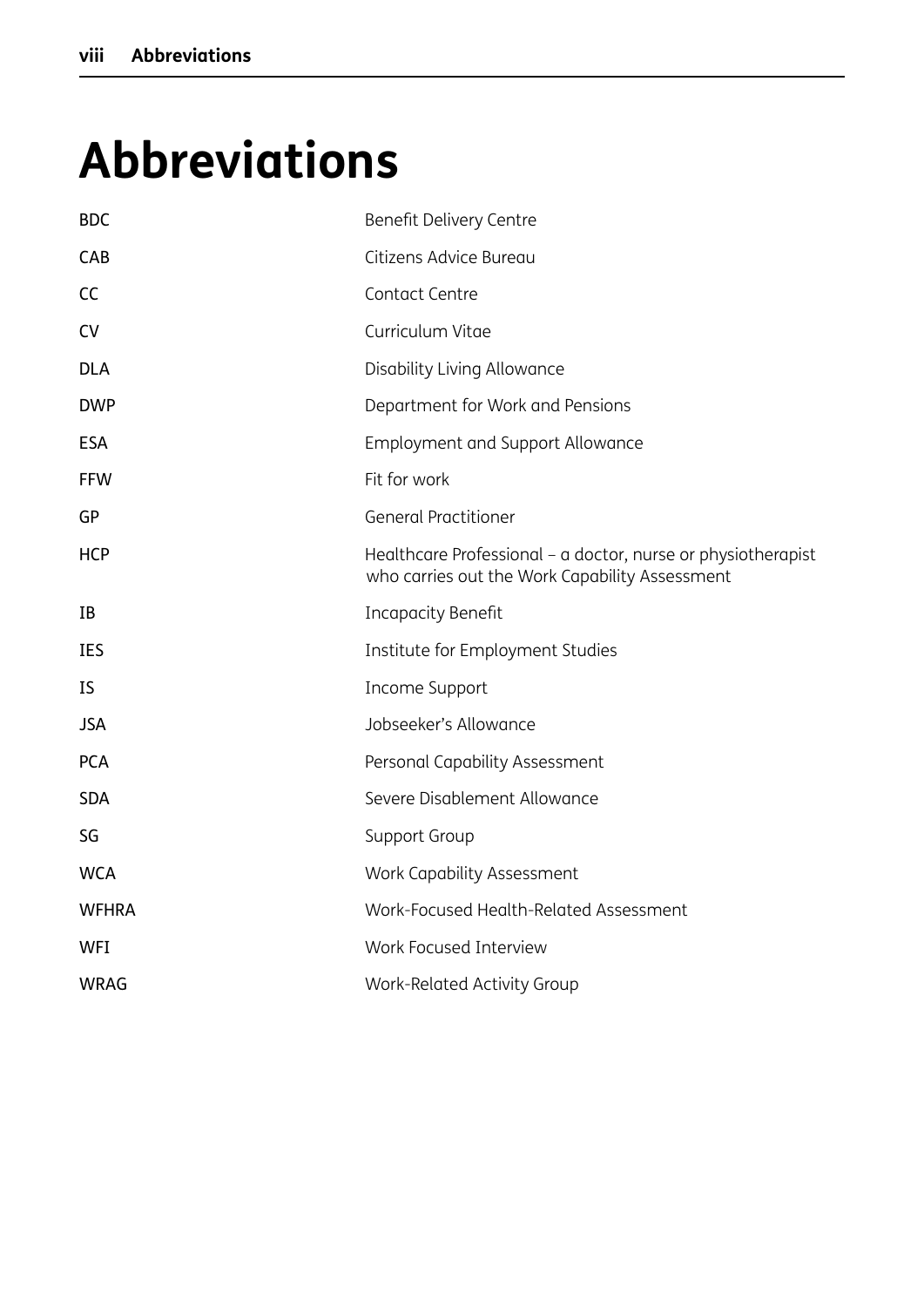# Abbreviations

| | |
|---|---|
| BDC | Benefit Delivery Centre |
| CAB | Citizens Advice Bureau |
| CC | Contact Centre |
| CV | Curriculum Vitae |
| DLA | Disability Living Allowance |
| DWP | Department for Work and Pensions |
| ESA | Employment and Support Allowance |
| FFW | Fit for work |
| GP | General Practitioner |
| HCP | Healthcare Professional – a doctor, nurse or physiotherapist who carries out the Work Capability Assessment |
| IB | Incapacity Benefit |
| IES | Institute for Employment Studies |
| IS | Income Support |
| JSA | Jobseeker's Allowance |
| PCA | Personal Capability Assessment |
| SDA | Severe Disablement Allowance |
| SG | Support Group |
| WCA | Work Capability Assessment |
| WFHRA | Work-Focused Health-Related Assessment |
| WFI | Work Focused Interview |
| WRAG | Work-Related Activity Group |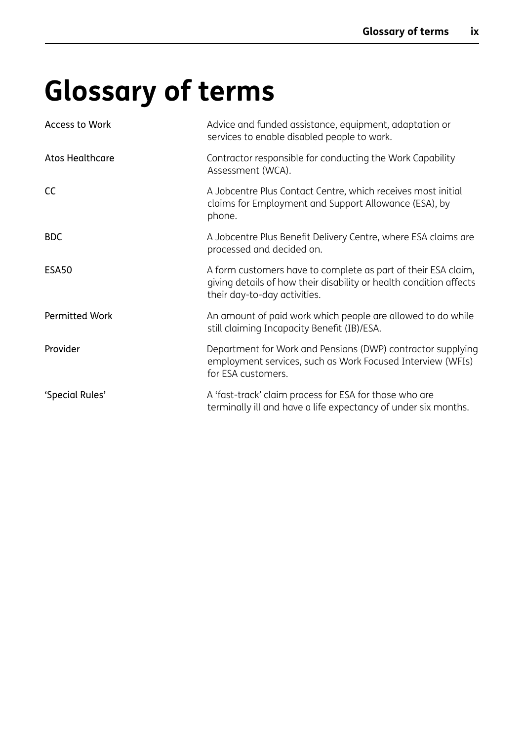# Glossary of terms

| | |
|---|---|
| Access to Work | Advice and funded assistance, equipment, adaptation or services to enable disabled people to work. |
| Atos Healthcare | Contractor responsible for conducting the Work Capability Assessment (WCA). |
| CC | A Jobcentre Plus Contact Centre, which receives most initial claims for Employment and Support Allowance (ESA), by phone. |
| BDC | A Jobcentre Plus Benefit Delivery Centre, where ESA claims are processed and decided on. |
| ESA50 | A form customers have to complete as part of their ESA claim, giving details of how their disability or health condition affects their day-to-day activities. |
| Permitted Work | An amount of paid work which people are allowed to do while still claiming Incapacity Benefit (IB)/ESA. |
| Provider | Department for Work and Pensions (DWP) contractor supplying employment services, such as Work Focused Interview (WFIs) for ESA customers. |
| 'Special Rules' | A 'fast-track' claim process for ESA for those who are terminally ill and have a life expectancy of under six months. |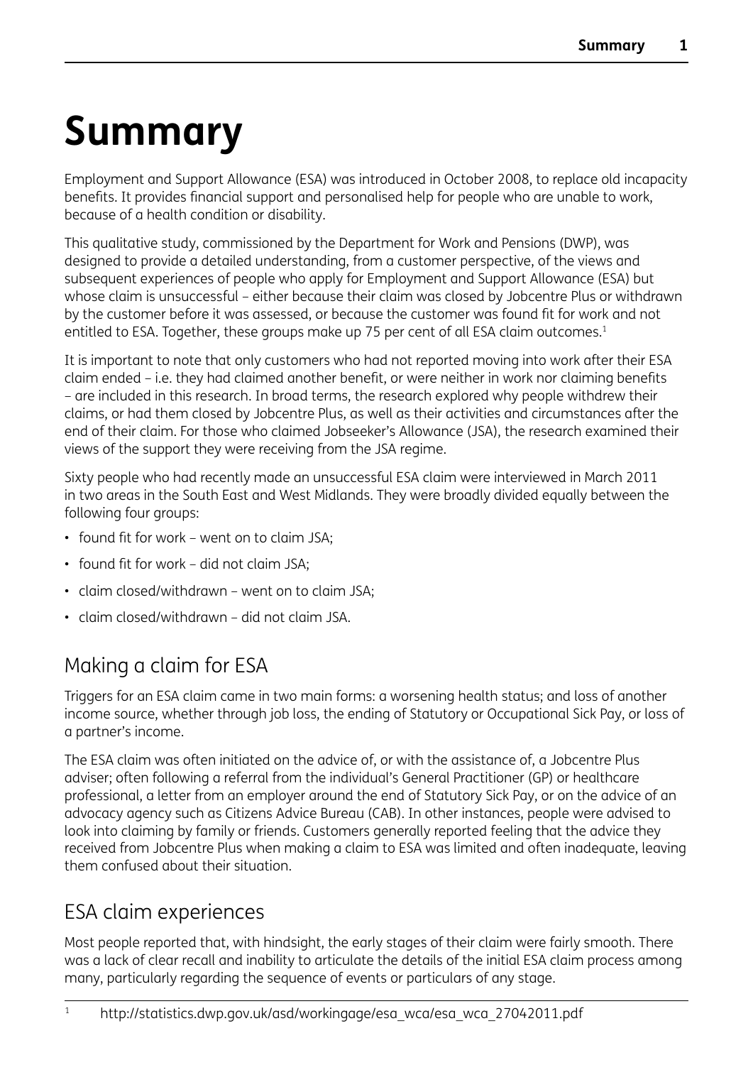# Summary

Employment and Support Allowance (ESA) was introduced in October 2008, to replace old incapacity benefits. It provides financial support and personalised help for people who are unable to work, because of a health condition or disability.

This qualitative study, commissioned by the Department for Work and Pensions (DWP), was designed to provide a detailed understanding, from a customer perspective, of the views and subsequent experiences of people who apply for Employment and Support Allowance (ESA) but whose claim is unsuccessful – either because their claim was closed by Jobcentre Plus or withdrawn by the customer before it was assessed, or because the customer was found fit for work and not entitled to ESA. Together, these groups make up 75 per cent of all ESA claim outcomes.[1]

It is important to note that only customers who had not reported moving into work after their ESA claim ended – i.e. they had claimed another benefit, or were neither in work nor claiming benefits – are included in this research. In broad terms, the research explored why people withdrew their claims, or had them closed by Jobcentre Plus, as well as their activities and circumstances after the end of their claim. For those who claimed Jobseeker's Allowance (JSA), the research examined their views of the support they were receiving from the JSA regime.

Sixty people who had recently made an unsuccessful ESA claim were interviewed in March 2011 in two areas in the South East and West Midlands. They were broadly divided equally between the following four groups:

- found fit for work – went on to claim JSA;
- found fit for work – did not claim JSA;
- claim closed/withdrawn – went on to claim JSA;
- claim closed/withdrawn – did not claim JSA.

## Making a claim for ESA

Triggers for an ESA claim came in two main forms: a worsening health status; and loss of another income source, whether through job loss, the ending of Statutory or Occupational Sick Pay, or loss of a partner's income.

The ESA claim was often initiated on the advice of, or with the assistance of, a Jobcentre Plus adviser; often following a referral from the individual's General Practitioner (GP) or healthcare professional, a letter from an employer around the end of Statutory Sick Pay, or on the advice of an advocacy agency such as Citizens Advice Bureau (CAB). In other instances, people were advised to look into claiming by family or friends. Customers generally reported feeling that the advice they received from Jobcentre Plus when making a claim to ESA was limited and often inadequate, leaving them confused about their situation.

## ESA claim experiences

Most people reported that, with hindsight, the early stages of their claim were fairly smooth. There was a lack of clear recall and inability to articulate the details of the initial ESA claim process among many, particularly regarding the sequence of events or particulars of any stage.

[1] http://statistics.dwp.gov.uk/asd/workingage/esa_wca/esa_wca_27042011.pdf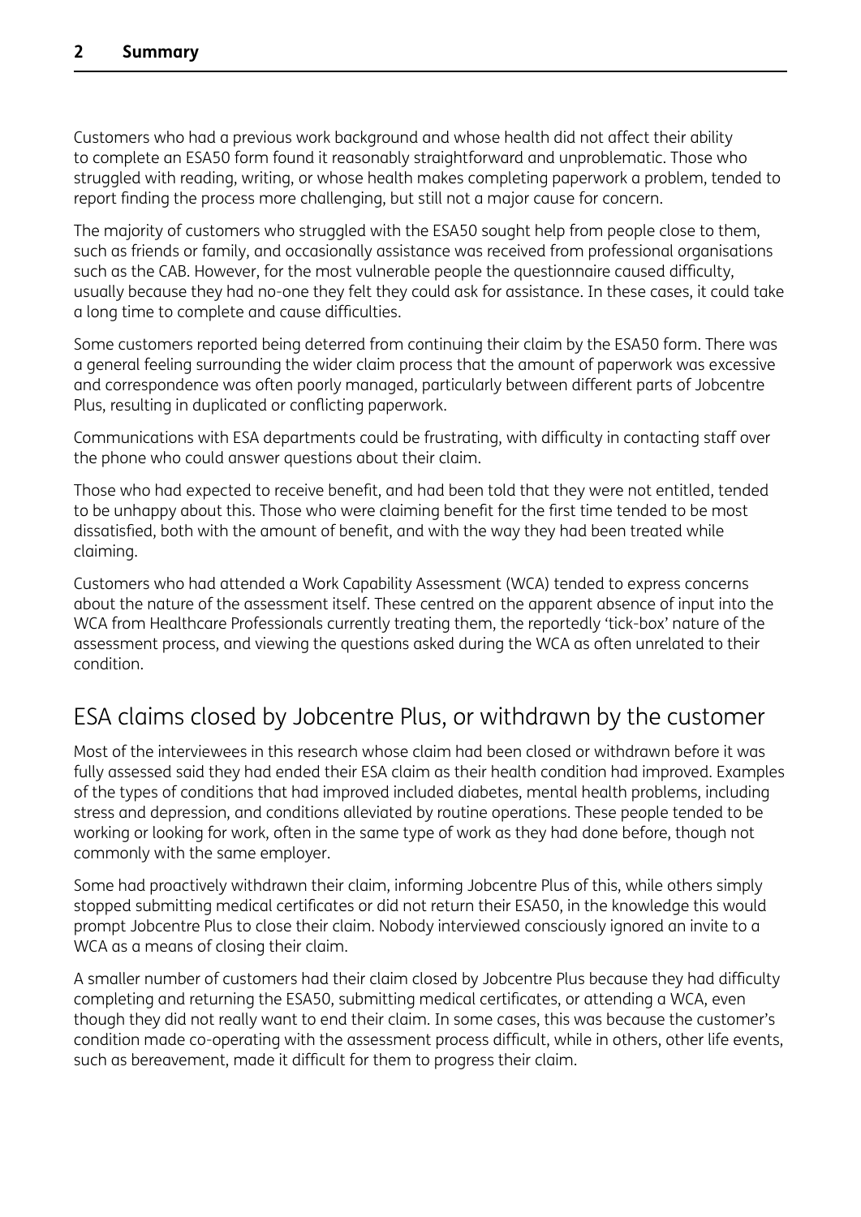Customers who had a previous work background and whose health did not affect their ability to complete an ESA50 form found it reasonably straightforward and unproblematic. Those who struggled with reading, writing, or whose health makes completing paperwork a problem, tended to report finding the process more challenging, but still not a major cause for concern.

The majority of customers who struggled with the ESA50 sought help from people close to them, such as friends or family, and occasionally assistance was received from professional organisations such as the CAB. However, for the most vulnerable people the questionnaire caused difficulty, usually because they had no-one they felt they could ask for assistance. In these cases, it could take a long time to complete and cause difficulties.

Some customers reported being deterred from continuing their claim by the ESA50 form. There was a general feeling surrounding the wider claim process that the amount of paperwork was excessive and correspondence was often poorly managed, particularly between different parts of Jobcentre Plus, resulting in duplicated or conflicting paperwork.

Communications with ESA departments could be frustrating, with difficulty in contacting staff over the phone who could answer questions about their claim.

Those who had expected to receive benefit, and had been told that they were not entitled, tended to be unhappy about this. Those who were claiming benefit for the first time tended to be most dissatisfied, both with the amount of benefit, and with the way they had been treated while claiming.

Customers who had attended a Work Capability Assessment (WCA) tended to express concerns about the nature of the assessment itself. These centred on the apparent absence of input into the WCA from Healthcare Professionals currently treating them, the reportedly 'tick-box' nature of the assessment process, and viewing the questions asked during the WCA as often unrelated to their condition.

## ESA claims closed by Jobcentre Plus, or withdrawn by the customer

Most of the interviewees in this research whose claim had been closed or withdrawn before it was fully assessed said they had ended their ESA claim as their health condition had improved. Examples of the types of conditions that had improved included diabetes, mental health problems, including stress and depression, and conditions alleviated by routine operations. These people tended to be working or looking for work, often in the same type of work as they had done before, though not commonly with the same employer.

Some had proactively withdrawn their claim, informing Jobcentre Plus of this, while others simply stopped submitting medical certificates or did not return their ESA50, in the knowledge this would prompt Jobcentre Plus to close their claim. Nobody interviewed consciously ignored an invite to a WCA as a means of closing their claim.

A smaller number of customers had their claim closed by Jobcentre Plus because they had difficulty completing and returning the ESA50, submitting medical certificates, or attending a WCA, even though they did not really want to end their claim. In some cases, this was because the customer's condition made co-operating with the assessment process difficult, while in others, other life events, such as bereavement, made it difficult for them to progress their claim.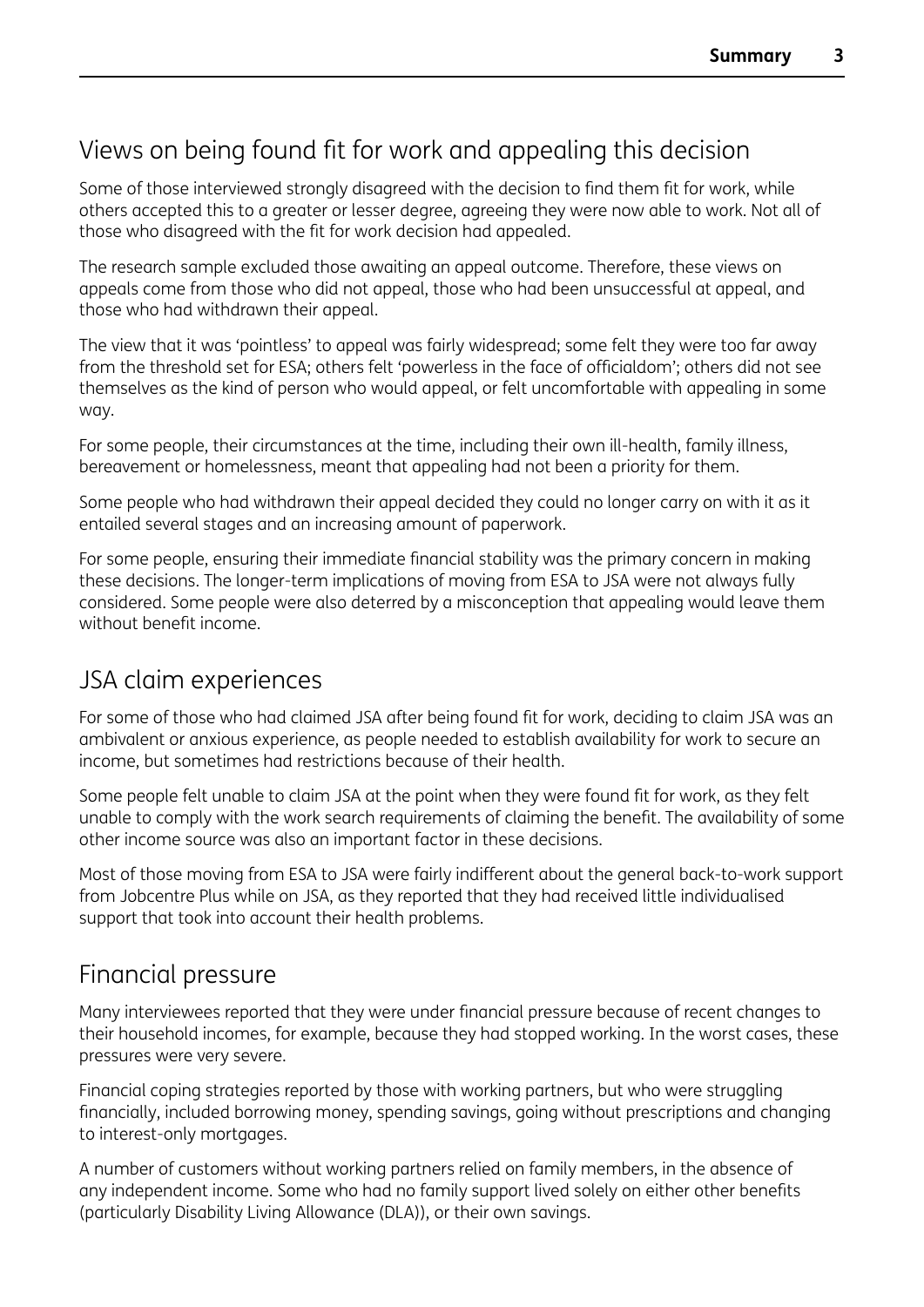## Views on being found fit for work and appealing this decision

Some of those interviewed strongly disagreed with the decision to find them fit for work, while others accepted this to a greater or lesser degree, agreeing they were now able to work. Not all of those who disagreed with the fit for work decision had appealed.

The research sample excluded those awaiting an appeal outcome. Therefore, these views on appeals come from those who did not appeal, those who had been unsuccessful at appeal, and those who had withdrawn their appeal.

The view that it was 'pointless' to appeal was fairly widespread; some felt they were too far away from the threshold set for ESA; others felt 'powerless in the face of officialdom'; others did not see themselves as the kind of person who would appeal, or felt uncomfortable with appealing in some way.

For some people, their circumstances at the time, including their own ill-health, family illness, bereavement or homelessness, meant that appealing had not been a priority for them.

Some people who had withdrawn their appeal decided they could no longer carry on with it as it entailed several stages and an increasing amount of paperwork.

For some people, ensuring their immediate financial stability was the primary concern in making these decisions. The longer-term implications of moving from ESA to JSA were not always fully considered. Some people were also deterred by a misconception that appealing would leave them without benefit income.

## JSA claim experiences

For some of those who had claimed JSA after being found fit for work, deciding to claim JSA was an ambivalent or anxious experience, as people needed to establish availability for work to secure an income, but sometimes had restrictions because of their health.

Some people felt unable to claim JSA at the point when they were found fit for work, as they felt unable to comply with the work search requirements of claiming the benefit. The availability of some other income source was also an important factor in these decisions.

Most of those moving from ESA to JSA were fairly indifferent about the general back-to-work support from Jobcentre Plus while on JSA, as they reported that they had received little individualised support that took into account their health problems.

## Financial pressure

Many interviewees reported that they were under financial pressure because of recent changes to their household incomes, for example, because they had stopped working. In the worst cases, these pressures were very severe.

Financial coping strategies reported by those with working partners, but who were struggling financially, included borrowing money, spending savings, going without prescriptions and changing to interest-only mortgages.

A number of customers without working partners relied on family members, in the absence of any independent income. Some who had no family support lived solely on either other benefits (particularly Disability Living Allowance (DLA)), or their own savings.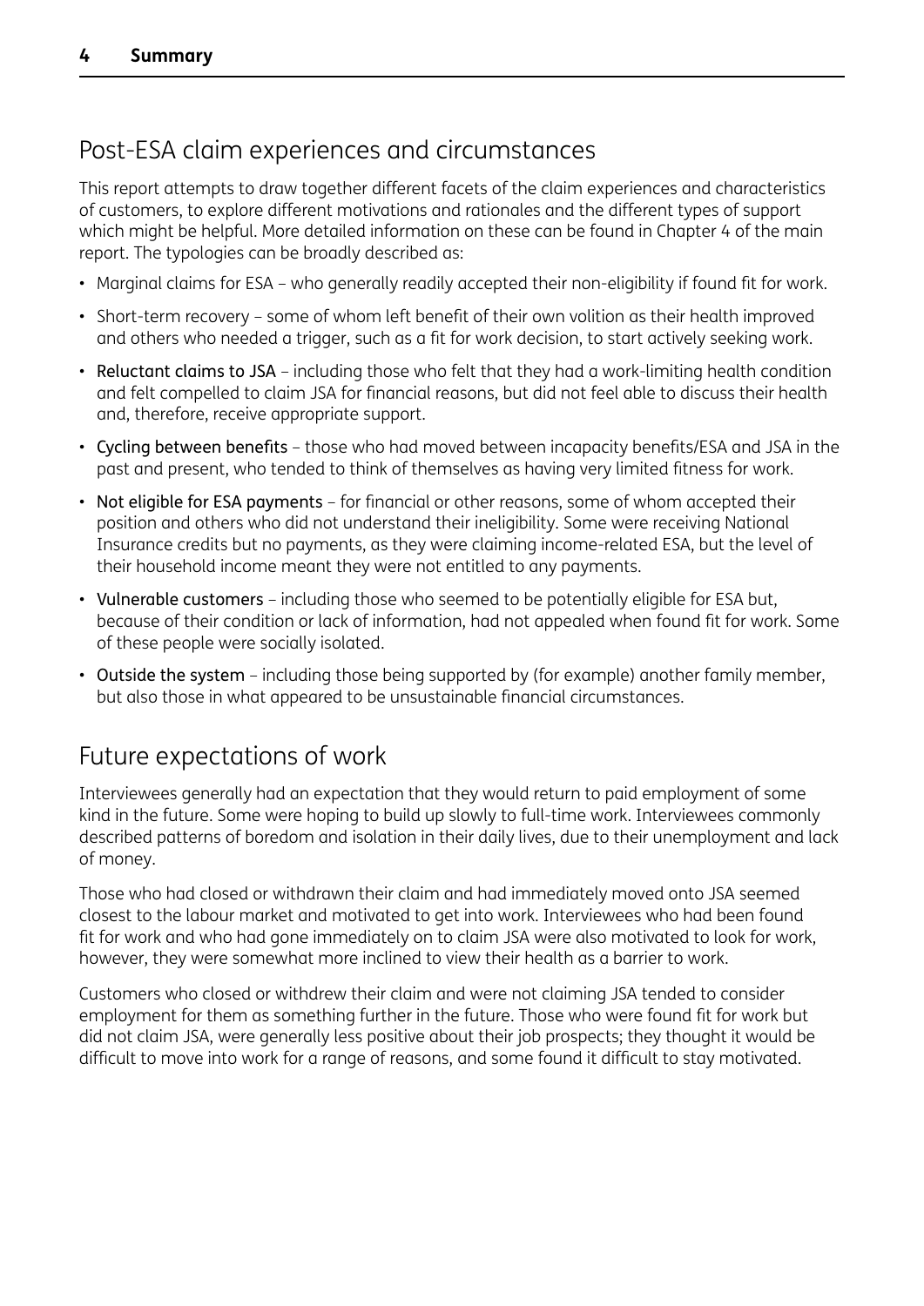## Post-ESA claim experiences and circumstances

This report attempts to draw together different facets of the claim experiences and characteristics of customers, to explore different motivations and rationales and the different types of support which might be helpful. More detailed information on these can be found in Chapter 4 of the main report. The typologies can be broadly described as:

- Marginal claims for ESA – who generally readily accepted their non-eligibility if found fit for work.
- Short-term recovery – some of whom left benefit of their own volition as their health improved and others who needed a trigger, such as a fit for work decision, to start actively seeking work.
- Reluctant claims to JSA – including those who felt that they had a work-limiting health condition and felt compelled to claim JSA for financial reasons, but did not feel able to discuss their health and, therefore, receive appropriate support.
- Cycling between benefits – those who had moved between incapacity benefits/ESA and JSA in the past and present, who tended to think of themselves as having very limited fitness for work.
- Not eligible for ESA payments – for financial or other reasons, some of whom accepted their position and others who did not understand their ineligibility. Some were receiving National Insurance credits but no payments, as they were claiming income-related ESA, but the level of their household income meant they were not entitled to any payments.
- Vulnerable customers – including those who seemed to be potentially eligible for ESA but, because of their condition or lack of information, had not appealed when found fit for work. Some of these people were socially isolated.
- Outside the system – including those being supported by (for example) another family member, but also those in what appeared to be unsustainable financial circumstances.

## Future expectations of work

Interviewees generally had an expectation that they would return to paid employment of some kind in the future. Some were hoping to build up slowly to full-time work. Interviewees commonly described patterns of boredom and isolation in their daily lives, due to their unemployment and lack of money.

Those who had closed or withdrawn their claim and had immediately moved onto JSA seemed closest to the labour market and motivated to get into work. Interviewees who had been found fit for work and who had gone immediately on to claim JSA were also motivated to look for work, however, they were somewhat more inclined to view their health as a barrier to work.

Customers who closed or withdrew their claim and were not claiming JSA tended to consider employment for them as something further in the future. Those who were found fit for work but did not claim JSA, were generally less positive about their job prospects; they thought it would be difficult to move into work for a range of reasons, and some found it difficult to stay motivated.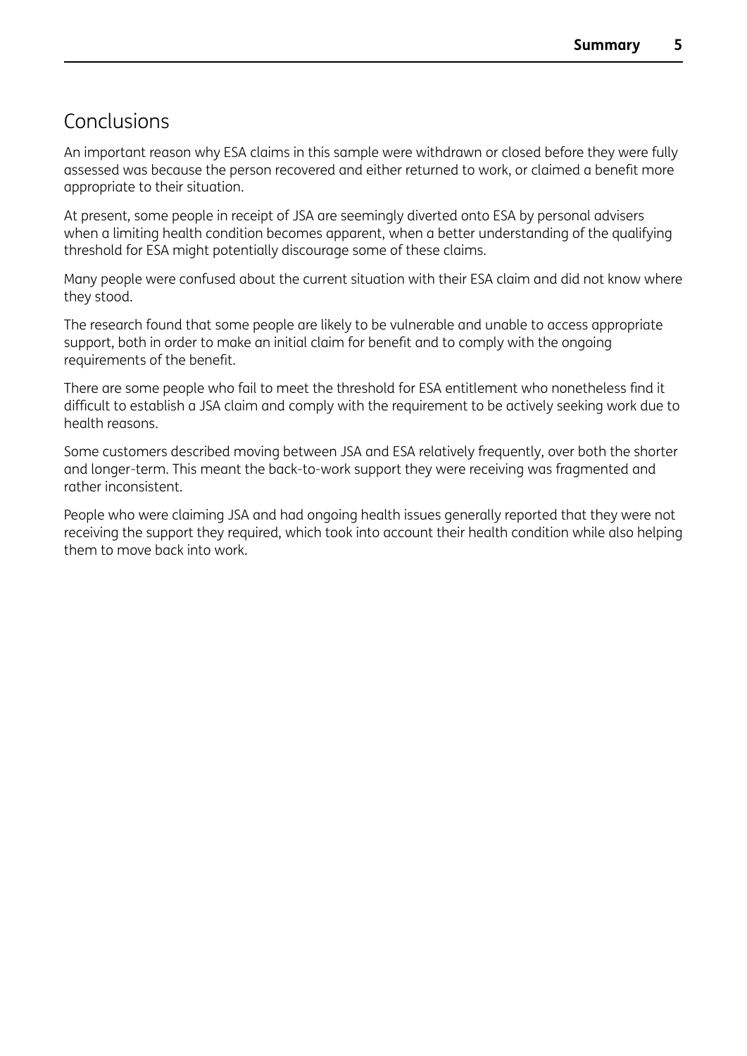## Conclusions

An important reason why ESA claims in this sample were withdrawn or closed before they were fully assessed was because the person recovered and either returned to work, or claimed a benefit more appropriate to their situation.

At present, some people in receipt of JSA are seemingly diverted onto ESA by personal advisers when a limiting health condition becomes apparent, when a better understanding of the qualifying threshold for ESA might potentially discourage some of these claims.

Many people were confused about the current situation with their ESA claim and did not know where they stood.

The research found that some people are likely to be vulnerable and unable to access appropriate support, both in order to make an initial claim for benefit and to comply with the ongoing requirements of the benefit.

There are some people who fail to meet the threshold for ESA entitlement who nonetheless find it difficult to establish a JSA claim and comply with the requirement to be actively seeking work due to health reasons.

Some customers described moving between JSA and ESA relatively frequently, over both the shorter and longer-term. This meant the back-to-work support they were receiving was fragmented and rather inconsistent.

People who were claiming JSA and had ongoing health issues generally reported that they were not receiving the support they required, which took into account their health condition while also helping them to move back into work.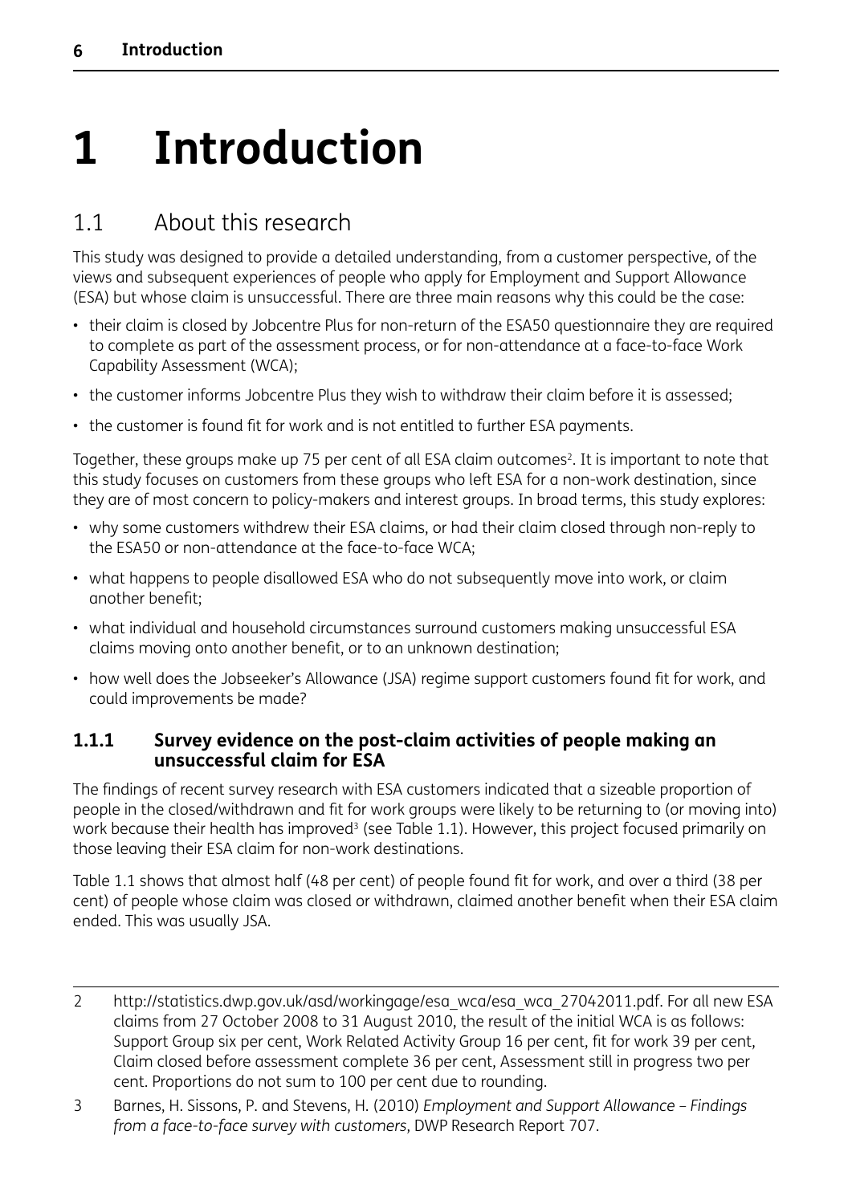# 1 Introduction

## 1.1 About this research

This study was designed to provide a detailed understanding, from a customer perspective, of the views and subsequent experiences of people who apply for Employment and Support Allowance (ESA) but whose claim is unsuccessful. There are three main reasons why this could be the case:

- their claim is closed by Jobcentre Plus for non-return of the ESA50 questionnaire they are required to complete as part of the assessment process, or for non-attendance at a face-to-face Work Capability Assessment (WCA);
- the customer informs Jobcentre Plus they wish to withdraw their claim before it is assessed;
- the customer is found fit for work and is not entitled to further ESA payments.

Together, these groups make up 75 per cent of all ESA claim outcomes[2]. It is important to note that this study focuses on customers from these groups who left ESA for a non-work destination, since they are of most concern to policy-makers and interest groups. In broad terms, this study explores:

- why some customers withdrew their ESA claims, or had their claim closed through non-reply to the ESA50 or non-attendance at the face-to-face WCA;
- what happens to people disallowed ESA who do not subsequently move into work, or claim another benefit;
- what individual and household circumstances surround customers making unsuccessful ESA claims moving onto another benefit, or to an unknown destination;
- how well does the Jobseeker's Allowance (JSA) regime support customers found fit for work, and could improvements be made?

### 1.1.1 Survey evidence on the post-claim activities of people making an unsuccessful claim for ESA

The findings of recent survey research with ESA customers indicated that a sizeable proportion of people in the closed/withdrawn and fit for work groups were likely to be returning to (or moving into) work because their health has improved[3] (see Table 1.1). However, this project focused primarily on those leaving their ESA claim for non-work destinations.

Table 1.1 shows that almost half (48 per cent) of people found fit for work, and over a third (38 per cent) of people whose claim was closed or withdrawn, claimed another benefit when their ESA claim ended. This was usually JSA.

---

2 http://statistics.dwp.gov.uk/asd/workingage/esa_wca/esa_wca_27042011.pdf. For all new ESA claims from 27 October 2008 to 31 August 2010, the result of the initial WCA is as follows: Support Group six per cent, Work Related Activity Group 16 per cent, fit for work 39 per cent, Claim closed before assessment complete 36 per cent, Assessment still in progress two per cent. Proportions do not sum to 100 per cent due to rounding.

3 Barnes, H. Sissons, P. and Stevens, H. (2010) *Employment and Support Allowance – Findings from a face-to-face survey with customers*, DWP Research Report 707.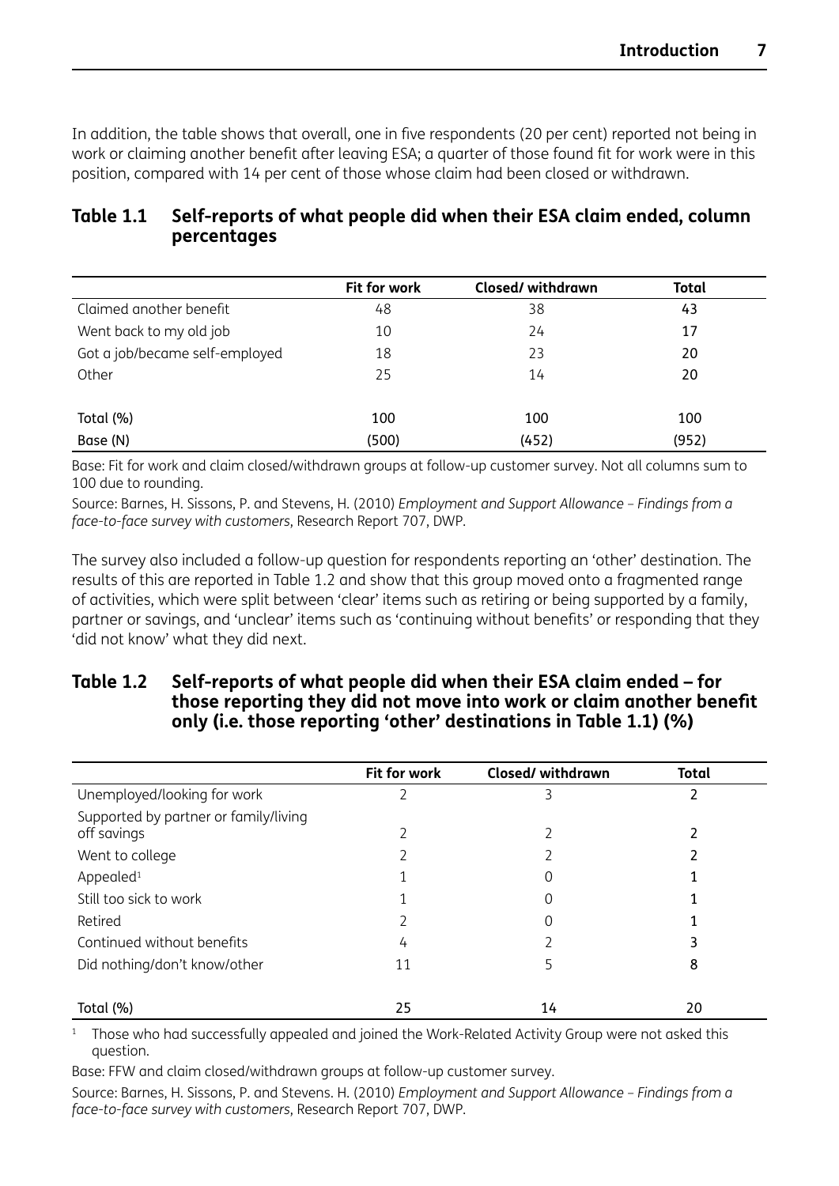In addition, the table shows that overall, one in five respondents (20 per cent) reported not being in work or claiming another benefit after leaving ESA; a quarter of those found fit for work were in this position, compared with 14 per cent of those whose claim had been closed or withdrawn.

**Table 1.1 Self-reports of what people did when their ESA claim ended, column percentages**

| | Fit for work | Closed/ withdrawn | Total |
|---|---|---|---|
| Claimed another benefit | 48 | 38 | **43** |
| Went back to my old job | 10 | 24 | **17** |
| Got a job/became self-employed | 18 | 23 | **20** |
| Other | 25 | 14 | **20** |
| | | | |
| Total (%) | 100 | 100 | 100 |
| Base (N) | (500) | (452) | (952) |

Base: Fit for work and claim closed/withdrawn groups at follow-up customer survey. Not all columns sum to 100 due to rounding.

Source: Barnes, H. Sissons, P. and Stevens, H. (2010) *Employment and Support Allowance – Findings from a face-to-face survey with customers,* Research Report 707, DWP.

The survey also included a follow-up question for respondents reporting an 'other' destination. The results of this are reported in Table 1.2 and show that this group moved onto a fragmented range of activities, which were split between 'clear' items such as retiring or being supported by a family, partner or savings, and 'unclear' items such as 'continuing without benefits' or responding that they 'did not know' what they did next.

**Table 1.2 Self-reports of what people did when their ESA claim ended – for those reporting they did not move into work or claim another benefit only (i.e. those reporting 'other' destinations in Table 1.1) (%)**

| | Fit for work | Closed/ withdrawn | Total |
|---|---|---|---|
| Unemployed/looking for work | 2 | 3 | **2** |
| Supported by partner or family/living off savings | 2 | 2 | **2** |
| Went to college | 2 | 2 | **2** |
| Appealed[1] | 1 | 0 | **1** |
| Still too sick to work | 1 | 0 | **1** |
| Retired | 2 | 0 | **1** |
| Continued without benefits | 4 | 2 | **3** |
| Did nothing/don't know/other | 11 | 5 | **8** |
| | | | |
| Total (%) | 25 | 14 | 20 |

[1] Those who had successfully appealed and joined the Work-Related Activity Group were not asked this question.

Base: FFW and claim closed/withdrawn groups at follow-up customer survey.

Source: Barnes, H. Sissons, P. and Stevens. H. (2010) *Employment and Support Allowance – Findings from a face-to-face survey with customers,* Research Report 707, DWP.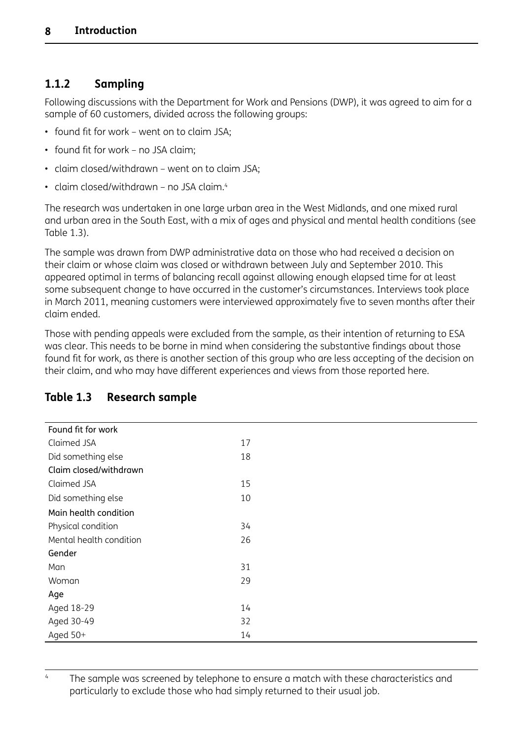### 1.1.2 Sampling

Following discussions with the Department for Work and Pensions (DWP), it was agreed to aim for a sample of 60 customers, divided across the following groups:

- found fit for work – went on to claim JSA;
- found fit for work – no JSA claim;
- claim closed/withdrawn – went on to claim JSA;
- claim closed/withdrawn – no JSA claim.[4]

The research was undertaken in one large urban area in the West Midlands, and one mixed rural and urban area in the South East, with a mix of ages and physical and mental health conditions (see Table 1.3).

The sample was drawn from DWP administrative data on those who had received a decision on their claim or whose claim was closed or withdrawn between July and September 2010. This appeared optimal in terms of balancing recall against allowing enough elapsed time for at least some subsequent change to have occurred in the customer's circumstances. Interviews took place in March 2011, meaning customers were interviewed approximately five to seven months after their claim ended.

Those with pending appeals were excluded from the sample, as their intention of returning to ESA was clear. This needs to be borne in mind when considering the substantive findings about those found fit for work, as there is another section of this group who are less accepting of the decision on their claim, and who may have different experiences and views from those reported here.

**Table 1.3 Research sample**

| | |
|---|---|
| Found fit for work | |
| Claimed JSA | 17 |
| Did something else | 18 |
| Claim closed/withdrawn | |
| Claimed JSA | 15 |
| Did something else | 10 |
| Main health condition | |
| Physical condition | 34 |
| Mental health condition | 26 |
| Gender | |
| Man | 31 |
| Woman | 29 |
| Age | |
| Aged 18-29 | 14 |
| Aged 30-49 | 32 |
| Aged 50+ | 14 |

[4] The sample was screened by telephone to ensure a match with these characteristics and particularly to exclude those who had simply returned to their usual job.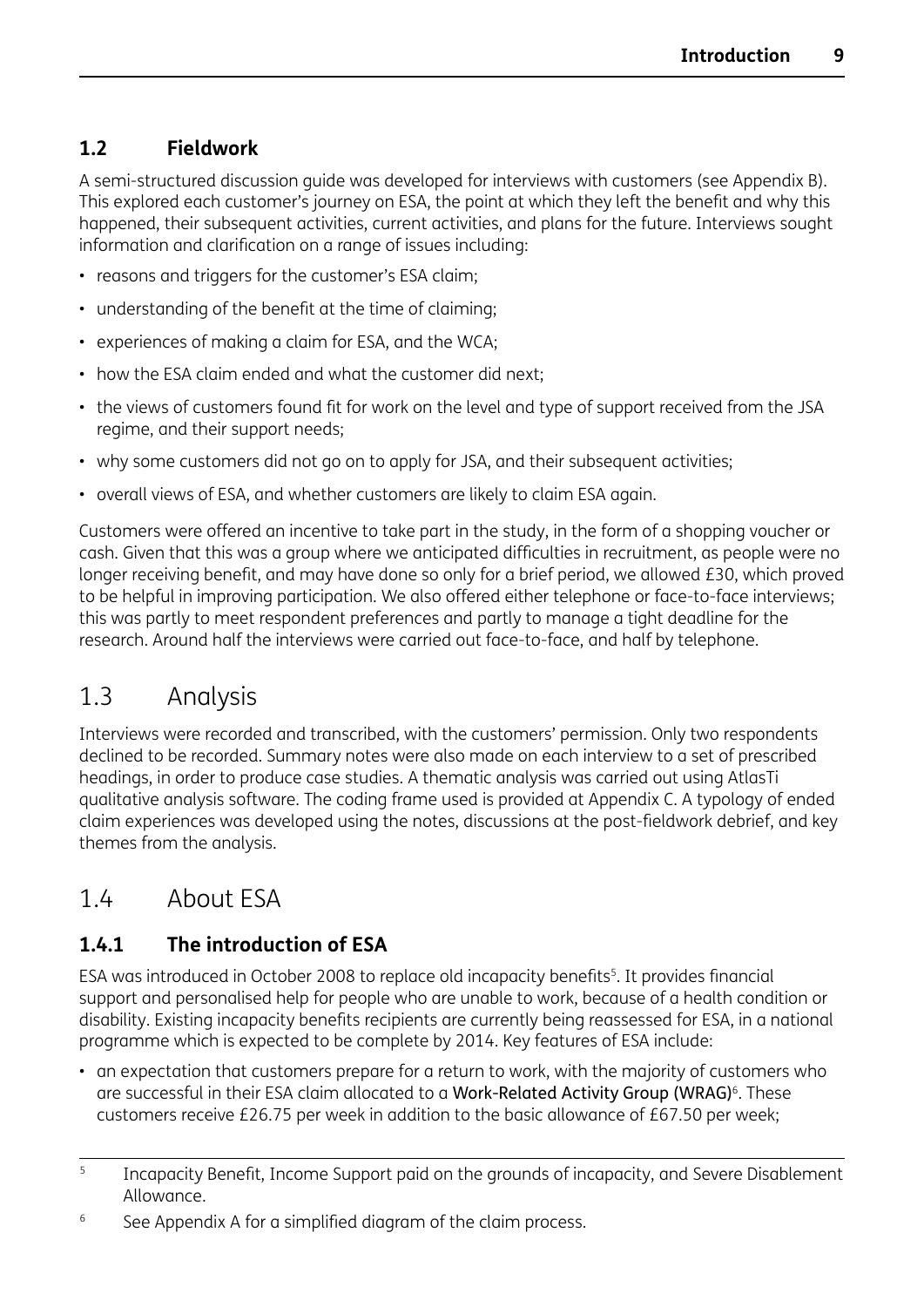## 1.2 Fieldwork

A semi-structured discussion guide was developed for interviews with customers (see Appendix B). This explored each customer's journey on ESA, the point at which they left the benefit and why this happened, their subsequent activities, current activities, and plans for the future. Interviews sought information and clarification on a range of issues including:

- reasons and triggers for the customer's ESA claim;
- understanding of the benefit at the time of claiming;
- experiences of making a claim for ESA, and the WCA;
- how the ESA claim ended and what the customer did next;
- the views of customers found fit for work on the level and type of support received from the JSA regime, and their support needs;
- why some customers did not go on to apply for JSA, and their subsequent activities;
- overall views of ESA, and whether customers are likely to claim ESA again.

Customers were offered an incentive to take part in the study, in the form of a shopping voucher or cash. Given that this was a group where we anticipated difficulties in recruitment, as people were no longer receiving benefit, and may have done so only for a brief period, we allowed £30, which proved to be helpful in improving participation. We also offered either telephone or face-to-face interviews; this was partly to meet respondent preferences and partly to manage a tight deadline for the research. Around half the interviews were carried out face-to-face, and half by telephone.

## 1.3 Analysis

Interviews were recorded and transcribed, with the customers' permission. Only two respondents declined to be recorded. Summary notes were also made on each interview to a set of prescribed headings, in order to produce case studies. A thematic analysis was carried out using AtlasTi qualitative analysis software. The coding frame used is provided at Appendix C. A typology of ended claim experiences was developed using the notes, discussions at the post-fieldwork debrief, and key themes from the analysis.

## 1.4 About ESA

### 1.4.1 The introduction of ESA

ESA was introduced in October 2008 to replace old incapacity benefits[5]. It provides financial support and personalised help for people who are unable to work, because of a health condition or disability. Existing incapacity benefits recipients are currently being reassessed for ESA, in a national programme which is expected to be complete by 2014. Key features of ESA include:

- an expectation that customers prepare for a return to work, with the majority of customers who are successful in their ESA claim allocated to a **Work-Related Activity Group (WRAG)**[6]. These customers receive £26.75 per week in addition to the basic allowance of £67.50 per week;

---

[5] Incapacity Benefit, Income Support paid on the grounds of incapacity, and Severe Disablement Allowance.

[6] See Appendix A for a simplified diagram of the claim process.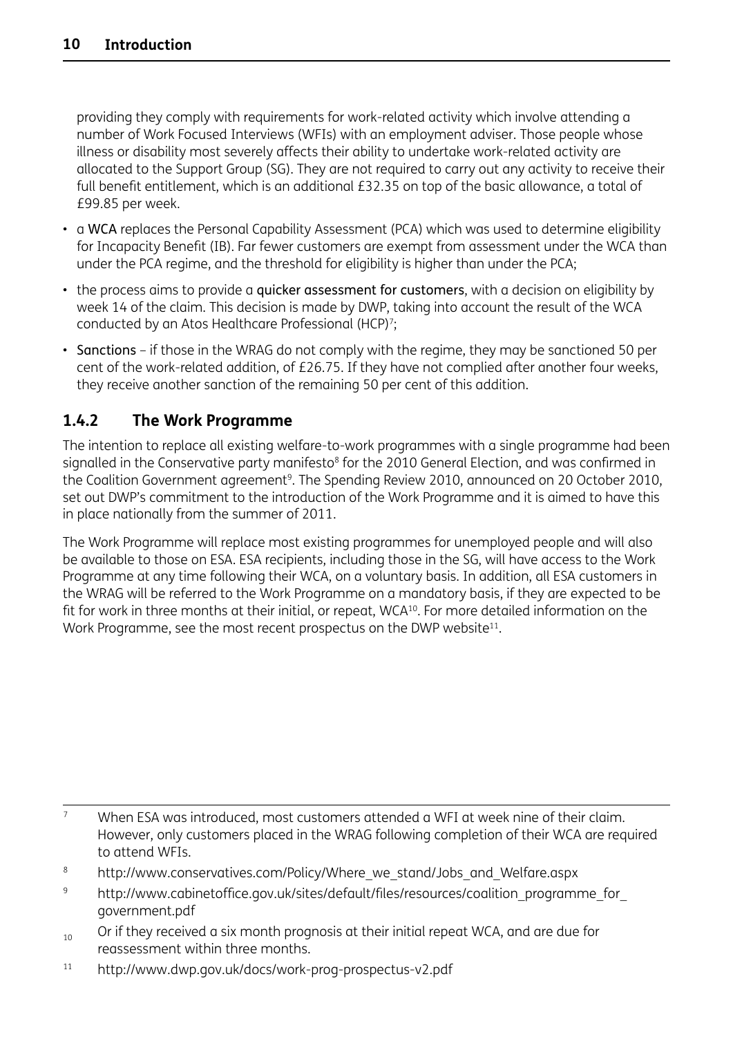providing they comply with requirements for work-related activity which involve attending a number of Work Focused Interviews (WFIs) with an employment adviser. Those people whose illness or disability most severely affects their ability to undertake work-related activity are allocated to the Support Group (SG). They are not required to carry out any activity to receive their full benefit entitlement, which is an additional £32.35 on top of the basic allowance, a total of £99.85 per week.

- a **WCA** replaces the Personal Capability Assessment (PCA) which was used to determine eligibility for Incapacity Benefit (IB). Far fewer customers are exempt from assessment under the WCA than under the PCA regime, and the threshold for eligibility is higher than under the PCA;
- the process aims to provide a **quicker assessment for customers**, with a decision on eligibility by week 14 of the claim. This decision is made by DWP, taking into account the result of the WCA conducted by an Atos Healthcare Professional (HCP)[7];
- **Sanctions** – if those in the WRAG do not comply with the regime, they may be sanctioned 50 per cent of the work-related addition, of £26.75. If they have not complied after another four weeks, they receive another sanction of the remaining 50 per cent of this addition.

### 1.4.2 The Work Programme

The intention to replace all existing welfare-to-work programmes with a single programme had been signalled in the Conservative party manifesto[8] for the 2010 General Election, and was confirmed in the Coalition Government agreement[9]. The Spending Review 2010, announced on 20 October 2010, set out DWP's commitment to the introduction of the Work Programme and it is aimed to have this in place nationally from the summer of 2011.

The Work Programme will replace most existing programmes for unemployed people and will also be available to those on ESA. ESA recipients, including those in the SG, will have access to the Work Programme at any time following their WCA, on a voluntary basis. In addition, all ESA customers in the WRAG will be referred to the Work Programme on a mandatory basis, if they are expected to be fit for work in three months at their initial, or repeat, WCA[10]. For more detailed information on the Work Programme, see the most recent prospectus on the DWP website[11].

---

[7] When ESA was introduced, most customers attended a WFI at week nine of their claim. However, only customers placed in the WRAG following completion of their WCA are required to attend WFIs.

[8] http://www.conservatives.com/Policy/Where_we_stand/Jobs_and_Welfare.aspx

[9] http://www.cabinetoffice.gov.uk/sites/default/files/resources/coalition_programme_for_government.pdf

[10] Or if they received a six month prognosis at their initial repeat WCA, and are due for reassessment within three months.

[11] http://www.dwp.gov.uk/docs/work-prog-prospectus-v2.pdf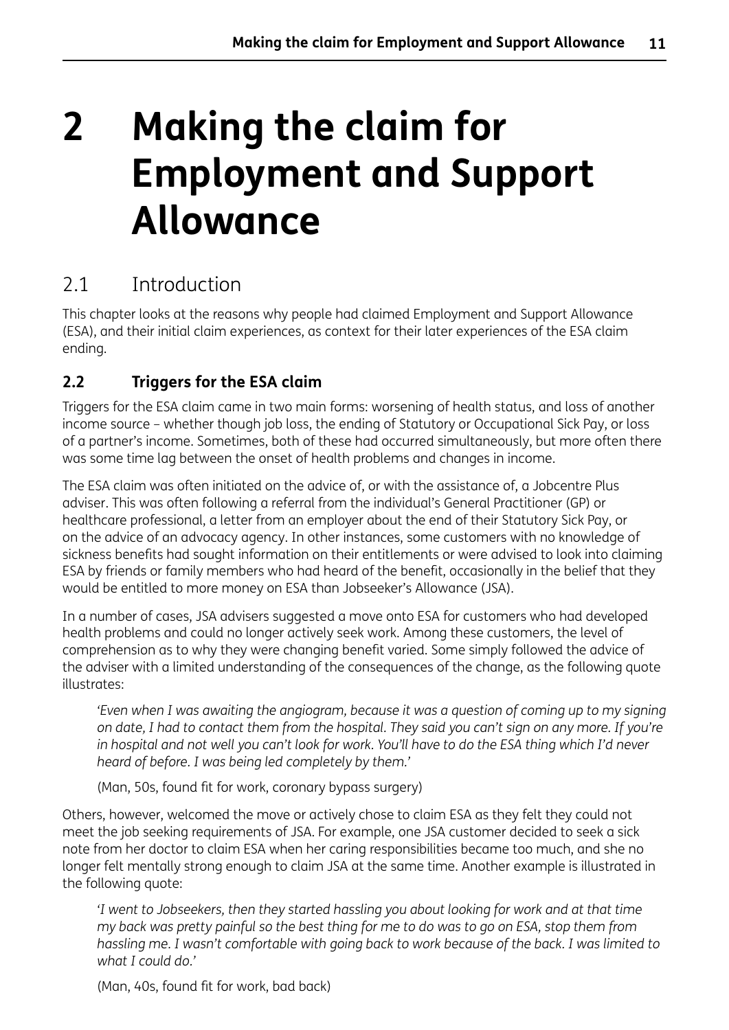# 2 Making the claim for Employment and Support Allowance

## 2.1 Introduction

This chapter looks at the reasons why people had claimed Employment and Support Allowance (ESA), and their initial claim experiences, as context for their later experiences of the ESA claim ending.

### 2.2 Triggers for the ESA claim

Triggers for the ESA claim came in two main forms: worsening of health status, and loss of another income source – whether though job loss, the ending of Statutory or Occupational Sick Pay, or loss of a partner's income. Sometimes, both of these had occurred simultaneously, but more often there was some time lag between the onset of health problems and changes in income.

The ESA claim was often initiated on the advice of, or with the assistance of, a Jobcentre Plus adviser. This was often following a referral from the individual's General Practitioner (GP) or healthcare professional, a letter from an employer about the end of their Statutory Sick Pay, or on the advice of an advocacy agency. In other instances, some customers with no knowledge of sickness benefits had sought information on their entitlements or were advised to look into claiming ESA by friends or family members who had heard of the benefit, occasionally in the belief that they would be entitled to more money on ESA than Jobseeker's Allowance (JSA).

In a number of cases, JSA advisers suggested a move onto ESA for customers who had developed health problems and could no longer actively seek work. Among these customers, the level of comprehension as to why they were changing benefit varied. Some simply followed the advice of the adviser with a limited understanding of the consequences of the change, as the following quote illustrates:

> *'Even when I was awaiting the angiogram, because it was a question of coming up to my signing on date, I had to contact them from the hospital. They said you can't sign on any more. If you're in hospital and not well you can't look for work. You'll have to do the ESA thing which I'd never heard of before. I was being led completely by them.'*
>
> (Man, 50s, found fit for work, coronary bypass surgery)

Others, however, welcomed the move or actively chose to claim ESA as they felt they could not meet the job seeking requirements of JSA. For example, one JSA customer decided to seek a sick note from her doctor to claim ESA when her caring responsibilities became too much, and she no longer felt mentally strong enough to claim JSA at the same time. Another example is illustrated in the following quote:

> *'I went to Jobseekers, then they started hassling you about looking for work and at that time my back was pretty painful so the best thing for me to do was to go on ESA, stop them from hassling me. I wasn't comfortable with going back to work because of the back. I was limited to what I could do.'*
>
> (Man, 40s, found fit for work, bad back)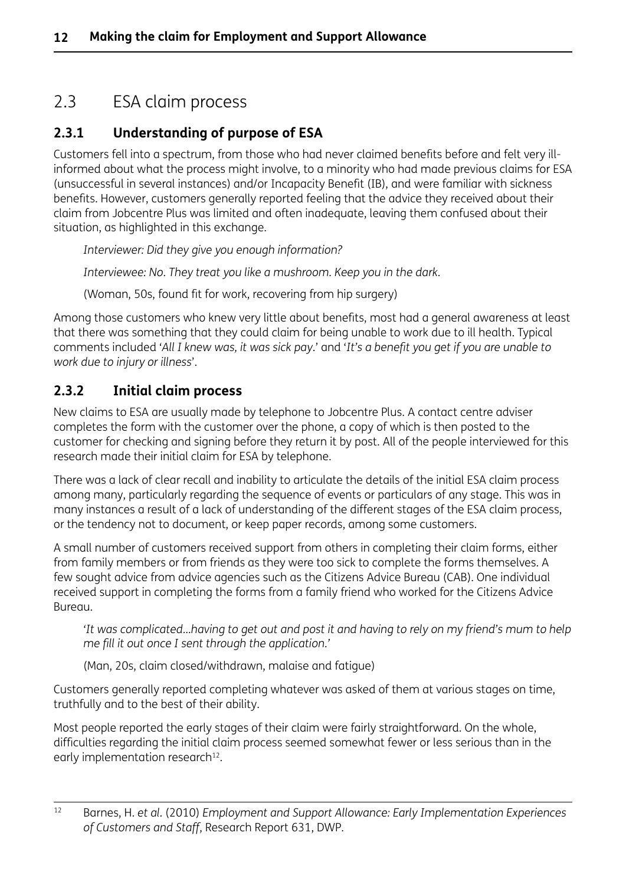## 2.3 ESA claim process

### 2.3.1 Understanding of purpose of ESA

Customers fell into a spectrum, from those who had never claimed benefits before and felt very ill-informed about what the process might involve, to a minority who had made previous claims for ESA (unsuccessful in several instances) and/or Incapacity Benefit (IB), and were familiar with sickness benefits. However, customers generally reported feeling that the advice they received about their claim from Jobcentre Plus was limited and often inadequate, leaving them confused about their situation, as highlighted in this exchange.

> *Interviewer: Did they give you enough information?*
>
> *Interviewee: No. They treat you like a mushroom. Keep you in the dark.*
>
> (Woman, 50s, found fit for work, recovering from hip surgery)

Among those customers who knew very little about benefits, most had a general awareness at least that there was something that they could claim for being unable to work due to ill health. Typical comments included '*All I knew was, it was sick pay*.' and '*It's a benefit you get if you are unable to work due to injury or illness*'.

### 2.3.2 Initial claim process

New claims to ESA are usually made by telephone to Jobcentre Plus. A contact centre adviser completes the form with the customer over the phone, a copy of which is then posted to the customer for checking and signing before they return it by post. All of the people interviewed for this research made their initial claim for ESA by telephone.

There was a lack of clear recall and inability to articulate the details of the initial ESA claim process among many, particularly regarding the sequence of events or particulars of any stage. This was in many instances a result of a lack of understanding of the different stages of the ESA claim process, or the tendency not to document, or keep paper records, among some customers.

A small number of customers received support from others in completing their claim forms, either from family members or from friends as they were too sick to complete the forms themselves. A few sought advice from advice agencies such as the Citizens Advice Bureau (CAB). One individual received support in completing the forms from a family friend who worked for the Citizens Advice Bureau.

> *'It was complicated...having to get out and post it and having to rely on my friend's mum to help me fill it out once I sent through the application.'*
>
> (Man, 20s, claim closed/withdrawn, malaise and fatigue)

Customers generally reported completing whatever was asked of them at various stages on time, truthfully and to the best of their ability.

Most people reported the early stages of their claim were fairly straightforward. On the whole, difficulties regarding the initial claim process seemed somewhat fewer or less serious than in the early implementation research[12].

[12] Barnes, H. *et al.* (2010) *Employment and Support Allowance: Early Implementation Experiences of Customers and Staff*, Research Report 631, DWP.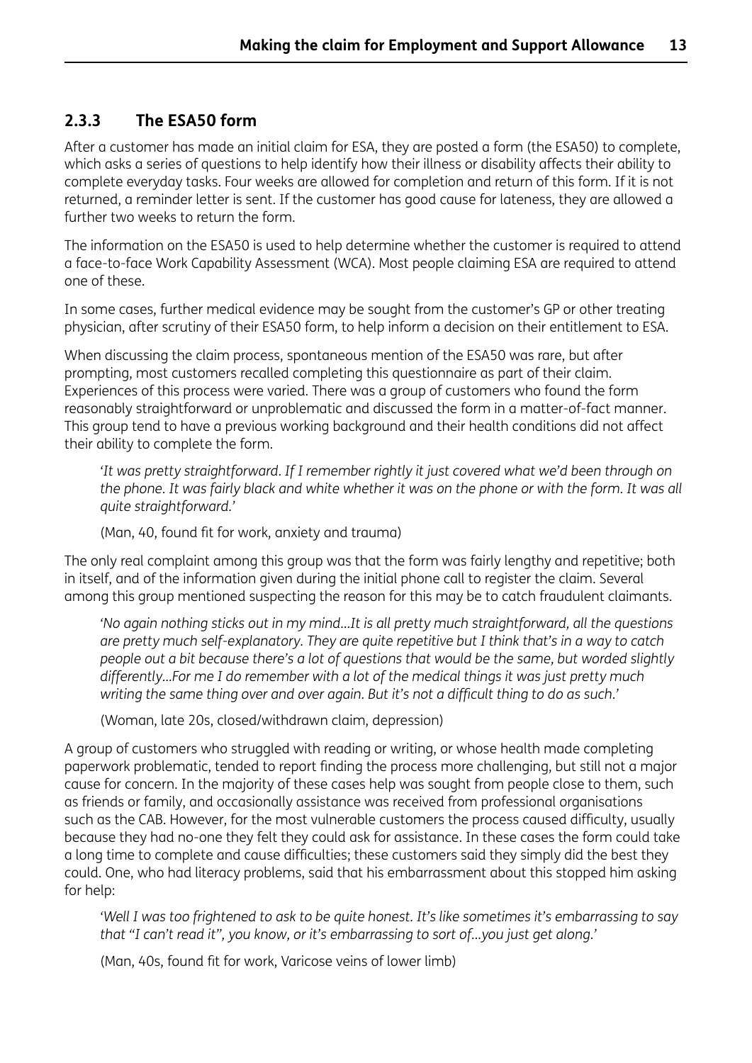### 2.3.3 The ESA50 form

After a customer has made an initial claim for ESA, they are posted a form (the ESA50) to complete, which asks a series of questions to help identify how their illness or disability affects their ability to complete everyday tasks. Four weeks are allowed for completion and return of this form. If it is not returned, a reminder letter is sent. If the customer has good cause for lateness, they are allowed a further two weeks to return the form.

The information on the ESA50 is used to help determine whether the customer is required to attend a face-to-face Work Capability Assessment (WCA). Most people claiming ESA are required to attend one of these.

In some cases, further medical evidence may be sought from the customer's GP or other treating physician, after scrutiny of their ESA50 form, to help inform a decision on their entitlement to ESA.

When discussing the claim process, spontaneous mention of the ESA50 was rare, but after prompting, most customers recalled completing this questionnaire as part of their claim. Experiences of this process were varied. There was a group of customers who found the form reasonably straightforward or unproblematic and discussed the form in a matter-of-fact manner. This group tend to have a previous working background and their health conditions did not affect their ability to complete the form.

> *'It was pretty straightforward. If I remember rightly it just covered what we'd been through on the phone. It was fairly black and white whether it was on the phone or with the form. It was all quite straightforward.'*
>
> (Man, 40, found fit for work, anxiety and trauma)

The only real complaint among this group was that the form was fairly lengthy and repetitive; both in itself, and of the information given during the initial phone call to register the claim. Several among this group mentioned suspecting the reason for this may be to catch fraudulent claimants.

> *'No again nothing sticks out in my mind...It is all pretty much straightforward, all the questions are pretty much self-explanatory. They are quite repetitive but I think that's in a way to catch people out a bit because there's a lot of questions that would be the same, but worded slightly differently...For me I do remember with a lot of the medical things it was just pretty much writing the same thing over and over again. But it's not a difficult thing to do as such.'*
>
> (Woman, late 20s, closed/withdrawn claim, depression)

A group of customers who struggled with reading or writing, or whose health made completing paperwork problematic, tended to report finding the process more challenging, but still not a major cause for concern. In the majority of these cases help was sought from people close to them, such as friends or family, and occasionally assistance was received from professional organisations such as the CAB. However, for the most vulnerable customers the process caused difficulty, usually because they had no-one they felt they could ask for assistance. In these cases the form could take a long time to complete and cause difficulties; these customers said they simply did the best they could. One, who had literacy problems, said that his embarrassment about this stopped him asking for help:

> *'Well I was too frightened to ask to be quite honest. It's like sometimes it's embarrassing to say that "I can't read it", you know, or it's embarrassing to sort of...you just get along.'*
>
> (Man, 40s, found fit for work, Varicose veins of lower limb)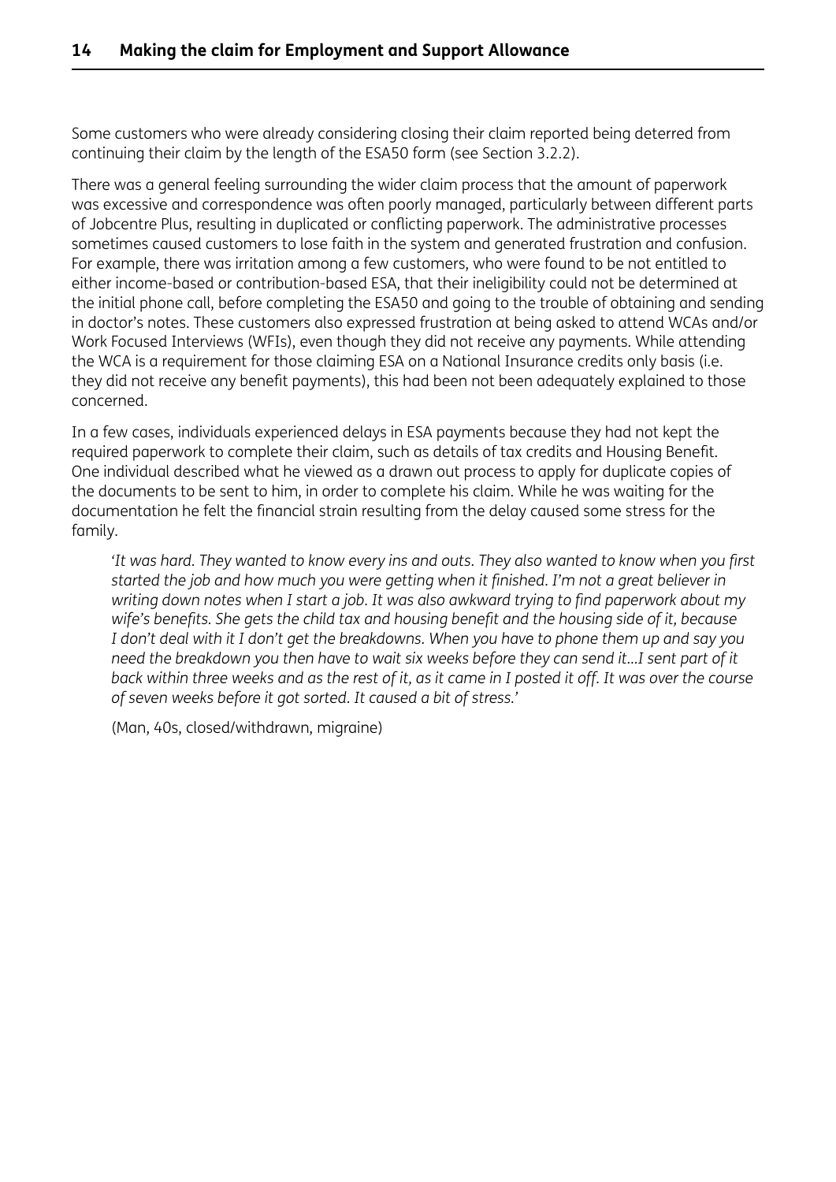Some customers who were already considering closing their claim reported being deterred from continuing their claim by the length of the ESA50 form (see Section 3.2.2).

There was a general feeling surrounding the wider claim process that the amount of paperwork was excessive and correspondence was often poorly managed, particularly between different parts of Jobcentre Plus, resulting in duplicated or conflicting paperwork. The administrative processes sometimes caused customers to lose faith in the system and generated frustration and confusion. For example, there was irritation among a few customers, who were found to be not entitled to either income-based or contribution-based ESA, that their ineligibility could not be determined at the initial phone call, before completing the ESA50 and going to the trouble of obtaining and sending in doctor's notes. These customers also expressed frustration at being asked to attend WCAs and/or Work Focused Interviews (WFIs), even though they did not receive any payments. While attending the WCA is a requirement for those claiming ESA on a National Insurance credits only basis (i.e. they did not receive any benefit payments), this had been not been adequately explained to those concerned.

In a few cases, individuals experienced delays in ESA payments because they had not kept the required paperwork to complete their claim, such as details of tax credits and Housing Benefit. One individual described what he viewed as a drawn out process to apply for duplicate copies of the documents to be sent to him, in order to complete his claim. While he was waiting for the documentation he felt the financial strain resulting from the delay caused some stress for the family.

> *'It was hard. They wanted to know every ins and outs. They also wanted to know when you first started the job and how much you were getting when it finished. I'm not a great believer in writing down notes when I start a job. It was also awkward trying to find paperwork about my wife's benefits. She gets the child tax and housing benefit and the housing side of it, because I don't deal with it I don't get the breakdowns. When you have to phone them up and say you need the breakdown you then have to wait six weeks before they can send it...I sent part of it back within three weeks and as the rest of it, as it came in I posted it off. It was over the course of seven weeks before it got sorted. It caused a bit of stress.'*
>
> (Man, 40s, closed/withdrawn, migraine)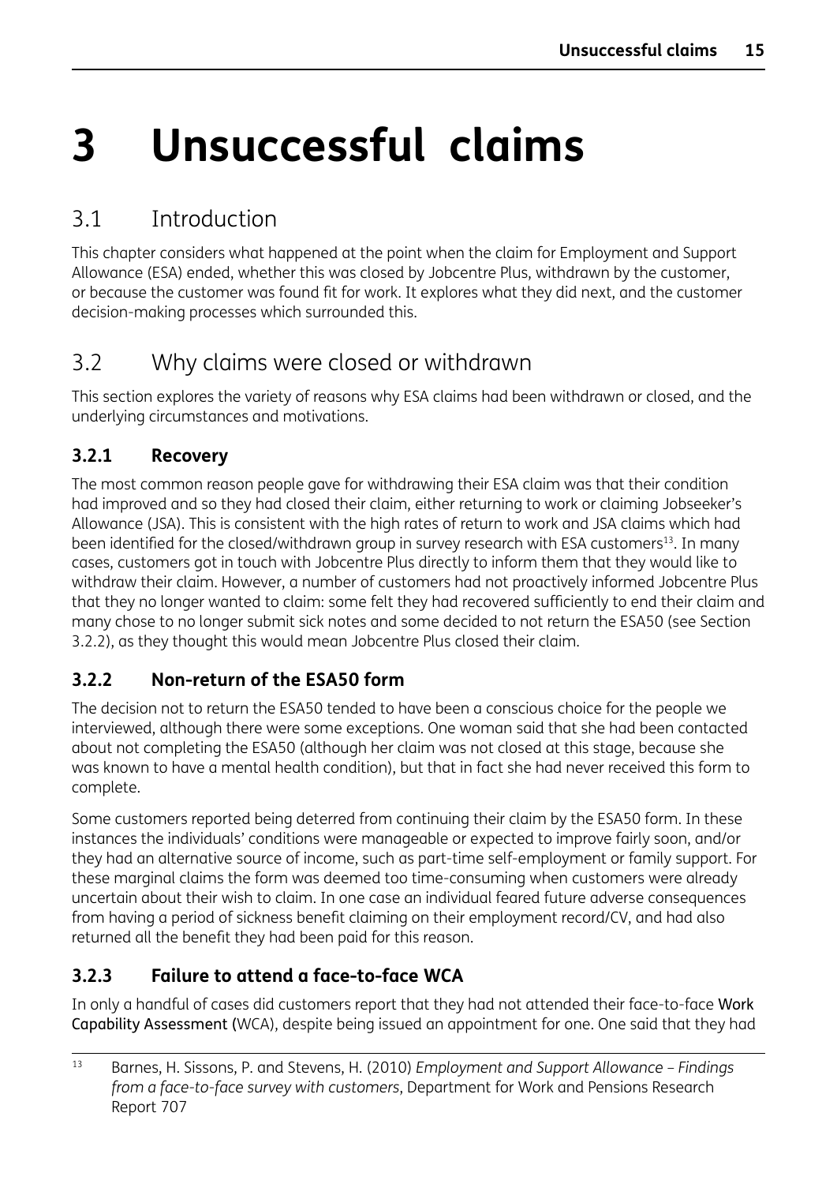# 3 Unsuccessful claims

## 3.1 Introduction

This chapter considers what happened at the point when the claim for Employment and Support Allowance (ESA) ended, whether this was closed by Jobcentre Plus, withdrawn by the customer, or because the customer was found fit for work. It explores what they did next, and the customer decision-making processes which surrounded this.

## 3.2 Why claims were closed or withdrawn

This section explores the variety of reasons why ESA claims had been withdrawn or closed, and the underlying circumstances and motivations.

### 3.2.1 Recovery

The most common reason people gave for withdrawing their ESA claim was that their condition had improved and so they had closed their claim, either returning to work or claiming Jobseeker's Allowance (JSA). This is consistent with the high rates of return to work and JSA claims which had been identified for the closed/withdrawn group in survey research with ESA customers[13]. In many cases, customers got in touch with Jobcentre Plus directly to inform them that they would like to withdraw their claim. However, a number of customers had not proactively informed Jobcentre Plus that they no longer wanted to claim: some felt they had recovered sufficiently to end their claim and many chose to no longer submit sick notes and some decided to not return the ESA50 (see Section 3.2.2), as they thought this would mean Jobcentre Plus closed their claim.

### 3.2.2 Non-return of the ESA50 form

The decision not to return the ESA50 tended to have been a conscious choice for the people we interviewed, although there were some exceptions. One woman said that she had been contacted about not completing the ESA50 (although her claim was not closed at this stage, because she was known to have a mental health condition), but that in fact she had never received this form to complete.

Some customers reported being deterred from continuing their claim by the ESA50 form. In these instances the individuals' conditions were manageable or expected to improve fairly soon, and/or they had an alternative source of income, such as part-time self-employment or family support. For these marginal claims the form was deemed too time-consuming when customers were already uncertain about their wish to claim. In one case an individual feared future adverse consequences from having a period of sickness benefit claiming on their employment record/CV, and had also returned all the benefit they had been paid for this reason.

### 3.2.3 Failure to attend a face-to-face WCA

In only a handful of cases did customers report that they had not attended their face-to-face Work Capability Assessment (WCA), despite being issued an appointment for one. One said that they had

[13] Barnes, H. Sissons, P. and Stevens, H. (2010) *Employment and Support Allowance – Findings from a face-to-face survey with customers*, Department for Work and Pensions Research Report 707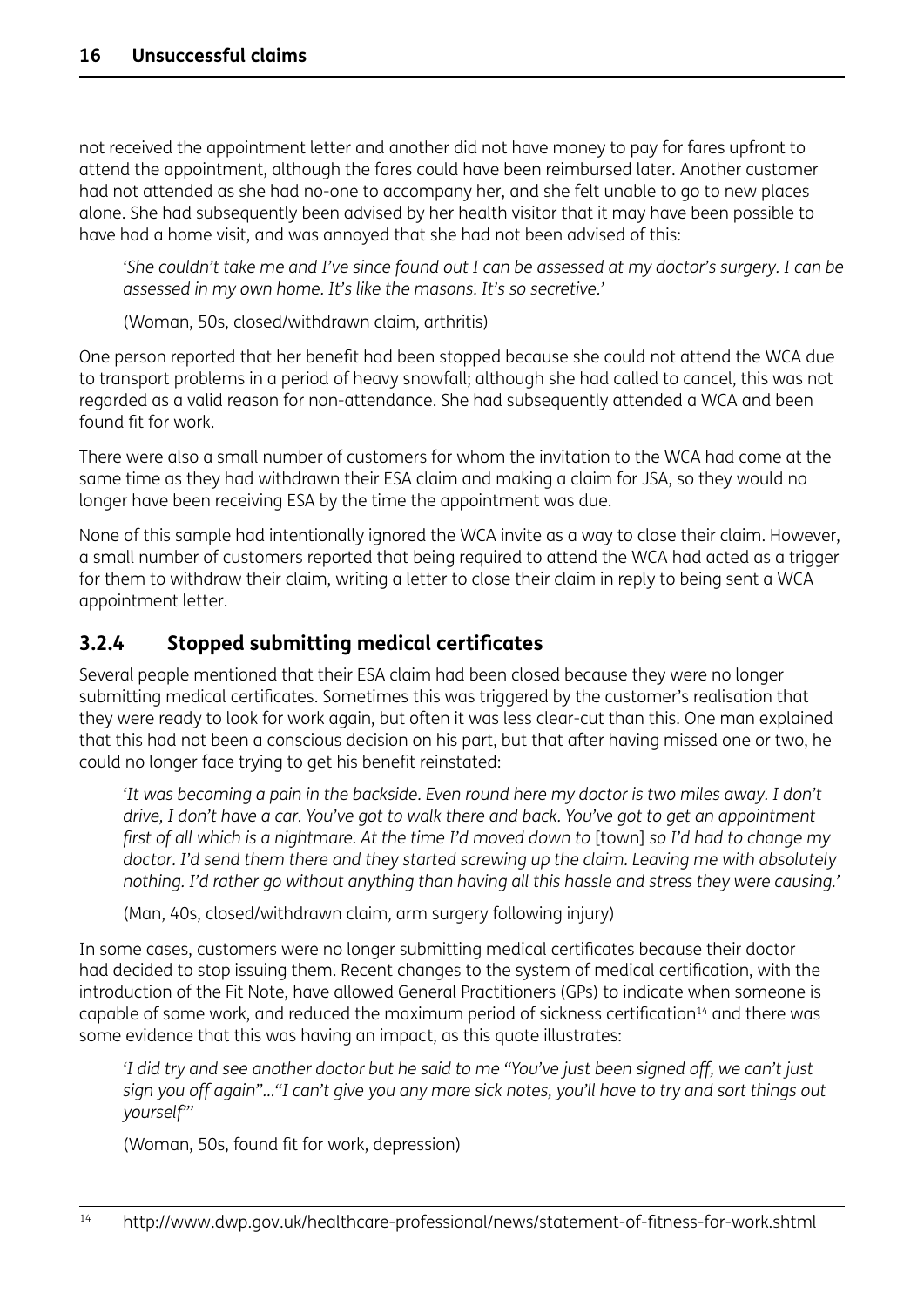not received the appointment letter and another did not have money to pay for fares upfront to attend the appointment, although the fares could have been reimbursed later. Another customer had not attended as she had no-one to accompany her, and she felt unable to go to new places alone. She had subsequently been advised by her health visitor that it may have been possible to have had a home visit, and was annoyed that she had not been advised of this:

> *'She couldn't take me and I've since found out I can be assessed at my doctor's surgery. I can be assessed in my own home. It's like the masons. It's so secretive.'*
>
> (Woman, 50s, closed/withdrawn claim, arthritis)

One person reported that her benefit had been stopped because she could not attend the WCA due to transport problems in a period of heavy snowfall; although she had called to cancel, this was not regarded as a valid reason for non-attendance. She had subsequently attended a WCA and been found fit for work.

There were also a small number of customers for whom the invitation to the WCA had come at the same time as they had withdrawn their ESA claim and making a claim for JSA, so they would no longer have been receiving ESA by the time the appointment was due.

None of this sample had intentionally ignored the WCA invite as a way to close their claim. However, a small number of customers reported that being required to attend the WCA had acted as a trigger for them to withdraw their claim, writing a letter to close their claim in reply to being sent a WCA appointment letter.

### 3.2.4 Stopped submitting medical certificates

Several people mentioned that their ESA claim had been closed because they were no longer submitting medical certificates. Sometimes this was triggered by the customer's realisation that they were ready to look for work again, but often it was less clear-cut than this. One man explained that this had not been a conscious decision on his part, but that after having missed one or two, he could no longer face trying to get his benefit reinstated:

> *'It was becoming a pain in the backside. Even round here my doctor is two miles away. I don't drive, I don't have a car. You've got to walk there and back. You've got to get an appointment first of all which is a nightmare. At the time I'd moved down to* [town] *so I'd had to change my doctor. I'd send them there and they started screwing up the claim. Leaving me with absolutely nothing. I'd rather go without anything than having all this hassle and stress they were causing.'*
>
> (Man, 40s, closed/withdrawn claim, arm surgery following injury)

In some cases, customers were no longer submitting medical certificates because their doctor had decided to stop issuing them. Recent changes to the system of medical certification, with the introduction of the Fit Note, have allowed General Practitioners (GPs) to indicate when someone is capable of some work, and reduced the maximum period of sickness certification[14] and there was some evidence that this was having an impact, as this quote illustrates:

> *'I did try and see another doctor but he said to me "You've just been signed off, we can't just sign you off again"..."I can't give you any more sick notes, you'll have to try and sort things out yourself"'*
>
> (Woman, 50s, found fit for work, depression)

[14] http://www.dwp.gov.uk/healthcare-professional/news/statement-of-fitness-for-work.shtml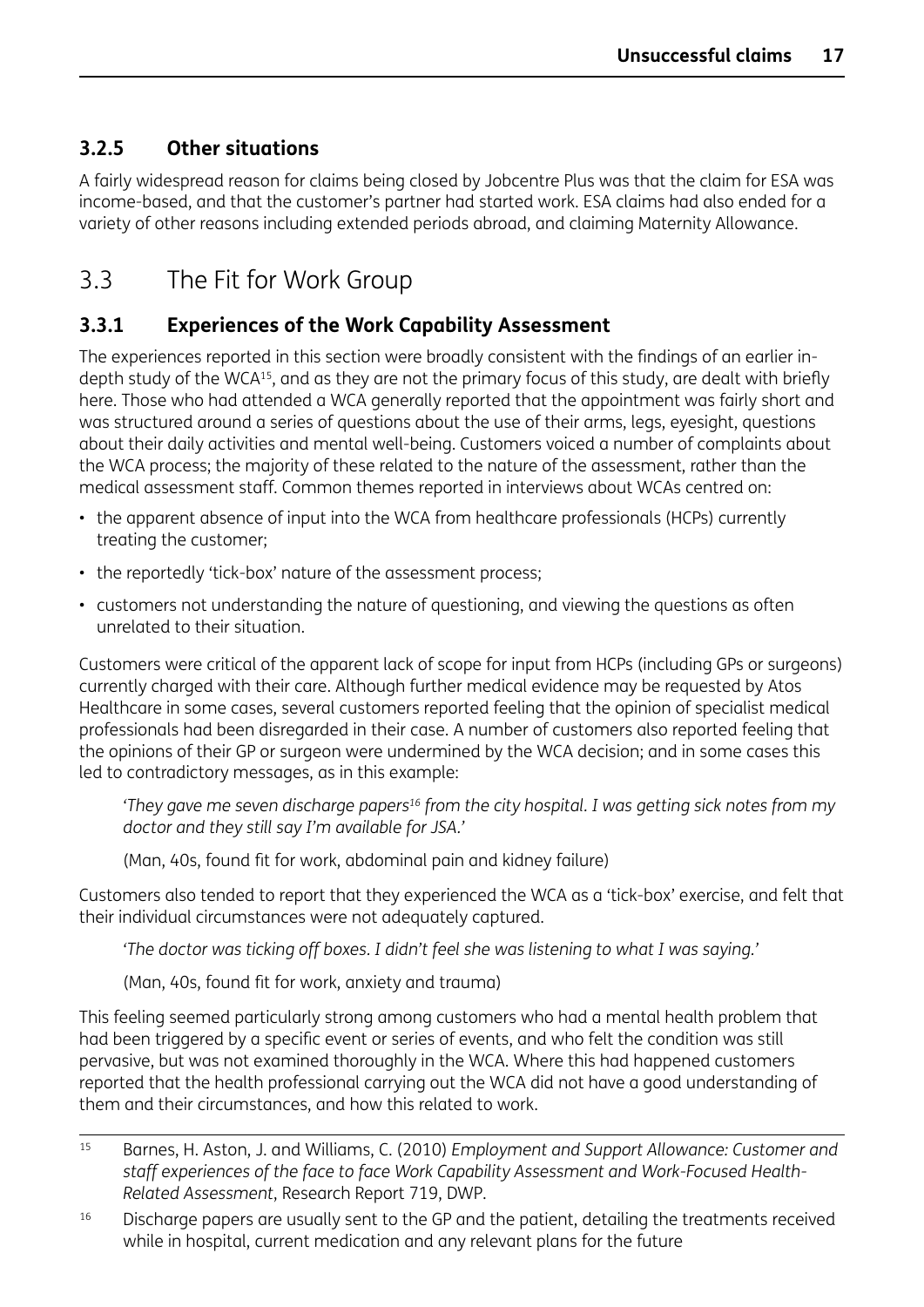### 3.2.5 Other situations

A fairly widespread reason for claims being closed by Jobcentre Plus was that the claim for ESA was income-based, and that the customer's partner had started work. ESA claims had also ended for a variety of other reasons including extended periods abroad, and claiming Maternity Allowance.

## 3.3 The Fit for Work Group

### 3.3.1 Experiences of the Work Capability Assessment

The experiences reported in this section were broadly consistent with the findings of an earlier in-depth study of the WCA[15], and as they are not the primary focus of this study, are dealt with briefly here. Those who had attended a WCA generally reported that the appointment was fairly short and was structured around a series of questions about the use of their arms, legs, eyesight, questions about their daily activities and mental well-being. Customers voiced a number of complaints about the WCA process; the majority of these related to the nature of the assessment, rather than the medical assessment staff. Common themes reported in interviews about WCAs centred on:

- the apparent absence of input into the WCA from healthcare professionals (HCPs) currently treating the customer;
- the reportedly 'tick-box' nature of the assessment process;
- customers not understanding the nature of questioning, and viewing the questions as often unrelated to their situation.

Customers were critical of the apparent lack of scope for input from HCPs (including GPs or surgeons) currently charged with their care. Although further medical evidence may be requested by Atos Healthcare in some cases, several customers reported feeling that the opinion of specialist medical professionals had been disregarded in their case. A number of customers also reported feeling that the opinions of their GP or surgeon were undermined by the WCA decision; and in some cases this led to contradictory messages, as in this example:

> *'They gave me seven discharge papers[16] from the city hospital. I was getting sick notes from my doctor and they still say I'm available for JSA.'*
>
> (Man, 40s, found fit for work, abdominal pain and kidney failure)

Customers also tended to report that they experienced the WCA as a 'tick-box' exercise, and felt that their individual circumstances were not adequately captured.

> *'The doctor was ticking off boxes. I didn't feel she was listening to what I was saying.'*
>
> (Man, 40s, found fit for work, anxiety and trauma)

This feeling seemed particularly strong among customers who had a mental health problem that had been triggered by a specific event or series of events, and who felt the condition was still pervasive, but was not examined thoroughly in the WCA. Where this had happened customers reported that the health professional carrying out the WCA did not have a good understanding of them and their circumstances, and how this related to work.

---

[15] Barnes, H. Aston, J. and Williams, C. (2010) *Employment and Support Allowance: Customer and staff experiences of the face to face Work Capability Assessment and Work-Focused Health-Related Assessment*, Research Report 719, DWP.

[16] Discharge papers are usually sent to the GP and the patient, detailing the treatments received while in hospital, current medication and any relevant plans for the future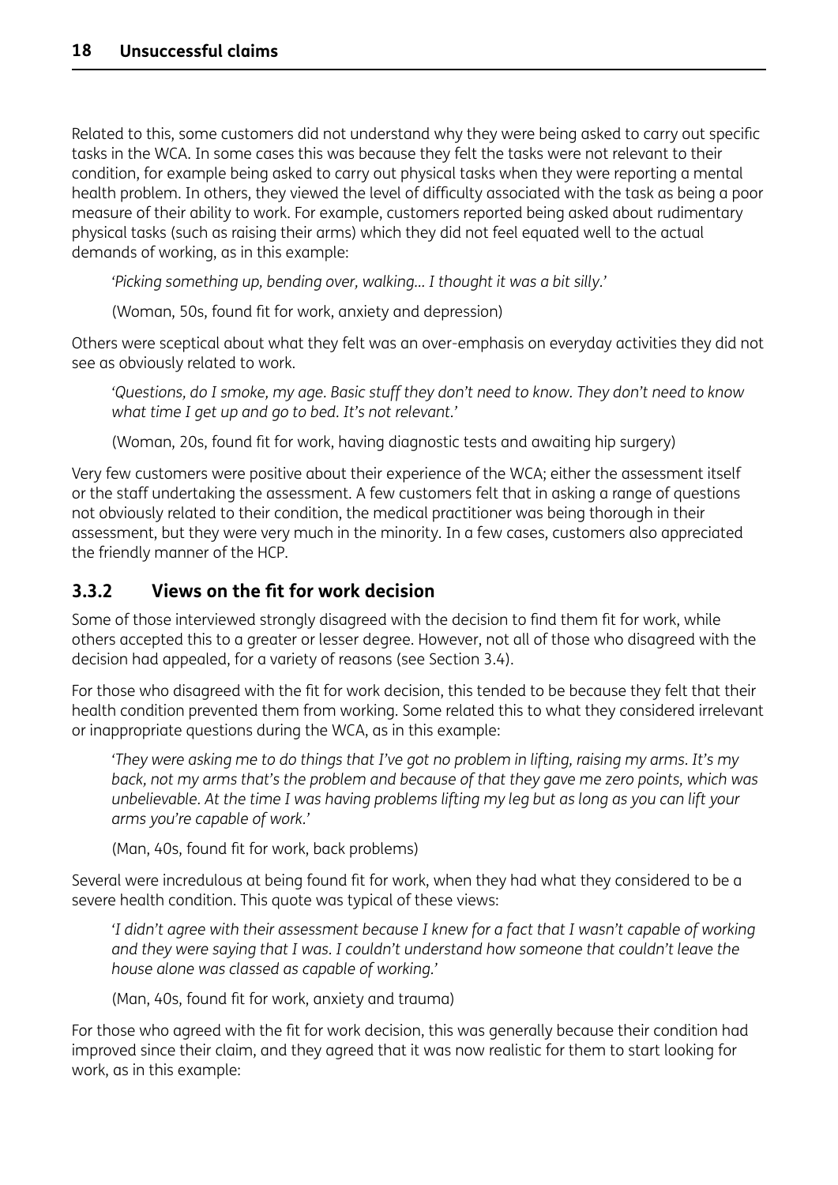Related to this, some customers did not understand why they were being asked to carry out specific tasks in the WCA. In some cases this was because they felt the tasks were not relevant to their condition, for example being asked to carry out physical tasks when they were reporting a mental health problem. In others, they viewed the level of difficulty associated with the task as being a poor measure of their ability to work. For example, customers reported being asked about rudimentary physical tasks (such as raising their arms) which they did not feel equated well to the actual demands of working, as in this example:

> *'Picking something up, bending over, walking... I thought it was a bit silly.'*
>
> (Woman, 50s, found fit for work, anxiety and depression)

Others were sceptical about what they felt was an over-emphasis on everyday activities they did not see as obviously related to work.

> *'Questions, do I smoke, my age. Basic stuff they don't need to know. They don't need to know what time I get up and go to bed. It's not relevant.'*
>
> (Woman, 20s, found fit for work, having diagnostic tests and awaiting hip surgery)

Very few customers were positive about their experience of the WCA; either the assessment itself or the staff undertaking the assessment. A few customers felt that in asking a range of questions not obviously related to their condition, the medical practitioner was being thorough in their assessment, but they were very much in the minority. In a few cases, customers also appreciated the friendly manner of the HCP.

### 3.3.2 Views on the fit for work decision

Some of those interviewed strongly disagreed with the decision to find them fit for work, while others accepted this to a greater or lesser degree. However, not all of those who disagreed with the decision had appealed, for a variety of reasons (see Section 3.4).

For those who disagreed with the fit for work decision, this tended to be because they felt that their health condition prevented them from working. Some related this to what they considered irrelevant or inappropriate questions during the WCA, as in this example:

> *'They were asking me to do things that I've got no problem in lifting, raising my arms. It's my back, not my arms that's the problem and because of that they gave me zero points, which was unbelievable. At the time I was having problems lifting my leg but as long as you can lift your arms you're capable of work.'*
>
> (Man, 40s, found fit for work, back problems)

Several were incredulous at being found fit for work, when they had what they considered to be a severe health condition. This quote was typical of these views:

> *'I didn't agree with their assessment because I knew for a fact that I wasn't capable of working and they were saying that I was. I couldn't understand how someone that couldn't leave the house alone was classed as capable of working.'*
>
> (Man, 40s, found fit for work, anxiety and trauma)

For those who agreed with the fit for work decision, this was generally because their condition had improved since their claim, and they agreed that it was now realistic for them to start looking for work, as in this example: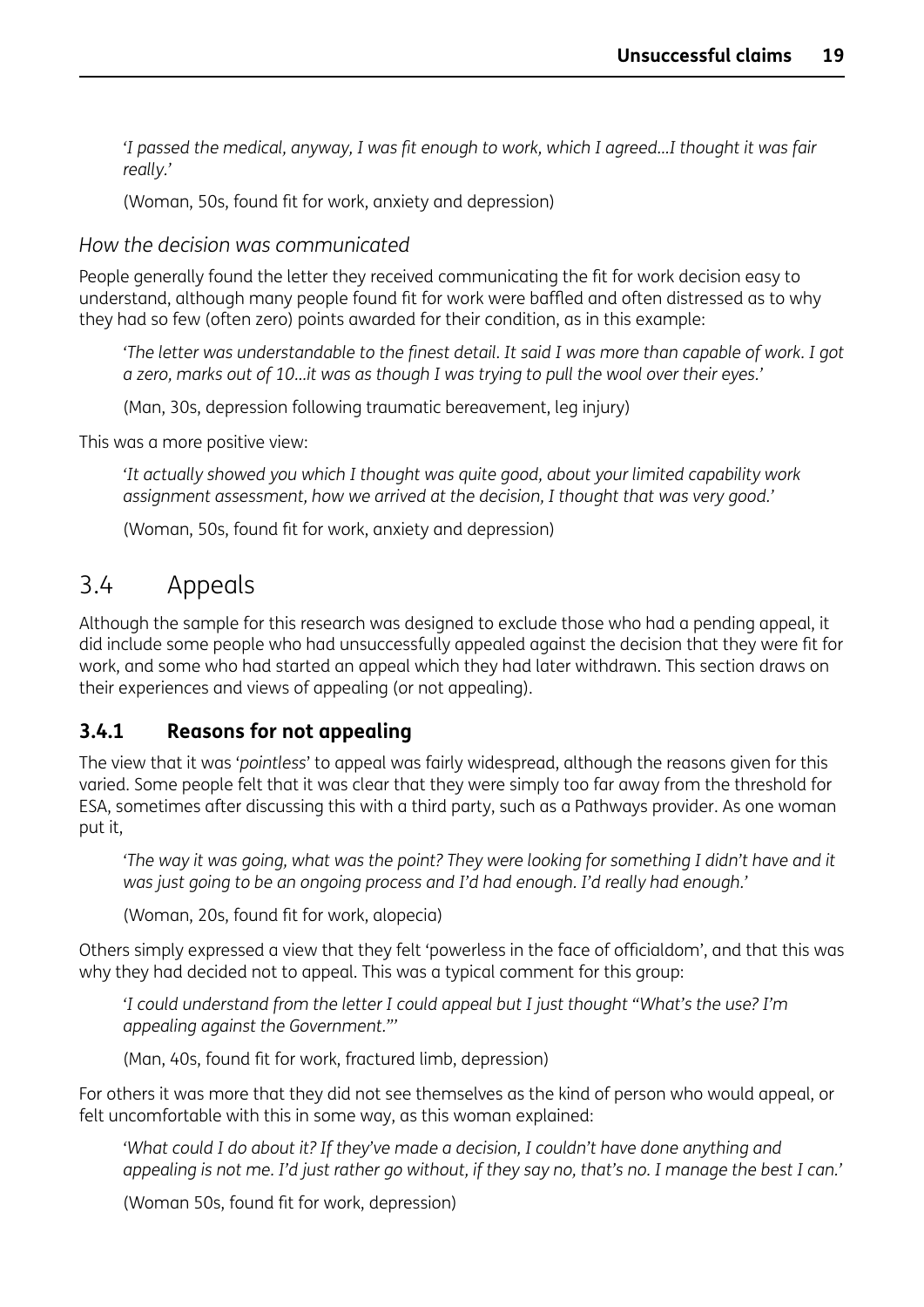*'I passed the medical, anyway, I was fit enough to work, which I agreed...I thought it was fair really.'*

(Woman, 50s, found fit for work, anxiety and depression)

*How the decision was communicated*

People generally found the letter they received communicating the fit for work decision easy to understand, although many people found fit for work were baffled and often distressed as to why they had so few (often zero) points awarded for their condition, as in this example:

*'The letter was understandable to the finest detail. It said I was more than capable of work. I got a zero, marks out of 10...it was as though I was trying to pull the wool over their eyes.'*

(Man, 30s, depression following traumatic bereavement, leg injury)

This was a more positive view:

*'It actually showed you which I thought was quite good, about your limited capability work assignment assessment, how we arrived at the decision, I thought that was very good.'*

(Woman, 50s, found fit for work, anxiety and depression)

## 3.4 Appeals

Although the sample for this research was designed to exclude those who had a pending appeal, it did include some people who had unsuccessfully appealed against the decision that they were fit for work, and some who had started an appeal which they had later withdrawn. This section draws on their experiences and views of appealing (or not appealing).

### 3.4.1 Reasons for not appealing

The view that it was '*pointless*' to appeal was fairly widespread, although the reasons given for this varied. Some people felt that it was clear that they were simply too far away from the threshold for ESA, sometimes after discussing this with a third party, such as a Pathways provider. As one woman put it,

*'The way it was going, what was the point? They were looking for something I didn't have and it was just going to be an ongoing process and I'd had enough. I'd really had enough.'*

(Woman, 20s, found fit for work, alopecia)

Others simply expressed a view that they felt 'powerless in the face of officialdom', and that this was why they had decided not to appeal. This was a typical comment for this group:

*'I could understand from the letter I could appeal but I just thought "What's the use? I'm appealing against the Government."'*

(Man, 40s, found fit for work, fractured limb, depression)

For others it was more that they did not see themselves as the kind of person who would appeal, or felt uncomfortable with this in some way, as this woman explained:

*'What could I do about it? If they've made a decision, I couldn't have done anything and appealing is not me. I'd just rather go without, if they say no, that's no. I manage the best I can.'*

(Woman 50s, found fit for work, depression)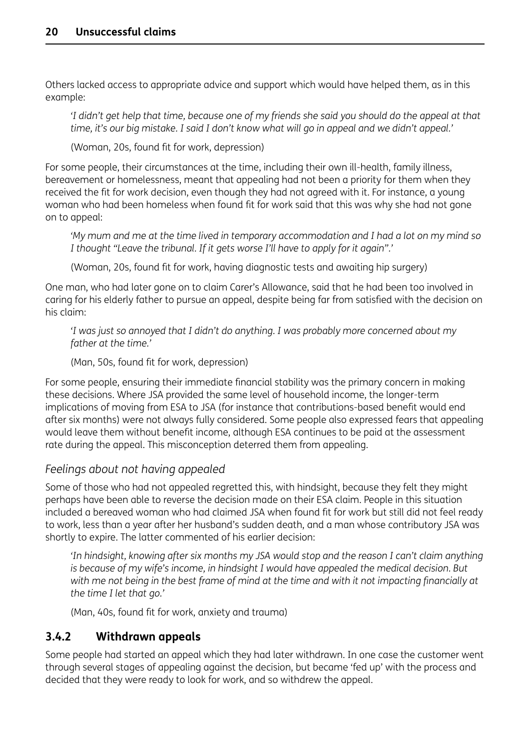Others lacked access to appropriate advice and support which would have helped them, as in this example:

> *'I didn't get help that time, because one of my friends she said you should do the appeal at that time, it's our big mistake. I said I don't know what will go in appeal and we didn't appeal.'*
>
> (Woman, 20s, found fit for work, depression)

For some people, their circumstances at the time, including their own ill-health, family illness, bereavement or homelessness, meant that appealing had not been a priority for them when they received the fit for work decision, even though they had not agreed with it. For instance, a young woman who had been homeless when found fit for work said that this was why she had not gone on to appeal:

> *'My mum and me at the time lived in temporary accommodation and I had a lot on my mind so I thought "Leave the tribunal. If it gets worse I'll have to apply for it again".'*
>
> (Woman, 20s, found fit for work, having diagnostic tests and awaiting hip surgery)

One man, who had later gone on to claim Carer's Allowance, said that he had been too involved in caring for his elderly father to pursue an appeal, despite being far from satisfied with the decision on his claim:

> *'I was just so annoyed that I didn't do anything. I was probably more concerned about my father at the time.'*
>
> (Man, 50s, found fit for work, depression)

For some people, ensuring their immediate financial stability was the primary concern in making these decisions. Where JSA provided the same level of household income, the longer-term implications of moving from ESA to JSA (for instance that contributions-based benefit would end after six months) were not always fully considered. Some people also expressed fears that appealing would leave them without benefit income, although ESA continues to be paid at the assessment rate during the appeal. This misconception deterred them from appealing.

#### *Feelings about not having appealed*

Some of those who had not appealed regretted this, with hindsight, because they felt they might perhaps have been able to reverse the decision made on their ESA claim. People in this situation included a bereaved woman who had claimed JSA when found fit for work but still did not feel ready to work, less than a year after her husband's sudden death, and a man whose contributory JSA was shortly to expire. The latter commented of his earlier decision:

> *'In hindsight, knowing after six months my JSA would stop and the reason I can't claim anything is because of my wife's income, in hindsight I would have appealed the medical decision. But with me not being in the best frame of mind at the time and with it not impacting financially at the time I let that go.'*
>
> (Man, 40s, found fit for work, anxiety and trauma)

### 3.4.2 Withdrawn appeals

Some people had started an appeal which they had later withdrawn. In one case the customer went through several stages of appealing against the decision, but became 'fed up' with the process and decided that they were ready to look for work, and so withdrew the appeal.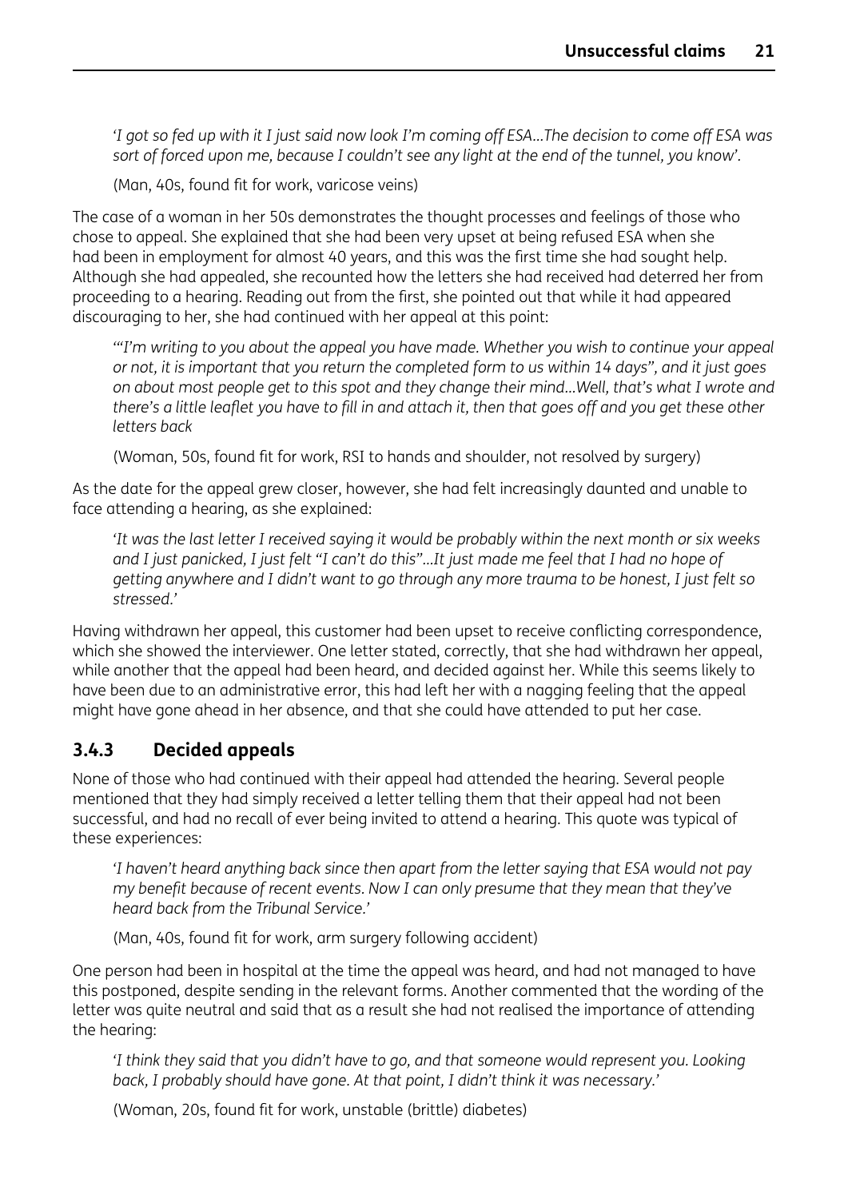*'I got so fed up with it I just said now look I'm coming off ESA...The decision to come off ESA was sort of forced upon me, because I couldn't see any light at the end of the tunnel, you know'.*

(Man, 40s, found fit for work, varicose veins)

The case of a woman in her 50s demonstrates the thought processes and feelings of those who chose to appeal. She explained that she had been very upset at being refused ESA when she had been in employment for almost 40 years, and this was the first time she had sought help. Although she had appealed, she recounted how the letters she had received had deterred her from proceeding to a hearing. Reading out from the first, she pointed out that while it had appeared discouraging to her, she had continued with her appeal at this point:

*'"I'm writing to you about the appeal you have made. Whether you wish to continue your appeal or not, it is important that you return the completed form to us within 14 days", and it just goes on about most people get to this spot and they change their mind...Well, that's what I wrote and there's a little leaflet you have to fill in and attach it, then that goes off and you get these other letters back*

(Woman, 50s, found fit for work, RSI to hands and shoulder, not resolved by surgery)

As the date for the appeal grew closer, however, she had felt increasingly daunted and unable to face attending a hearing, as she explained:

*'It was the last letter I received saying it would be probably within the next month or six weeks and I just panicked, I just felt "I can't do this"...It just made me feel that I had no hope of getting anywhere and I didn't want to go through any more trauma to be honest, I just felt so stressed.'*

Having withdrawn her appeal, this customer had been upset to receive conflicting correspondence, which she showed the interviewer. One letter stated, correctly, that she had withdrawn her appeal, while another that the appeal had been heard, and decided against her. While this seems likely to have been due to an administrative error, this had left her with a nagging feeling that the appeal might have gone ahead in her absence, and that she could have attended to put her case.

### 3.4.3 Decided appeals

None of those who had continued with their appeal had attended the hearing. Several people mentioned that they had simply received a letter telling them that their appeal had not been successful, and had no recall of ever being invited to attend a hearing. This quote was typical of these experiences:

*'I haven't heard anything back since then apart from the letter saying that ESA would not pay my benefit because of recent events. Now I can only presume that they mean that they've heard back from the Tribunal Service.'*

(Man, 40s, found fit for work, arm surgery following accident)

One person had been in hospital at the time the appeal was heard, and had not managed to have this postponed, despite sending in the relevant forms. Another commented that the wording of the letter was quite neutral and said that as a result she had not realised the importance of attending the hearing:

*'I think they said that you didn't have to go, and that someone would represent you. Looking back, I probably should have gone. At that point, I didn't think it was necessary.'*

(Woman, 20s, found fit for work, unstable (brittle) diabetes)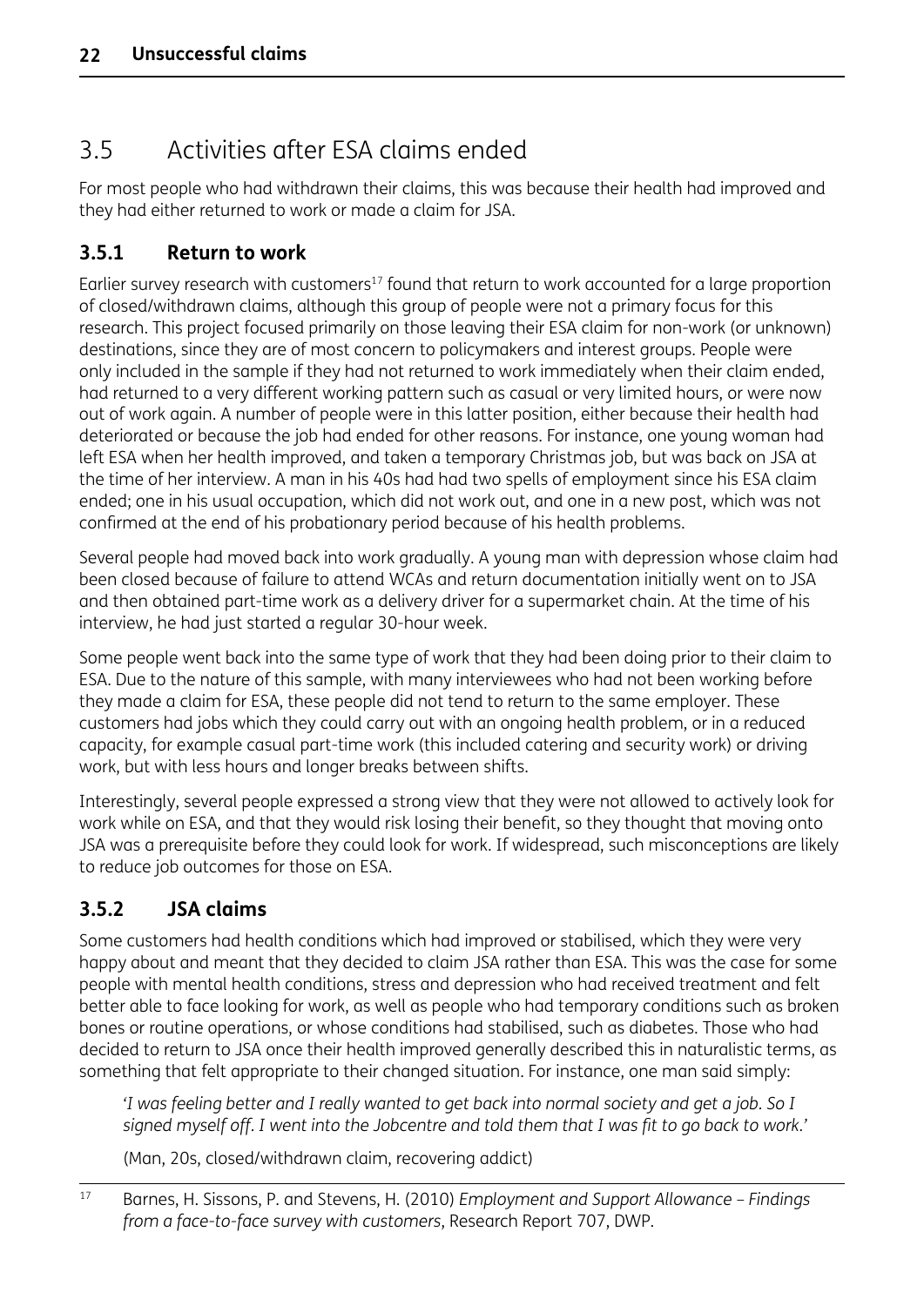## 3.5 Activities after ESA claims ended

For most people who had withdrawn their claims, this was because their health had improved and they had either returned to work or made a claim for JSA.

### 3.5.1 Return to work

Earlier survey research with customers[17] found that return to work accounted for a large proportion of closed/withdrawn claims, although this group of people were not a primary focus for this research. This project focused primarily on those leaving their ESA claim for non-work (or unknown) destinations, since they are of most concern to policymakers and interest groups. People were only included in the sample if they had not returned to work immediately when their claim ended, had returned to a very different working pattern such as casual or very limited hours, or were now out of work again. A number of people were in this latter position, either because their health had deteriorated or because the job had ended for other reasons. For instance, one young woman had left ESA when her health improved, and taken a temporary Christmas job, but was back on JSA at the time of her interview. A man in his 40s had had two spells of employment since his ESA claim ended; one in his usual occupation, which did not work out, and one in a new post, which was not confirmed at the end of his probationary period because of his health problems.

Several people had moved back into work gradually. A young man with depression whose claim had been closed because of failure to attend WCAs and return documentation initially went on to JSA and then obtained part-time work as a delivery driver for a supermarket chain. At the time of his interview, he had just started a regular 30-hour week.

Some people went back into the same type of work that they had been doing prior to their claim to ESA. Due to the nature of this sample, with many interviewees who had not been working before they made a claim for ESA, these people did not tend to return to the same employer. These customers had jobs which they could carry out with an ongoing health problem, or in a reduced capacity, for example casual part-time work (this included catering and security work) or driving work, but with less hours and longer breaks between shifts.

Interestingly, several people expressed a strong view that they were not allowed to actively look for work while on ESA, and that they would risk losing their benefit, so they thought that moving onto JSA was a prerequisite before they could look for work. If widespread, such misconceptions are likely to reduce job outcomes for those on ESA.

### 3.5.2 JSA claims

Some customers had health conditions which had improved or stabilised, which they were very happy about and meant that they decided to claim JSA rather than ESA. This was the case for some people with mental health conditions, stress and depression who had received treatment and felt better able to face looking for work, as well as people who had temporary conditions such as broken bones or routine operations, or whose conditions had stabilised, such as diabetes. Those who had decided to return to JSA once their health improved generally described this in naturalistic terms, as something that felt appropriate to their changed situation. For instance, one man said simply:

> *'I was feeling better and I really wanted to get back into normal society and get a job. So I signed myself off. I went into the Jobcentre and told them that I was fit to go back to work.'*
>
> (Man, 20s, closed/withdrawn claim, recovering addict)

[17] Barnes, H. Sissons, P. and Stevens, H. (2010) *Employment and Support Allowance – Findings from a face-to-face survey with customers*, Research Report 707, DWP.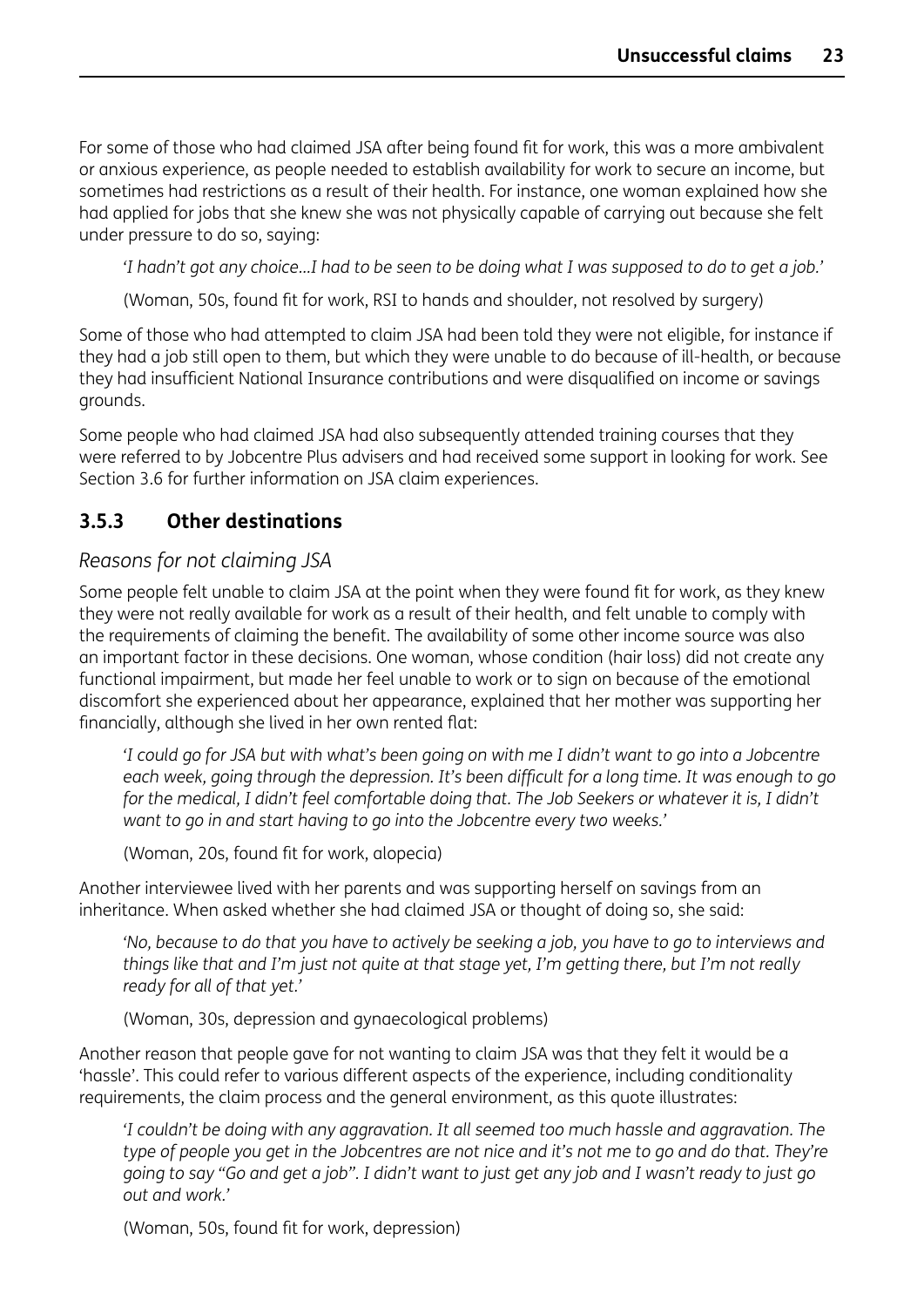For some of those who had claimed JSA after being found fit for work, this was a more ambivalent or anxious experience, as people needed to establish availability for work to secure an income, but sometimes had restrictions as a result of their health. For instance, one woman explained how she had applied for jobs that she knew she was not physically capable of carrying out because she felt under pressure to do so, saying:

> *'I hadn't got any choice...I had to be seen to be doing what I was supposed to do to get a job.'*
>
> (Woman, 50s, found fit for work, RSI to hands and shoulder, not resolved by surgery)

Some of those who had attempted to claim JSA had been told they were not eligible, for instance if they had a job still open to them, but which they were unable to do because of ill-health, or because they had insufficient National Insurance contributions and were disqualified on income or savings grounds.

Some people who had claimed JSA had also subsequently attended training courses that they were referred to by Jobcentre Plus advisers and had received some support in looking for work. See Section 3.6 for further information on JSA claim experiences.

### 3.5.3 Other destinations

#### *Reasons for not claiming JSA*

Some people felt unable to claim JSA at the point when they were found fit for work, as they knew they were not really available for work as a result of their health, and felt unable to comply with the requirements of claiming the benefit. The availability of some other income source was also an important factor in these decisions. One woman, whose condition (hair loss) did not create any functional impairment, but made her feel unable to work or to sign on because of the emotional discomfort she experienced about her appearance, explained that her mother was supporting her financially, although she lived in her own rented flat:

> *'I could go for JSA but with what's been going on with me I didn't want to go into a Jobcentre each week, going through the depression. It's been difficult for a long time. It was enough to go for the medical, I didn't feel comfortable doing that. The Job Seekers or whatever it is, I didn't want to go in and start having to go into the Jobcentre every two weeks.'*
>
> (Woman, 20s, found fit for work, alopecia)

Another interviewee lived with her parents and was supporting herself on savings from an inheritance. When asked whether she had claimed JSA or thought of doing so, she said:

> *'No, because to do that you have to actively be seeking a job, you have to go to interviews and things like that and I'm just not quite at that stage yet, I'm getting there, but I'm not really ready for all of that yet.'*
>
> (Woman, 30s, depression and gynaecological problems)

Another reason that people gave for not wanting to claim JSA was that they felt it would be a 'hassle'. This could refer to various different aspects of the experience, including conditionality requirements, the claim process and the general environment, as this quote illustrates:

> *'I couldn't be doing with any aggravation. It all seemed too much hassle and aggravation. The type of people you get in the Jobcentres are not nice and it's not me to go and do that. They're going to say "Go and get a job". I didn't want to just get any job and I wasn't ready to just go out and work.'*
>
> (Woman, 50s, found fit for work, depression)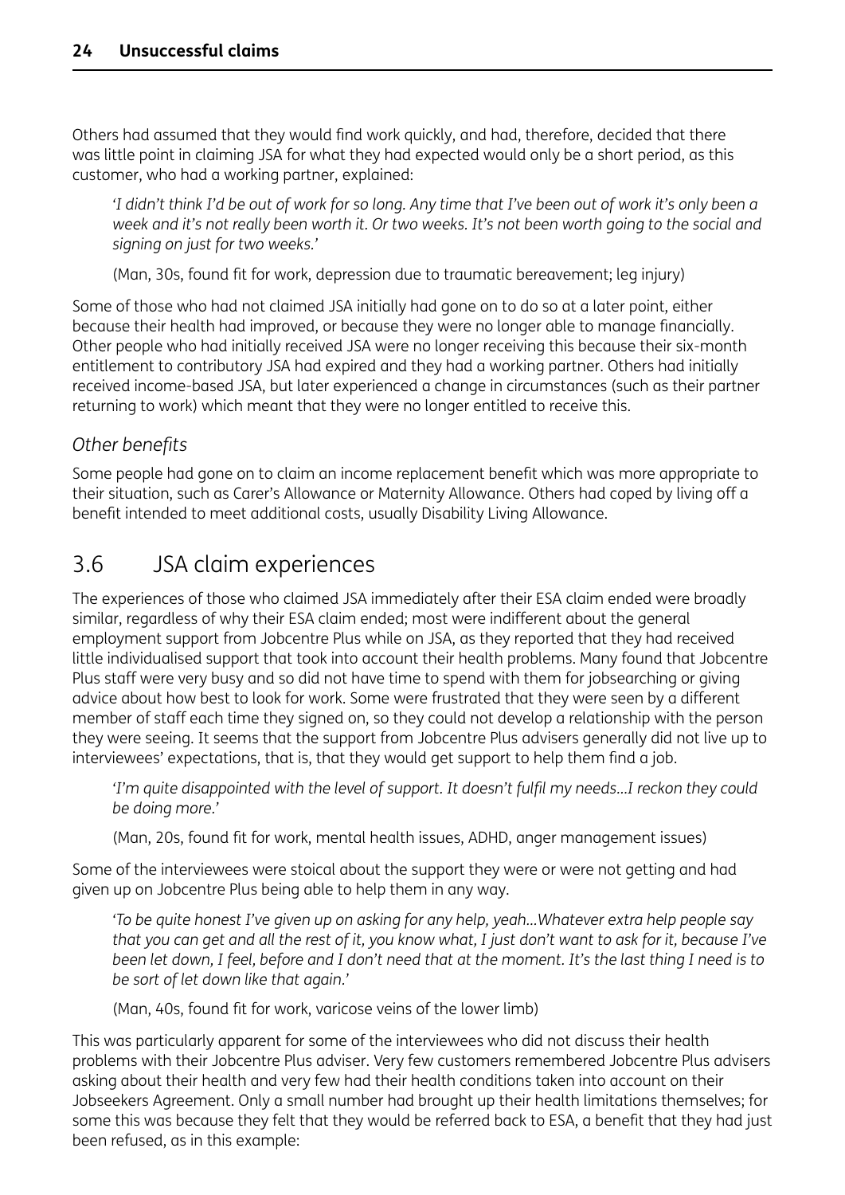Others had assumed that they would find work quickly, and had, therefore, decided that there was little point in claiming JSA for what they had expected would only be a short period, as this customer, who had a working partner, explained:

> *'I didn't think I'd be out of work for so long. Any time that I've been out of work it's only been a week and it's not really been worth it. Or two weeks. It's not been worth going to the social and signing on just for two weeks.'*
>
> (Man, 30s, found fit for work, depression due to traumatic bereavement; leg injury)

Some of those who had not claimed JSA initially had gone on to do so at a later point, either because their health had improved, or because they were no longer able to manage financially. Other people who had initially received JSA were no longer receiving this because their six-month entitlement to contributory JSA had expired and they had a working partner. Others had initially received income-based JSA, but later experienced a change in circumstances (such as their partner returning to work) which meant that they were no longer entitled to receive this.

### *Other benefits*

Some people had gone on to claim an income replacement benefit which was more appropriate to their situation, such as Carer's Allowance or Maternity Allowance. Others had coped by living off a benefit intended to meet additional costs, usually Disability Living Allowance.

## 3.6 JSA claim experiences

The experiences of those who claimed JSA immediately after their ESA claim ended were broadly similar, regardless of why their ESA claim ended; most were indifferent about the general employment support from Jobcentre Plus while on JSA, as they reported that they had received little individualised support that took into account their health problems. Many found that Jobcentre Plus staff were very busy and so did not have time to spend with them for jobsearching or giving advice about how best to look for work. Some were frustrated that they were seen by a different member of staff each time they signed on, so they could not develop a relationship with the person they were seeing. It seems that the support from Jobcentre Plus advisers generally did not live up to interviewees' expectations, that is, that they would get support to help them find a job.

> *'I'm quite disappointed with the level of support. It doesn't fulfil my needs...I reckon they could be doing more.'*
>
> (Man, 20s, found fit for work, mental health issues, ADHD, anger management issues)

Some of the interviewees were stoical about the support they were or were not getting and had given up on Jobcentre Plus being able to help them in any way.

> *'To be quite honest I've given up on asking for any help, yeah...Whatever extra help people say that you can get and all the rest of it, you know what, I just don't want to ask for it, because I've been let down, I feel, before and I don't need that at the moment. It's the last thing I need is to be sort of let down like that again.'*
>
> (Man, 40s, found fit for work, varicose veins of the lower limb)

This was particularly apparent for some of the interviewees who did not discuss their health problems with their Jobcentre Plus adviser. Very few customers remembered Jobcentre Plus advisers asking about their health and very few had their health conditions taken into account on their Jobseekers Agreement. Only a small number had brought up their health limitations themselves; for some this was because they felt that they would be referred back to ESA, a benefit that they had just been refused, as in this example: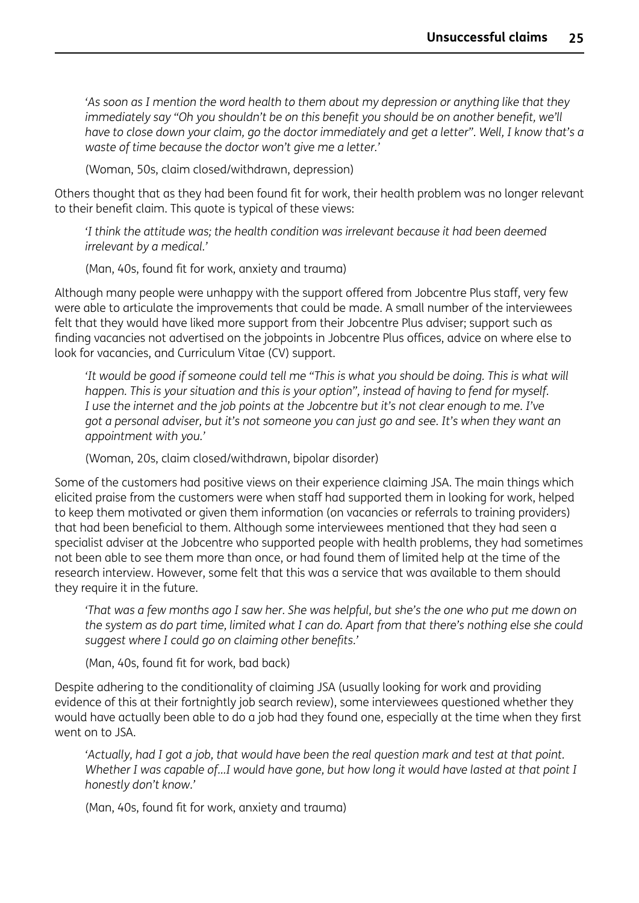*'As soon as I mention the word health to them about my depression or anything like that they immediately say "Oh you shouldn't be on this benefit you should be on another benefit, we'll have to close down your claim, go the doctor immediately and get a letter". Well, I know that's a waste of time because the doctor won't give me a letter.'*

(Woman, 50s, claim closed/withdrawn, depression)

Others thought that as they had been found fit for work, their health problem was no longer relevant to their benefit claim. This quote is typical of these views:

*'I think the attitude was; the health condition was irrelevant because it had been deemed irrelevant by a medical.'*

(Man, 40s, found fit for work, anxiety and trauma)

Although many people were unhappy with the support offered from Jobcentre Plus staff, very few were able to articulate the improvements that could be made. A small number of the interviewees felt that they would have liked more support from their Jobcentre Plus adviser; support such as finding vacancies not advertised on the jobpoints in Jobcentre Plus offices, advice on where else to look for vacancies, and Curriculum Vitae (CV) support.

*'It would be good if someone could tell me "This is what you should be doing. This is what will happen. This is your situation and this is your option", instead of having to fend for myself. I use the internet and the job points at the Jobcentre but it's not clear enough to me. I've got a personal adviser, but it's not someone you can just go and see. It's when they want an appointment with you.'*

(Woman, 20s, claim closed/withdrawn, bipolar disorder)

Some of the customers had positive views on their experience claiming JSA. The main things which elicited praise from the customers were when staff had supported them in looking for work, helped to keep them motivated or given them information (on vacancies or referrals to training providers) that had been beneficial to them. Although some interviewees mentioned that they had seen a specialist adviser at the Jobcentre who supported people with health problems, they had sometimes not been able to see them more than once, or had found them of limited help at the time of the research interview. However, some felt that this was a service that was available to them should they require it in the future.

*'That was a few months ago I saw her. She was helpful, but she's the one who put me down on the system as do part time, limited what I can do. Apart from that there's nothing else she could suggest where I could go on claiming other benefits.'*

(Man, 40s, found fit for work, bad back)

Despite adhering to the conditionality of claiming JSA (usually looking for work and providing evidence of this at their fortnightly job search review), some interviewees questioned whether they would have actually been able to do a job had they found one, especially at the time when they first went on to JSA.

*'Actually, had I got a job, that would have been the real question mark and test at that point. Whether I was capable of...I would have gone, but how long it would have lasted at that point I honestly don't know.'*

(Man, 40s, found fit for work, anxiety and trauma)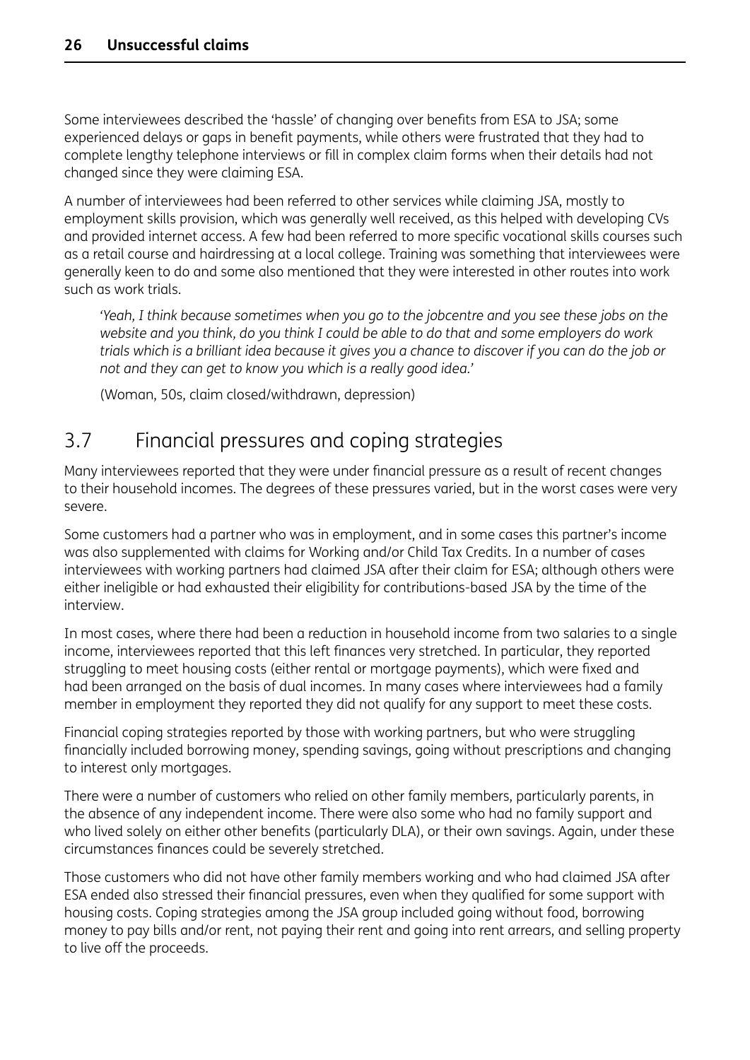Some interviewees described the 'hassle' of changing over benefits from ESA to JSA; some experienced delays or gaps in benefit payments, while others were frustrated that they had to complete lengthy telephone interviews or fill in complex claim forms when their details had not changed since they were claiming ESA.

A number of interviewees had been referred to other services while claiming JSA, mostly to employment skills provision, which was generally well received, as this helped with developing CVs and provided internet access. A few had been referred to more specific vocational skills courses such as a retail course and hairdressing at a local college. Training was something that interviewees were generally keen to do and some also mentioned that they were interested in other routes into work such as work trials.

> *'Yeah, I think because sometimes when you go to the jobcentre and you see these jobs on the website and you think, do you think I could be able to do that and some employers do work trials which is a brilliant idea because it gives you a chance to discover if you can do the job or not and they can get to know you which is a really good idea.'*
>
> (Woman, 50s, claim closed/withdrawn, depression)

## 3.7 Financial pressures and coping strategies

Many interviewees reported that they were under financial pressure as a result of recent changes to their household incomes. The degrees of these pressures varied, but in the worst cases were very severe.

Some customers had a partner who was in employment, and in some cases this partner's income was also supplemented with claims for Working and/or Child Tax Credits. In a number of cases interviewees with working partners had claimed JSA after their claim for ESA; although others were either ineligible or had exhausted their eligibility for contributions-based JSA by the time of the interview.

In most cases, where there had been a reduction in household income from two salaries to a single income, interviewees reported that this left finances very stretched. In particular, they reported struggling to meet housing costs (either rental or mortgage payments), which were fixed and had been arranged on the basis of dual incomes. In many cases where interviewees had a family member in employment they reported they did not qualify for any support to meet these costs.

Financial coping strategies reported by those with working partners, but who were struggling financially included borrowing money, spending savings, going without prescriptions and changing to interest only mortgages.

There were a number of customers who relied on other family members, particularly parents, in the absence of any independent income. There were also some who had no family support and who lived solely on either other benefits (particularly DLA), or their own savings. Again, under these circumstances finances could be severely stretched.

Those customers who did not have other family members working and who had claimed JSA after ESA ended also stressed their financial pressures, even when they qualified for some support with housing costs. Coping strategies among the JSA group included going without food, borrowing money to pay bills and/or rent, not paying their rent and going into rent arrears, and selling property to live off the proceeds.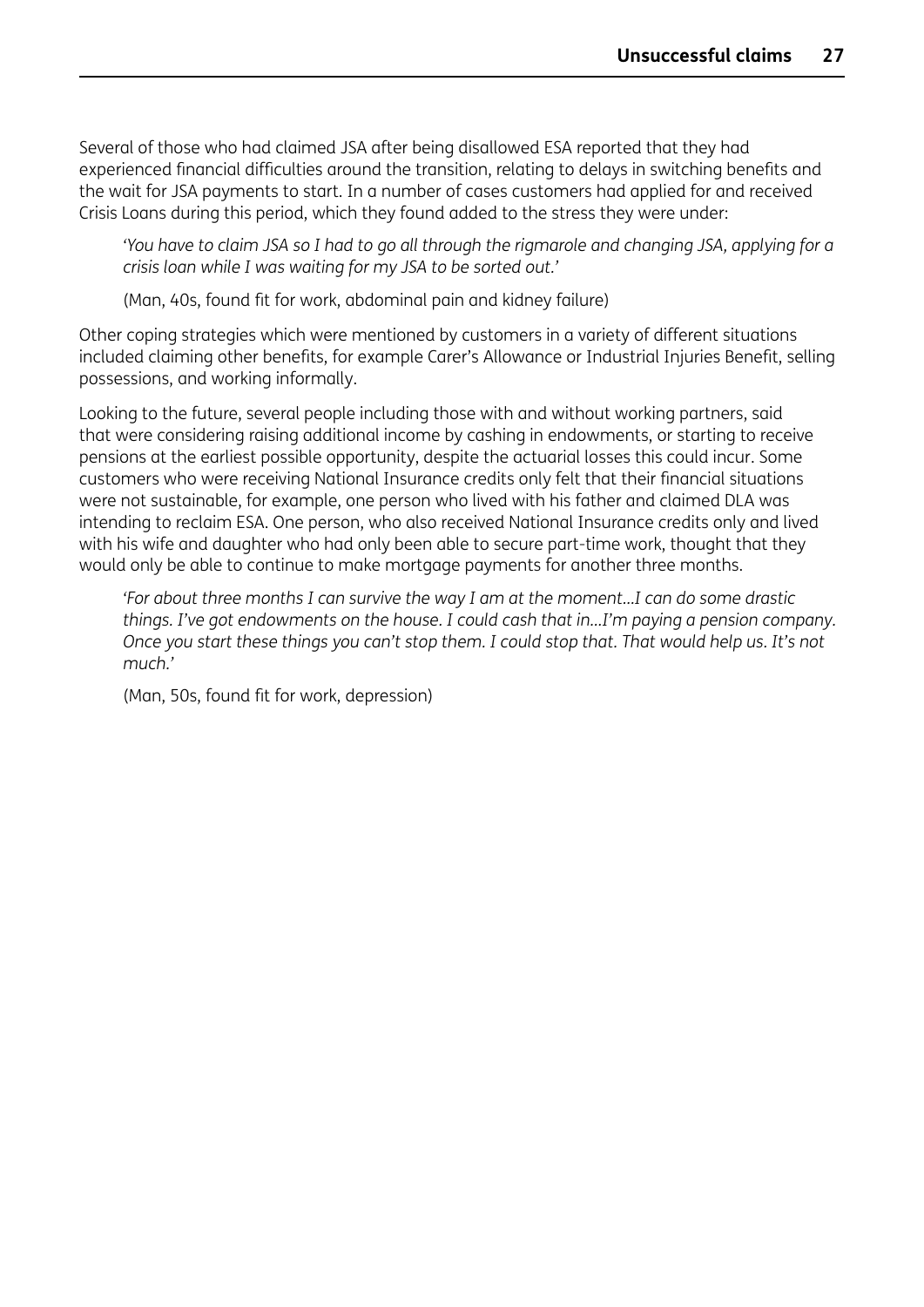Several of those who had claimed JSA after being disallowed ESA reported that they had experienced financial difficulties around the transition, relating to delays in switching benefits and the wait for JSA payments to start. In a number of cases customers had applied for and received Crisis Loans during this period, which they found added to the stress they were under:

> *'You have to claim JSA so I had to go all through the rigmarole and changing JSA, applying for a crisis loan while I was waiting for my JSA to be sorted out.'*
>
> (Man, 40s, found fit for work, abdominal pain and kidney failure)

Other coping strategies which were mentioned by customers in a variety of different situations included claiming other benefits, for example Carer's Allowance or Industrial Injuries Benefit, selling possessions, and working informally.

Looking to the future, several people including those with and without working partners, said that were considering raising additional income by cashing in endowments, or starting to receive pensions at the earliest possible opportunity, despite the actuarial losses this could incur. Some customers who were receiving National Insurance credits only felt that their financial situations were not sustainable, for example, one person who lived with his father and claimed DLA was intending to reclaim ESA. One person, who also received National Insurance credits only and lived with his wife and daughter who had only been able to secure part-time work, thought that they would only be able to continue to make mortgage payments for another three months.

> *'For about three months I can survive the way I am at the moment...I can do some drastic things. I've got endowments on the house. I could cash that in...I'm paying a pension company. Once you start these things you can't stop them. I could stop that. That would help us. It's not much.'*
>
> (Man, 50s, found fit for work, depression)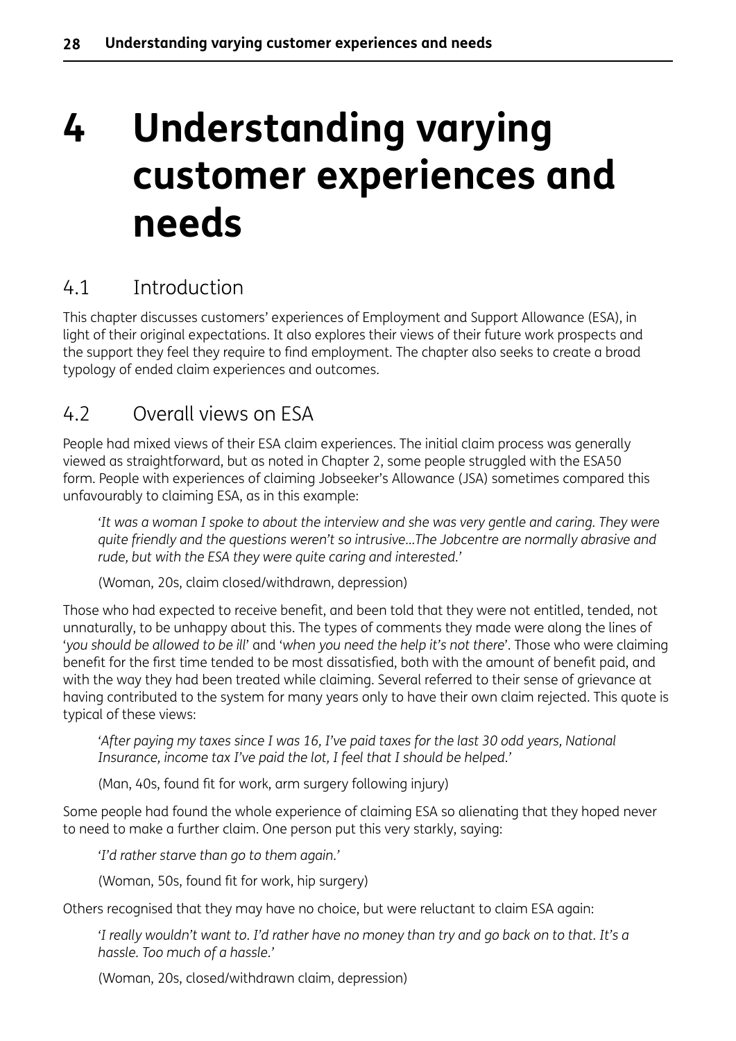# 4 Understanding varying customer experiences and needs

## 4.1 Introduction

This chapter discusses customers' experiences of Employment and Support Allowance (ESA), in light of their original expectations. It also explores their views of their future work prospects and the support they feel they require to find employment. The chapter also seeks to create a broad typology of ended claim experiences and outcomes.

## 4.2 Overall views on ESA

People had mixed views of their ESA claim experiences. The initial claim process was generally viewed as straightforward, but as noted in Chapter 2, some people struggled with the ESA50 form. People with experiences of claiming Jobseeker's Allowance (JSA) sometimes compared this unfavourably to claiming ESA, as in this example:

> '*It was a woman I spoke to about the interview and she was very gentle and caring. They were quite friendly and the questions weren't so intrusive...The Jobcentre are normally abrasive and rude, but with the ESA they were quite caring and interested.*'
>
> (Woman, 20s, claim closed/withdrawn, depression)

Those who had expected to receive benefit, and been told that they were not entitled, tended, not unnaturally, to be unhappy about this. The types of comments they made were along the lines of '*you should be allowed to be ill*' and '*when you need the help it's not there*'. Those who were claiming benefit for the first time tended to be most dissatisfied, both with the amount of benefit paid, and with the way they had been treated while claiming. Several referred to their sense of grievance at having contributed to the system for many years only to have their own claim rejected. This quote is typical of these views:

> '*After paying my taxes since I was 16, I've paid taxes for the last 30 odd years, National Insurance, income tax I've paid the lot, I feel that I should be helped.*'
>
> (Man, 40s, found fit for work, arm surgery following injury)

Some people had found the whole experience of claiming ESA so alienating that they hoped never to need to make a further claim. One person put this very starkly, saying:

> '*I'd rather starve than go to them again.*'
>
> (Woman, 50s, found fit for work, hip surgery)

Others recognised that they may have no choice, but were reluctant to claim ESA again:

> '*I really wouldn't want to. I'd rather have no money than try and go back on to that. It's a hassle. Too much of a hassle.*'
>
> (Woman, 20s, closed/withdrawn claim, depression)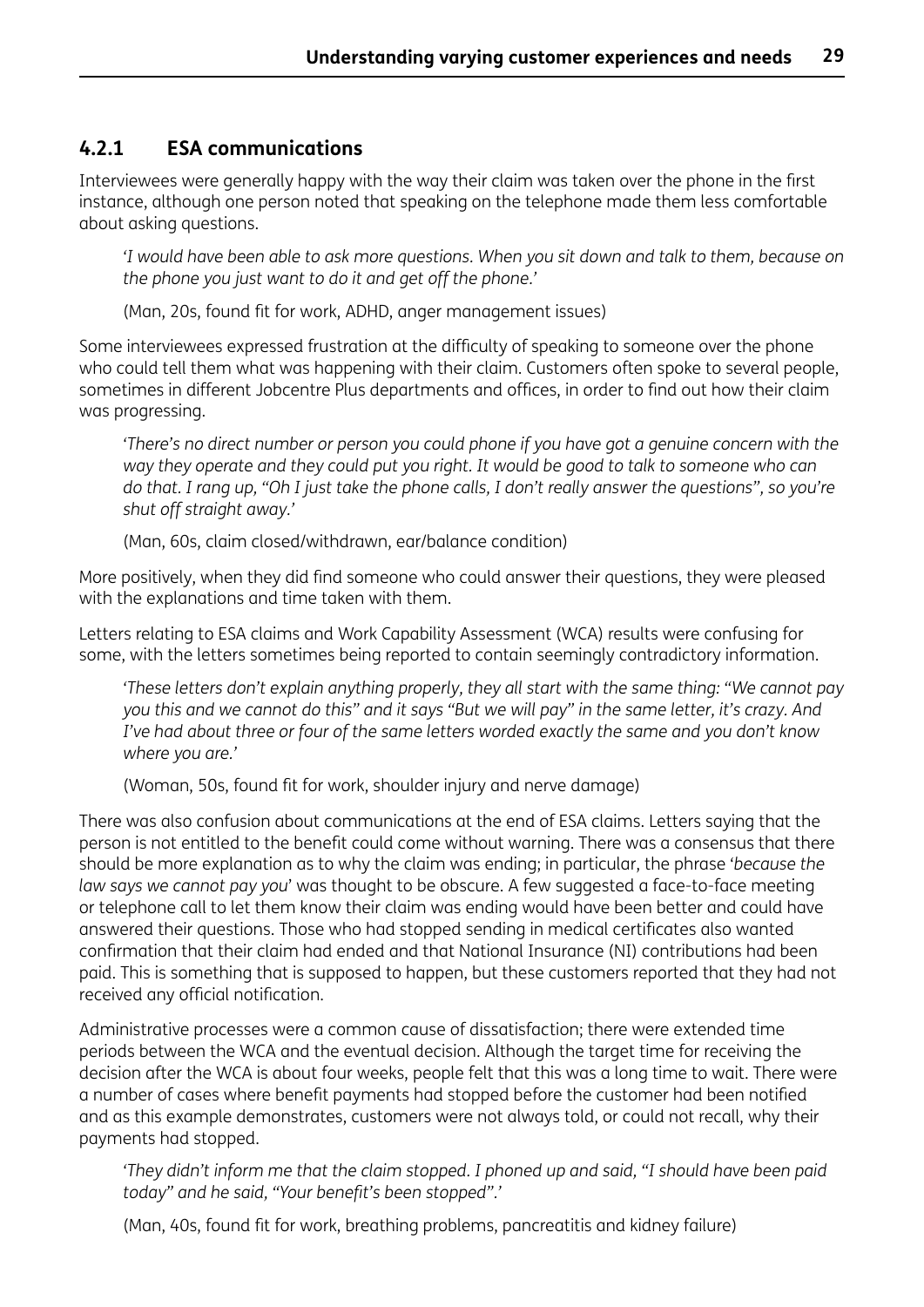### 4.2.1 ESA communications

Interviewees were generally happy with the way their claim was taken over the phone in the first instance, although one person noted that speaking on the telephone made them less comfortable about asking questions.

> *'I would have been able to ask more questions. When you sit down and talk to them, because on the phone you just want to do it and get off the phone.'*
>
> (Man, 20s, found fit for work, ADHD, anger management issues)

Some interviewees expressed frustration at the difficulty of speaking to someone over the phone who could tell them what was happening with their claim. Customers often spoke to several people, sometimes in different Jobcentre Plus departments and offices, in order to find out how their claim was progressing.

> *'There's no direct number or person you could phone if you have got a genuine concern with the way they operate and they could put you right. It would be good to talk to someone who can do that. I rang up, "Oh I just take the phone calls, I don't really answer the questions", so you're shut off straight away.'*
>
> (Man, 60s, claim closed/withdrawn, ear/balance condition)

More positively, when they did find someone who could answer their questions, they were pleased with the explanations and time taken with them.

Letters relating to ESA claims and Work Capability Assessment (WCA) results were confusing for some, with the letters sometimes being reported to contain seemingly contradictory information.

> *'These letters don't explain anything properly, they all start with the same thing: "We cannot pay you this and we cannot do this" and it says "But we will pay" in the same letter, it's crazy. And I've had about three or four of the same letters worded exactly the same and you don't know where you are.'*
>
> (Woman, 50s, found fit for work, shoulder injury and nerve damage)

There was also confusion about communications at the end of ESA claims. Letters saying that the person is not entitled to the benefit could come without warning. There was a consensus that there should be more explanation as to why the claim was ending; in particular, the phrase '*because the law says we cannot pay you*' was thought to be obscure. A few suggested a face-to-face meeting or telephone call to let them know their claim was ending would have been better and could have answered their questions. Those who had stopped sending in medical certificates also wanted confirmation that their claim had ended and that National Insurance (NI) contributions had been paid. This is something that is supposed to happen, but these customers reported that they had not received any official notification.

Administrative processes were a common cause of dissatisfaction; there were extended time periods between the WCA and the eventual decision. Although the target time for receiving the decision after the WCA is about four weeks, people felt that this was a long time to wait. There were a number of cases where benefit payments had stopped before the customer had been notified and as this example demonstrates, customers were not always told, or could not recall, why their payments had stopped.

> *'They didn't inform me that the claim stopped. I phoned up and said, "I should have been paid today" and he said, "Your benefit's been stopped".'*
>
> (Man, 40s, found fit for work, breathing problems, pancreatitis and kidney failure)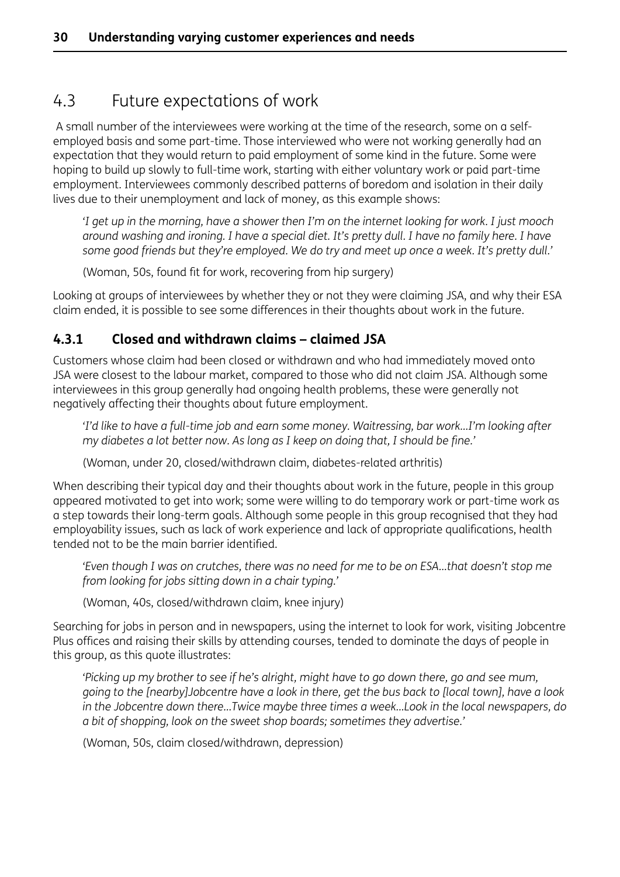## 4.3 Future expectations of work

A small number of the interviewees were working at the time of the research, some on a self-employed basis and some part-time. Those interviewed who were not working generally had an expectation that they would return to paid employment of some kind in the future. Some were hoping to build up slowly to full-time work, starting with either voluntary work or paid part-time employment. Interviewees commonly described patterns of boredom and isolation in their daily lives due to their unemployment and lack of money, as this example shows:

> *'I get up in the morning, have a shower then I'm on the internet looking for work. I just mooch around washing and ironing. I have a special diet. It's pretty dull. I have no family here. I have some good friends but they're employed. We do try and meet up once a week. It's pretty dull.'*
>
> (Woman, 50s, found fit for work, recovering from hip surgery)

Looking at groups of interviewees by whether they or not they were claiming JSA, and why their ESA claim ended, it is possible to see some differences in their thoughts about work in the future.

### 4.3.1 Closed and withdrawn claims – claimed JSA

Customers whose claim had been closed or withdrawn and who had immediately moved onto JSA were closest to the labour market, compared to those who did not claim JSA. Although some interviewees in this group generally had ongoing health problems, these were generally not negatively affecting their thoughts about future employment.

> *'I'd like to have a full-time job and earn some money. Waitressing, bar work...I'm looking after my diabetes a lot better now. As long as I keep on doing that, I should be fine.'*
>
> (Woman, under 20, closed/withdrawn claim, diabetes-related arthritis)

When describing their typical day and their thoughts about work in the future, people in this group appeared motivated to get into work; some were willing to do temporary work or part-time work as a step towards their long-term goals. Although some people in this group recognised that they had employability issues, such as lack of work experience and lack of appropriate qualifications, health tended not to be the main barrier identified.

> *'Even though I was on crutches, there was no need for me to be on ESA...that doesn't stop me from looking for jobs sitting down in a chair typing.'*
>
> (Woman, 40s, closed/withdrawn claim, knee injury)

Searching for jobs in person and in newspapers, using the internet to look for work, visiting Jobcentre Plus offices and raising their skills by attending courses, tended to dominate the days of people in this group, as this quote illustrates:

> *'Picking up my brother to see if he's alright, might have to go down there, go and see mum, going to the [nearby]Jobcentre have a look in there, get the bus back to [local town], have a look in the Jobcentre down there...Twice maybe three times a week...Look in the local newspapers, do a bit of shopping, look on the sweet shop boards; sometimes they advertise.'*
>
> (Woman, 50s, claim closed/withdrawn, depression)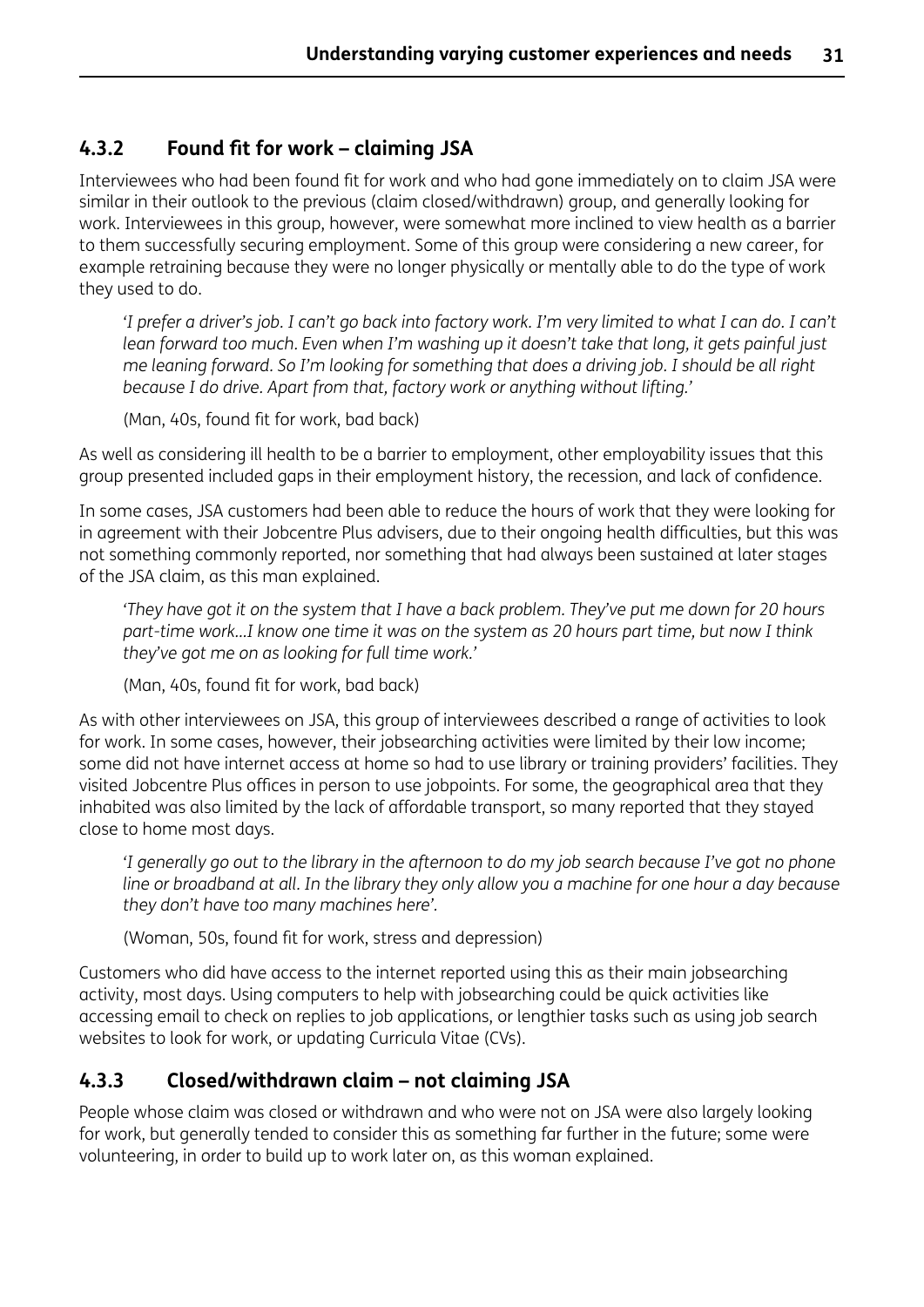### 4.3.2 Found fit for work – claiming JSA

Interviewees who had been found fit for work and who had gone immediately on to claim JSA were similar in their outlook to the previous (claim closed/withdrawn) group, and generally looking for work. Interviewees in this group, however, were somewhat more inclined to view health as a barrier to them successfully securing employment. Some of this group were considering a new career, for example retraining because they were no longer physically or mentally able to do the type of work they used to do.

> *'I prefer a driver's job. I can't go back into factory work. I'm very limited to what I can do. I can't lean forward too much. Even when I'm washing up it doesn't take that long, it gets painful just me leaning forward. So I'm looking for something that does a driving job. I should be all right because I do drive. Apart from that, factory work or anything without lifting.'*
>
> (Man, 40s, found fit for work, bad back)

As well as considering ill health to be a barrier to employment, other employability issues that this group presented included gaps in their employment history, the recession, and lack of confidence.

In some cases, JSA customers had been able to reduce the hours of work that they were looking for in agreement with their Jobcentre Plus advisers, due to their ongoing health difficulties, but this was not something commonly reported, nor something that had always been sustained at later stages of the JSA claim, as this man explained.

> *'They have got it on the system that I have a back problem. They've put me down for 20 hours part-time work...I know one time it was on the system as 20 hours part time, but now I think they've got me on as looking for full time work.'*
>
> (Man, 40s, found fit for work, bad back)

As with other interviewees on JSA, this group of interviewees described a range of activities to look for work. In some cases, however, their jobsearching activities were limited by their low income; some did not have internet access at home so had to use library or training providers' facilities. They visited Jobcentre Plus offices in person to use jobpoints. For some, the geographical area that they inhabited was also limited by the lack of affordable transport, so many reported that they stayed close to home most days.

> *'I generally go out to the library in the afternoon to do my job search because I've got no phone line or broadband at all. In the library they only allow you a machine for one hour a day because they don't have too many machines here'.*
>
> (Woman, 50s, found fit for work, stress and depression)

Customers who did have access to the internet reported using this as their main jobsearching activity, most days. Using computers to help with jobsearching could be quick activities like accessing email to check on replies to job applications, or lengthier tasks such as using job search websites to look for work, or updating Curricula Vitae (CVs).

### 4.3.3 Closed/withdrawn claim – not claiming JSA

People whose claim was closed or withdrawn and who were not on JSA were also largely looking for work, but generally tended to consider this as something far further in the future; some were volunteering, in order to build up to work later on, as this woman explained.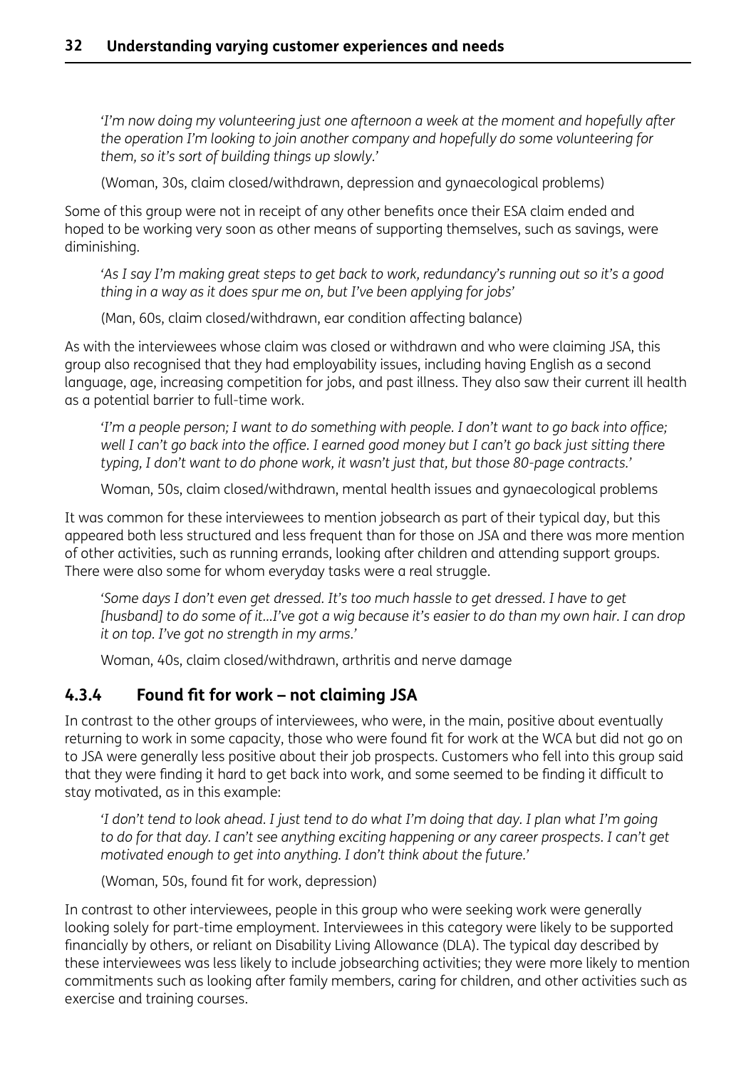*'I'm now doing my volunteering just one afternoon a week at the moment and hopefully after the operation I'm looking to join another company and hopefully do some volunteering for them, so it's sort of building things up slowly.'*

(Woman, 30s, claim closed/withdrawn, depression and gynaecological problems)

Some of this group were not in receipt of any other benefits once their ESA claim ended and hoped to be working very soon as other means of supporting themselves, such as savings, were diminishing.

*'As I say I'm making great steps to get back to work, redundancy's running out so it's a good thing in a way as it does spur me on, but I've been applying for jobs'*

(Man, 60s, claim closed/withdrawn, ear condition affecting balance)

As with the interviewees whose claim was closed or withdrawn and who were claiming JSA, this group also recognised that they had employability issues, including having English as a second language, age, increasing competition for jobs, and past illness. They also saw their current ill health as a potential barrier to full-time work.

*'I'm a people person; I want to do something with people. I don't want to go back into office; well I can't go back into the office. I earned good money but I can't go back just sitting there typing, I don't want to do phone work, it wasn't just that, but those 80-page contracts.'*

Woman, 50s, claim closed/withdrawn, mental health issues and gynaecological problems

It was common for these interviewees to mention jobsearch as part of their typical day, but this appeared both less structured and less frequent than for those on JSA and there was more mention of other activities, such as running errands, looking after children and attending support groups. There were also some for whom everyday tasks were a real struggle.

*'Some days I don't even get dressed. It's too much hassle to get dressed. I have to get [husband] to do some of it...I've got a wig because it's easier to do than my own hair. I can drop it on top. I've got no strength in my arms.'*

Woman, 40s, claim closed/withdrawn, arthritis and nerve damage

### 4.3.4 Found fit for work – not claiming JSA

In contrast to the other groups of interviewees, who were, in the main, positive about eventually returning to work in some capacity, those who were found fit for work at the WCA but did not go on to JSA were generally less positive about their job prospects. Customers who fell into this group said that they were finding it hard to get back into work, and some seemed to be finding it difficult to stay motivated, as in this example:

*'I don't tend to look ahead. I just tend to do what I'm doing that day. I plan what I'm going to do for that day. I can't see anything exciting happening or any career prospects. I can't get motivated enough to get into anything. I don't think about the future.'*

(Woman, 50s, found fit for work, depression)

In contrast to other interviewees, people in this group who were seeking work were generally looking solely for part-time employment. Interviewees in this category were likely to be supported financially by others, or reliant on Disability Living Allowance (DLA). The typical day described by these interviewees was less likely to include jobsearching activities; they were more likely to mention commitments such as looking after family members, caring for children, and other activities such as exercise and training courses.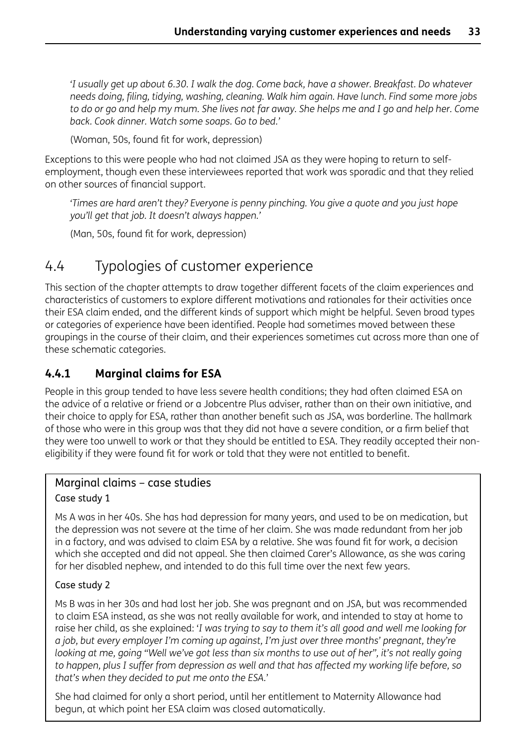*'I usually get up about 6.30. I walk the dog. Come back, have a shower. Breakfast. Do whatever needs doing, filing, tidying, washing, cleaning. Walk him again. Have lunch. Find some more jobs to do or go and help my mum. She lives not far away. She helps me and I go and help her. Come back. Cook dinner. Watch some soaps. Go to bed.'*

(Woman, 50s, found fit for work, depression)

Exceptions to this were people who had not claimed JSA as they were hoping to return to self-employment, though even these interviewees reported that work was sporadic and that they relied on other sources of financial support.

*'Times are hard aren't they? Everyone is penny pinching. You give a quote and you just hope you'll get that job. It doesn't always happen.'*

(Man, 50s, found fit for work, depression)

## 4.4 Typologies of customer experience

This section of the chapter attempts to draw together different facets of the claim experiences and characteristics of customers to explore different motivations and rationales for their activities once their ESA claim ended, and the different kinds of support which might be helpful. Seven broad types or categories of experience have been identified. People had sometimes moved between these groupings in the course of their claim, and their experiences sometimes cut across more than one of these schematic categories.

### 4.4.1 Marginal claims for ESA

People in this group tended to have less severe health conditions; they had often claimed ESA on the advice of a relative or friend or a Jobcentre Plus adviser, rather than on their own initiative, and their choice to apply for ESA, rather than another benefit such as JSA, was borderline. The hallmark of those who were in this group was that they did not have a severe condition, or a firm belief that they were too unwell to work or that they should be entitled to ESA. They readily accepted their non-eligibility if they were found fit for work or told that they were not entitled to benefit.

#### Marginal claims – case studies

**Case study 1**

Ms A was in her 40s. She has had depression for many years, and used to be on medication, but the depression was not severe at the time of her claim. She was made redundant from her job in a factory, and was advised to claim ESA by a relative. She was found fit for work, a decision which she accepted and did not appeal. She then claimed Carer's Allowance, as she was caring for her disabled nephew, and intended to do this full time over the next few years.

**Case study 2**

Ms B was in her 30s and had lost her job. She was pregnant and on JSA, but was recommended to claim ESA instead, as she was not really available for work, and intended to stay at home to raise her child, as she explained: *'I was trying to say to them it's all good and well me looking for a job, but every employer I'm coming up against, I'm just over three months' pregnant, they're looking at me, going "Well we've got less than six months to use out of her", it's not really going to happen, plus I suffer from depression as well and that has affected my working life before, so that's when they decided to put me onto the ESA.'*

She had claimed for only a short period, until her entitlement to Maternity Allowance had begun, at which point her ESA claim was closed automatically.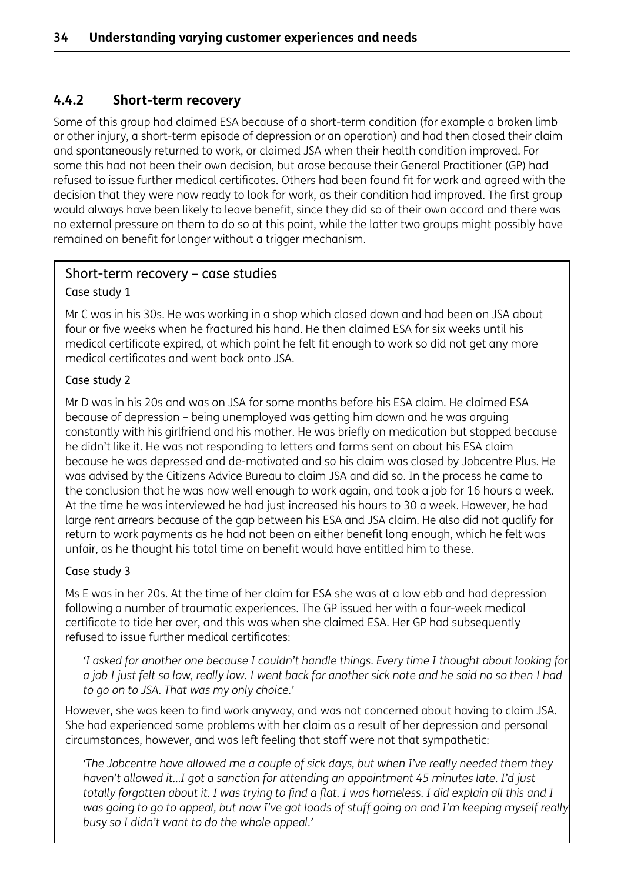### 4.4.2 Short-term recovery

Some of this group had claimed ESA because of a short-term condition (for example a broken limb or other injury, a short-term episode of depression or an operation) and had then closed their claim and spontaneously returned to work, or claimed JSA when their health condition improved. For some this had not been their own decision, but arose because their General Practitioner (GP) had refused to issue further medical certificates. Others had been found fit for work and agreed with the decision that they were now ready to look for work, as their condition had improved. The first group would always have been likely to leave benefit, since they did so of their own accord and there was no external pressure on them to do so at this point, while the latter two groups might possibly have remained on benefit for longer without a trigger mechanism.

#### Short-term recovery – case studies

**Case study 1**

Mr C was in his 30s. He was working in a shop which closed down and had been on JSA about four or five weeks when he fractured his hand. He then claimed ESA for six weeks until his medical certificate expired, at which point he felt fit enough to work so did not get any more medical certificates and went back onto JSA.

**Case study 2**

Mr D was in his 20s and was on JSA for some months before his ESA claim. He claimed ESA because of depression – being unemployed was getting him down and he was arguing constantly with his girlfriend and his mother. He was briefly on medication but stopped because he didn't like it. He was not responding to letters and forms sent on about his ESA claim because he was depressed and de-motivated and so his claim was closed by Jobcentre Plus. He was advised by the Citizens Advice Bureau to claim JSA and did so. In the process he came to the conclusion that he was now well enough to work again, and took a job for 16 hours a week. At the time he was interviewed he had just increased his hours to 30 a week. However, he had large rent arrears because of the gap between his ESA and JSA claim. He also did not qualify for return to work payments as he had not been on either benefit long enough, which he felt was unfair, as he thought his total time on benefit would have entitled him to these.

**Case study 3**

Ms E was in her 20s. At the time of her claim for ESA she was at a low ebb and had depression following a number of traumatic experiences. The GP issued her with a four-week medical certificate to tide her over, and this was when she claimed ESA. Her GP had subsequently refused to issue further medical certificates:

> *'I asked for another one because I couldn't handle things. Every time I thought about looking for a job I just felt so low, really low. I went back for another sick note and he said no so then I had to go on to JSA. That was my only choice.'*

However, she was keen to find work anyway, and was not concerned about having to claim JSA. She had experienced some problems with her claim as a result of her depression and personal circumstances, however, and was left feeling that staff were not that sympathetic:

> *'The Jobcentre have allowed me a couple of sick days, but when I've really needed them they haven't allowed it...I got a sanction for attending an appointment 45 minutes late. I'd just totally forgotten about it. I was trying to find a flat. I was homeless. I did explain all this and I was going to go to appeal, but now I've got loads of stuff going on and I'm keeping myself really busy so I didn't want to do the whole appeal.'*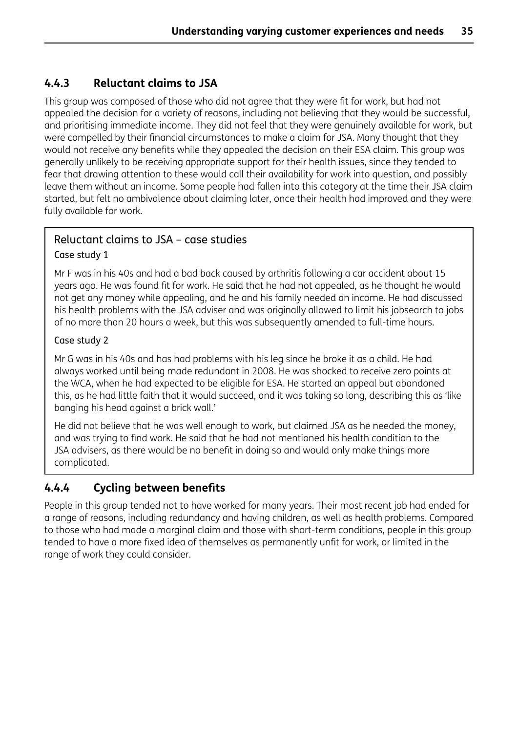### 4.4.3 Reluctant claims to JSA

This group was composed of those who did not agree that they were fit for work, but had not appealed the decision for a variety of reasons, including not believing that they would be successful, and prioritising immediate income. They did not feel that they were genuinely available for work, but were compelled by their financial circumstances to make a claim for JSA. Many thought that they would not receive any benefits while they appealed the decision on their ESA claim. This group was generally unlikely to be receiving appropriate support for their health issues, since they tended to fear that drawing attention to these would call their availability for work into question, and possibly leave them without an income. Some people had fallen into this category at the time their JSA claim started, but felt no ambivalence about claiming later, once their health had improved and they were fully available for work.

> Reluctant claims to JSA – case studies
>
> Case study 1
>
> Mr F was in his 40s and had a bad back caused by arthritis following a car accident about 15 years ago. He was found fit for work. He said that he had not appealed, as he thought he would not get any money while appealing, and he and his family needed an income. He had discussed his health problems with the JSA adviser and was originally allowed to limit his jobsearch to jobs of no more than 20 hours a week, but this was subsequently amended to full-time hours.
>
> Case study 2
>
> Mr G was in his 40s and has had problems with his leg since he broke it as a child. He had always worked until being made redundant in 2008. He was shocked to receive zero points at the WCA, when he had expected to be eligible for ESA. He started an appeal but abandoned this, as he had little faith that it would succeed, and it was taking so long, describing this as 'like banging his head against a brick wall.'
>
> He did not believe that he was well enough to work, but claimed JSA as he needed the money, and was trying to find work. He said that he had not mentioned his health condition to the JSA advisers, as there would be no benefit in doing so and would only make things more complicated.

### 4.4.4 Cycling between benefits

People in this group tended not to have worked for many years. Their most recent job had ended for a range of reasons, including redundancy and having children, as well as health problems. Compared to those who had made a marginal claim and those with short-term conditions, people in this group tended to have a more fixed idea of themselves as permanently unfit for work, or limited in the range of work they could consider.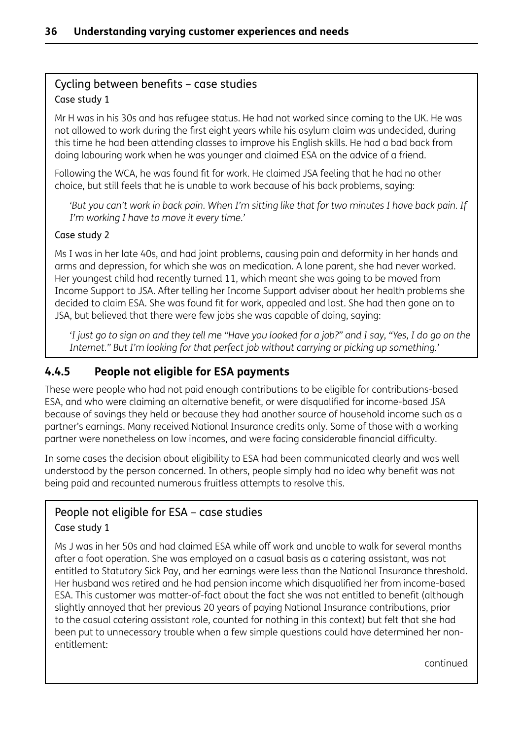### Cycling between benefits – case studies

**Case study 1**

Mr H was in his 30s and has refugee status. He had not worked since coming to the UK. He was not allowed to work during the first eight years while his asylum claim was undecided, during this time he had been attending classes to improve his English skills. He had a bad back from doing labouring work when he was younger and claimed ESA on the advice of a friend.

Following the WCA, he was found fit for work. He claimed JSA feeling that he had no other choice, but still feels that he is unable to work because of his back problems, saying:

> *'But you can't work in back pain. When I'm sitting like that for two minutes I have back pain. If I'm working I have to move it every time.'*

**Case study 2**

Ms I was in her late 40s, and had joint problems, causing pain and deformity in her hands and arms and depression, for which she was on medication. A lone parent, she had never worked. Her youngest child had recently turned 11, which meant she was going to be moved from Income Support to JSA. After telling her Income Support adviser about her health problems she decided to claim ESA. She was found fit for work, appealed and lost. She had then gone on to JSA, but believed that there were few jobs she was capable of doing, saying:

> *'I just go to sign on and they tell me "Have you looked for a job?" and I say, "Yes, I do go on the Internet." But I'm looking for that perfect job without carrying or picking up something.'*

### 4.4.5 People not eligible for ESA payments

These were people who had not paid enough contributions to be eligible for contributions-based ESA, and who were claiming an alternative benefit, or were disqualified for income-based JSA because of savings they held or because they had another source of household income such as a partner's earnings. Many received National Insurance credits only. Some of those with a working partner were nonetheless on low incomes, and were facing considerable financial difficulty.

In some cases the decision about eligibility to ESA had been communicated clearly and was well understood by the person concerned. In others, people simply had no idea why benefit was not being paid and recounted numerous fruitless attempts to resolve this.

### People not eligible for ESA – case studies

**Case study 1**

Ms J was in her 50s and had claimed ESA while off work and unable to walk for several months after a foot operation. She was employed on a casual basis as a catering assistant, was not entitled to Statutory Sick Pay, and her earnings were less than the National Insurance threshold. Her husband was retired and he had pension income which disqualified her from income-based ESA. This customer was matter-of-fact about the fact she was not entitled to benefit (although slightly annoyed that her previous 20 years of paying National Insurance contributions, prior to the casual catering assistant role, counted for nothing in this context) but felt that she had been put to unnecessary trouble when a few simple questions could have determined her non-entitlement:

continued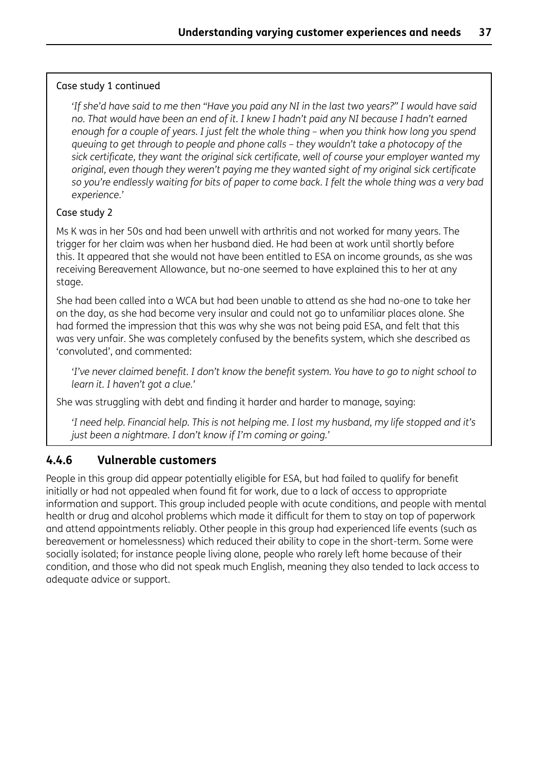Case study 1 continued

> *'If she'd have said to me then "Have you paid any NI in the last two years?" I would have said no. That would have been an end of it. I knew I hadn't paid any NI because I hadn't earned enough for a couple of years. I just felt the whole thing – when you think how long you spend queuing to get through to people and phone calls – they wouldn't take a photocopy of the sick certificate, they want the original sick certificate, well of course your employer wanted my original, even though they weren't paying me they wanted sight of my original sick certificate so you're endlessly waiting for bits of paper to come back. I felt the whole thing was a very bad experience.'*

Case study 2

Ms K was in her 50s and had been unwell with arthritis and not worked for many years. The trigger for her claim was when her husband died. He had been at work until shortly before this. It appeared that she would not have been entitled to ESA on income grounds, as she was receiving Bereavement Allowance, but no-one seemed to have explained this to her at any stage.

She had been called into a WCA but had been unable to attend as she had no-one to take her on the day, as she had become very insular and could not go to unfamiliar places alone. She had formed the impression that this was why she was not being paid ESA, and felt that this was very unfair. She was completely confused by the benefits system, which she described as 'convoluted', and commented:

> *'I've never claimed benefit. I don't know the benefit system. You have to go to night school to learn it. I haven't got a clue.'*

She was struggling with debt and finding it harder and harder to manage, saying:

> *'I need help. Financial help. This is not helping me. I lost my husband, my life stopped and it's just been a nightmare. I don't know if I'm coming or going.'*

### 4.4.6 Vulnerable customers

People in this group did appear potentially eligible for ESA, but had failed to qualify for benefit initially or had not appealed when found fit for work, due to a lack of access to appropriate information and support. This group included people with acute conditions, and people with mental health or drug and alcohol problems which made it difficult for them to stay on top of paperwork and attend appointments reliably. Other people in this group had experienced life events (such as bereavement or homelessness) which reduced their ability to cope in the short-term. Some were socially isolated; for instance people living alone, people who rarely left home because of their condition, and those who did not speak much English, meaning they also tended to lack access to adequate advice or support.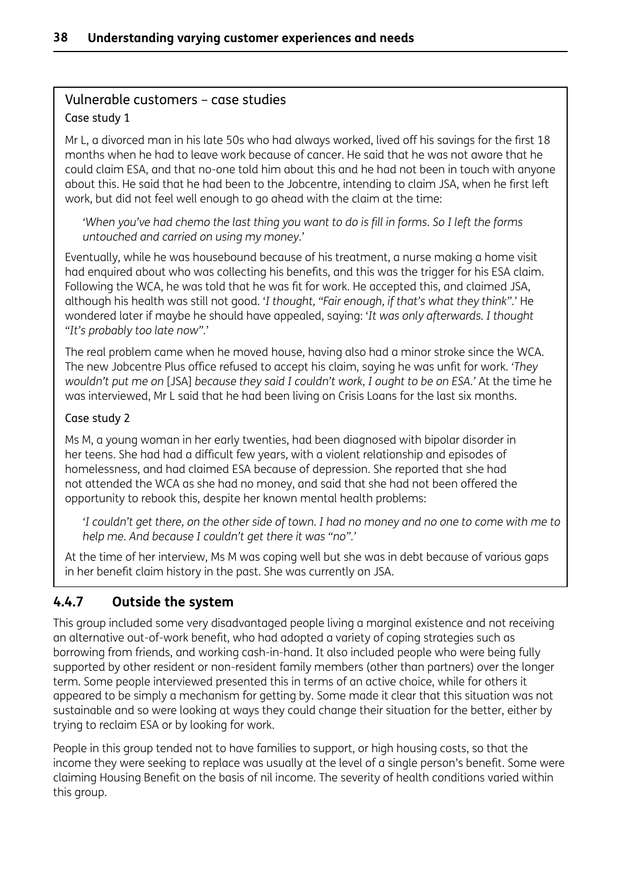### Vulnerable customers – case studies

#### Case study 1

Mr L, a divorced man in his late 50s who had always worked, lived off his savings for the first 18 months when he had to leave work because of cancer. He said that he was not aware that he could claim ESA, and that no-one told him about this and he had not been in touch with anyone about this. He said that he had been to the Jobcentre, intending to claim JSA, when he first left work, but did not feel well enough to go ahead with the claim at the time:

> *'When you've had chemo the last thing you want to do is fill in forms. So I left the forms untouched and carried on using my money.'*

Eventually, while he was housebound because of his treatment, a nurse making a home visit had enquired about who was collecting his benefits, and this was the trigger for his ESA claim. Following the WCA, he was told that he was fit for work. He accepted this, and claimed JSA, although his health was still not good. '*I thought, "Fair enough, if that's what they think".*' He wondered later if maybe he should have appealed, saying: '*It was only afterwards. I thought "It's probably too late now".*'

The real problem came when he moved house, having also had a minor stroke since the WCA. The new Jobcentre Plus office refused to accept his claim, saying he was unfit for work. *'They wouldn't put me on* [JSA] *because they said I couldn't work, I ought to be on ESA.'* At the time he was interviewed, Mr L said that he had been living on Crisis Loans for the last six months.

#### Case study 2

Ms M, a young woman in her early twenties, had been diagnosed with bipolar disorder in her teens. She had had a difficult few years, with a violent relationship and episodes of homelessness, and had claimed ESA because of depression. She reported that she had not attended the WCA as she had no money, and said that she had not been offered the opportunity to rebook this, despite her known mental health problems:

> *'I couldn't get there, on the other side of town. I had no money and no one to come with me to help me. And because I couldn't get there it was "no".'*

At the time of her interview, Ms M was coping well but she was in debt because of various gaps in her benefit claim history in the past. She was currently on JSA.

### 4.4.7 Outside the system

This group included some very disadvantaged people living a marginal existence and not receiving an alternative out-of-work benefit, who had adopted a variety of coping strategies such as borrowing from friends, and working cash-in-hand. It also included people who were being fully supported by other resident or non-resident family members (other than partners) over the longer term. Some people interviewed presented this in terms of an active choice, while for others it appeared to be simply a mechanism for getting by. Some made it clear that this situation was not sustainable and so were looking at ways they could change their situation for the better, either by trying to reclaim ESA or by looking for work.

People in this group tended not to have families to support, or high housing costs, so that the income they were seeking to replace was usually at the level of a single person's benefit. Some were claiming Housing Benefit on the basis of nil income. The severity of health conditions varied within this group.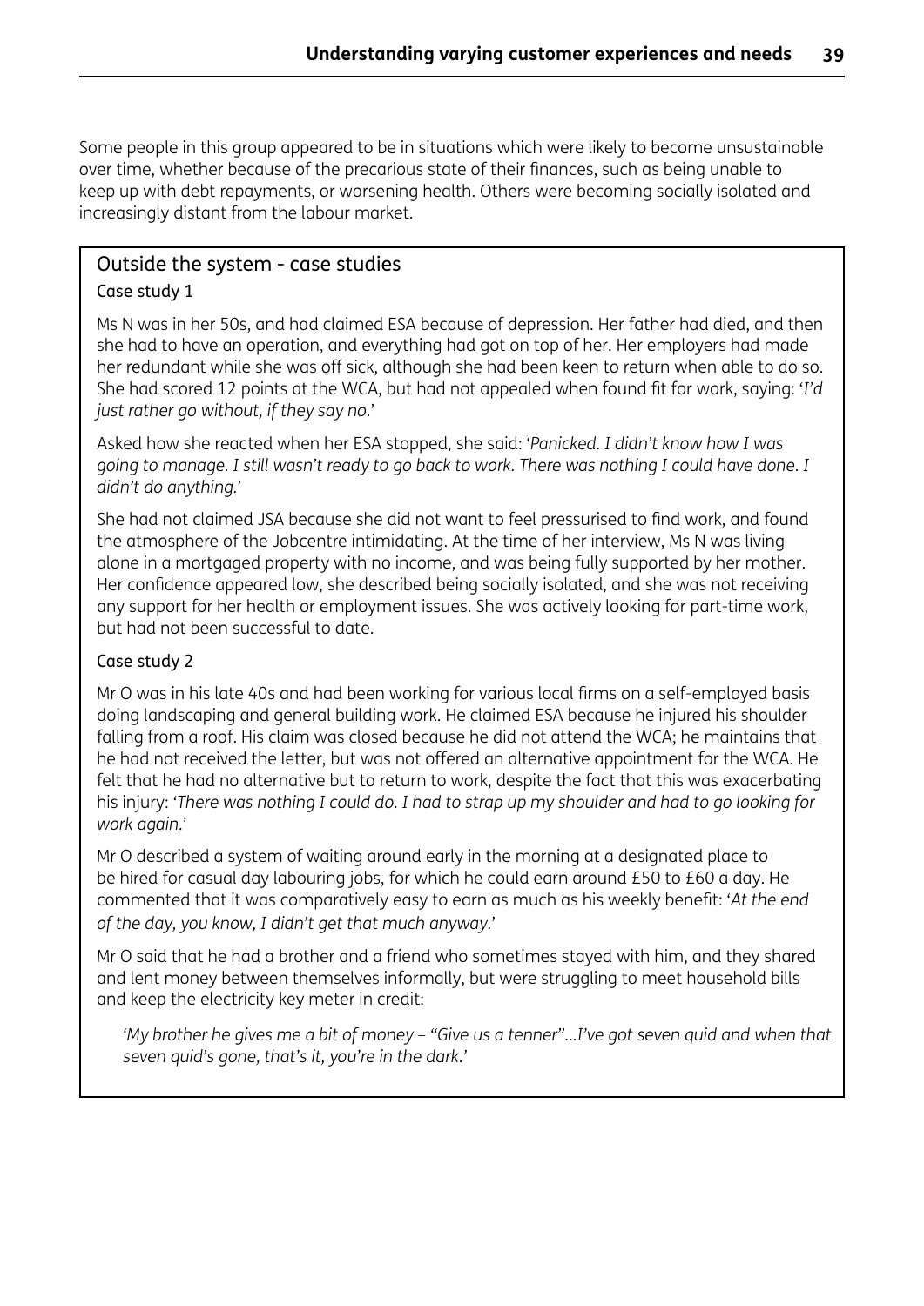Some people in this group appeared to be in situations which were likely to become unsustainable over time, whether because of the precarious state of their finances, such as being unable to keep up with debt repayments, or worsening health. Others were becoming socially isolated and increasingly distant from the labour market.

### Outside the system - case studies

#### Case study 1

Ms N was in her 50s, and had claimed ESA because of depression. Her father had died, and then she had to have an operation, and everything had got on top of her. Her employers had made her redundant while she was off sick, although she had been keen to return when able to do so. She had scored 12 points at the WCA, but had not appealed when found fit for work, saying: '*I'd just rather go without, if they say no.*'

Asked how she reacted when her ESA stopped, she said: '*Panicked. I didn't know how I was going to manage. I still wasn't ready to go back to work. There was nothing I could have done. I didn't do anything.*'

She had not claimed JSA because she did not want to feel pressurised to find work, and found the atmosphere of the Jobcentre intimidating. At the time of her interview, Ms N was living alone in a mortgaged property with no income, and was being fully supported by her mother. Her confidence appeared low, she described being socially isolated, and she was not receiving any support for her health or employment issues. She was actively looking for part-time work, but had not been successful to date.

#### Case study 2

Mr O was in his late 40s and had been working for various local firms on a self-employed basis doing landscaping and general building work. He claimed ESA because he injured his shoulder falling from a roof. His claim was closed because he did not attend the WCA; he maintains that he had not received the letter, but was not offered an alternative appointment for the WCA. He felt that he had no alternative but to return to work, despite the fact that this was exacerbating his injury: '*There was nothing I could do. I had to strap up my shoulder and had to go looking for work again.*'

Mr O described a system of waiting around early in the morning at a designated place to be hired for casual day labouring jobs, for which he could earn around £50 to £60 a day. He commented that it was comparatively easy to earn as much as his weekly benefit: '*At the end of the day, you know, I didn't get that much anyway.*'

Mr O said that he had a brother and a friend who sometimes stayed with him, and they shared and lent money between themselves informally, but were struggling to meet household bills and keep the electricity key meter in credit:

> *'My brother he gives me a bit of money – "Give us a tenner"…I've got seven quid and when that seven quid's gone, that's it, you're in the dark.'*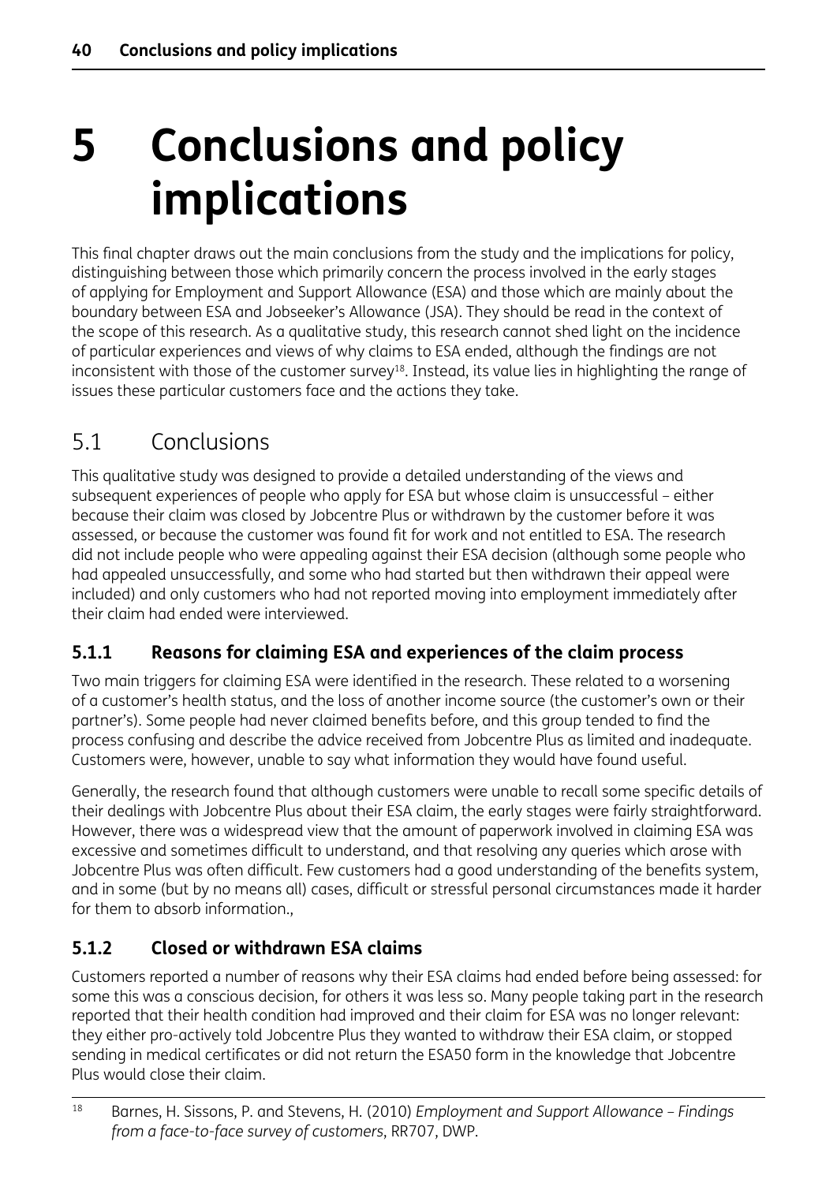# 5 Conclusions and policy implications

This final chapter draws out the main conclusions from the study and the implications for policy, distinguishing between those which primarily concern the process involved in the early stages of applying for Employment and Support Allowance (ESA) and those which are mainly about the boundary between ESA and Jobseeker's Allowance (JSA). They should be read in the context of the scope of this research. As a qualitative study, this research cannot shed light on the incidence of particular experiences and views of why claims to ESA ended, although the findings are not inconsistent with those of the customer survey[18]. Instead, its value lies in highlighting the range of issues these particular customers face and the actions they take.

## 5.1 Conclusions

This qualitative study was designed to provide a detailed understanding of the views and subsequent experiences of people who apply for ESA but whose claim is unsuccessful – either because their claim was closed by Jobcentre Plus or withdrawn by the customer before it was assessed, or because the customer was found fit for work and not entitled to ESA. The research did not include people who were appealing against their ESA decision (although some people who had appealed unsuccessfully, and some who had started but then withdrawn their appeal were included) and only customers who had not reported moving into employment immediately after their claim had ended were interviewed.

### 5.1.1 Reasons for claiming ESA and experiences of the claim process

Two main triggers for claiming ESA were identified in the research. These related to a worsening of a customer's health status, and the loss of another income source (the customer's own or their partner's). Some people had never claimed benefits before, and this group tended to find the process confusing and describe the advice received from Jobcentre Plus as limited and inadequate. Customers were, however, unable to say what information they would have found useful.

Generally, the research found that although customers were unable to recall some specific details of their dealings with Jobcentre Plus about their ESA claim, the early stages were fairly straightforward. However, there was a widespread view that the amount of paperwork involved in claiming ESA was excessive and sometimes difficult to understand, and that resolving any queries which arose with Jobcentre Plus was often difficult. Few customers had a good understanding of the benefits system, and in some (but by no means all) cases, difficult or stressful personal circumstances made it harder for them to absorb information.,

### 5.1.2 Closed or withdrawn ESA claims

Customers reported a number of reasons why their ESA claims had ended before being assessed: for some this was a conscious decision, for others it was less so. Many people taking part in the research reported that their health condition had improved and their claim for ESA was no longer relevant: they either pro-actively told Jobcentre Plus they wanted to withdraw their ESA claim, or stopped sending in medical certificates or did not return the ESA50 form in the knowledge that Jobcentre Plus would close their claim.

---

[18] Barnes, H. Sissons, P. and Stevens, H. (2010) *Employment and Support Allowance – Findings from a face-to-face survey of customers*, RR707, DWP.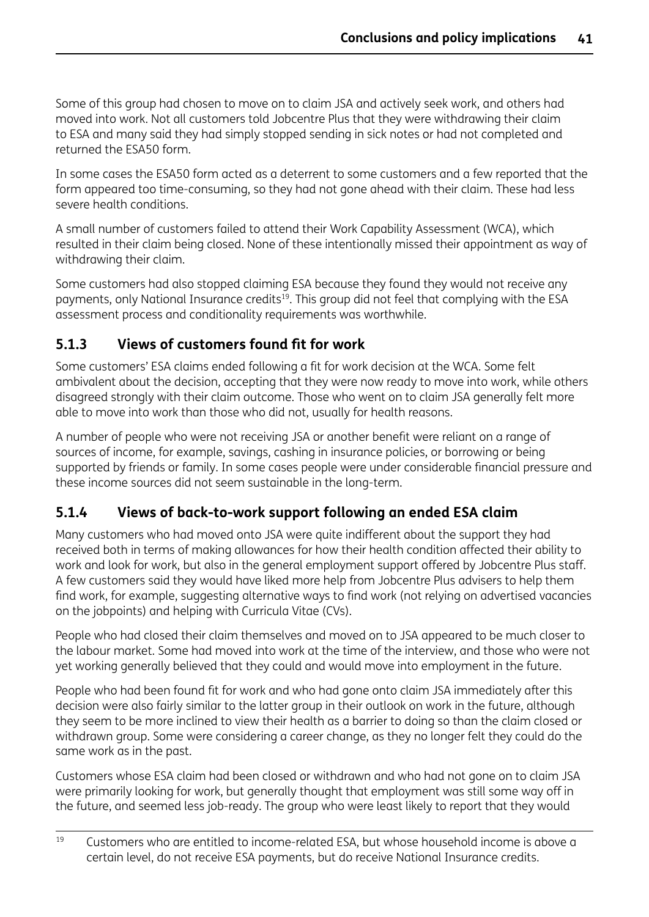Some of this group had chosen to move on to claim JSA and actively seek work, and others had moved into work. Not all customers told Jobcentre Plus that they were withdrawing their claim to ESA and many said they had simply stopped sending in sick notes or had not completed and returned the ESA50 form.

In some cases the ESA50 form acted as a deterrent to some customers and a few reported that the form appeared too time-consuming, so they had not gone ahead with their claim. These had less severe health conditions.

A small number of customers failed to attend their Work Capability Assessment (WCA), which resulted in their claim being closed. None of these intentionally missed their appointment as way of withdrawing their claim.

Some customers had also stopped claiming ESA because they found they would not receive any payments, only National Insurance credits[19]. This group did not feel that complying with the ESA assessment process and conditionality requirements was worthwhile.

### 5.1.3 Views of customers found fit for work

Some customers' ESA claims ended following a fit for work decision at the WCA. Some felt ambivalent about the decision, accepting that they were now ready to move into work, while others disagreed strongly with their claim outcome. Those who went on to claim JSA generally felt more able to move into work than those who did not, usually for health reasons.

A number of people who were not receiving JSA or another benefit were reliant on a range of sources of income, for example, savings, cashing in insurance policies, or borrowing or being supported by friends or family. In some cases people were under considerable financial pressure and these income sources did not seem sustainable in the long-term.

### 5.1.4 Views of back-to-work support following an ended ESA claim

Many customers who had moved onto JSA were quite indifferent about the support they had received both in terms of making allowances for how their health condition affected their ability to work and look for work, but also in the general employment support offered by Jobcentre Plus staff. A few customers said they would have liked more help from Jobcentre Plus advisers to help them find work, for example, suggesting alternative ways to find work (not relying on advertised vacancies on the jobpoints) and helping with Curricula Vitae (CVs).

People who had closed their claim themselves and moved on to JSA appeared to be much closer to the labour market. Some had moved into work at the time of the interview, and those who were not yet working generally believed that they could and would move into employment in the future.

People who had been found fit for work and who had gone onto claim JSA immediately after this decision were also fairly similar to the latter group in their outlook on work in the future, although they seem to be more inclined to view their health as a barrier to doing so than the claim closed or withdrawn group. Some were considering a career change, as they no longer felt they could do the same work as in the past.

Customers whose ESA claim had been closed or withdrawn and who had not gone on to claim JSA were primarily looking for work, but generally thought that employment was still some way off in the future, and seemed less job-ready. The group who were least likely to report that they would

---

[19] Customers who are entitled to income-related ESA, but whose household income is above a certain level, do not receive ESA payments, but do receive National Insurance credits.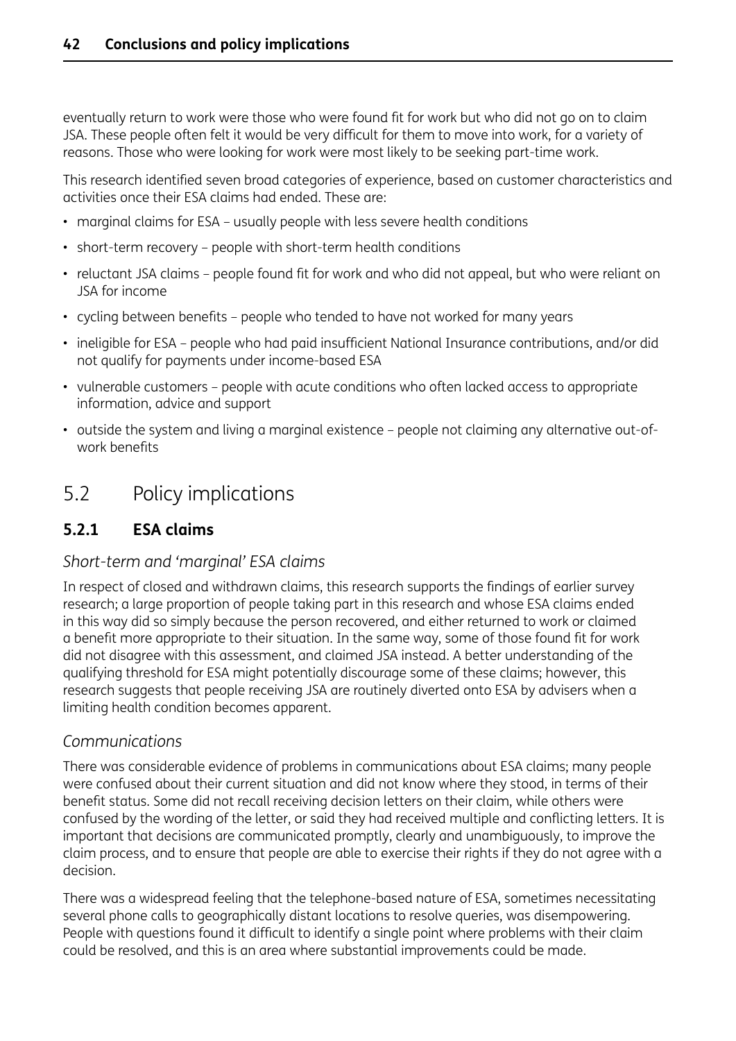eventually return to work were those who were found fit for work but who did not go on to claim JSA. These people often felt it would be very difficult for them to move into work, for a variety of reasons. Those who were looking for work were most likely to be seeking part-time work.

This research identified seven broad categories of experience, based on customer characteristics and activities once their ESA claims had ended. These are:

- marginal claims for ESA – usually people with less severe health conditions
- short-term recovery – people with short-term health conditions
- reluctant JSA claims – people found fit for work and who did not appeal, but who were reliant on JSA for income
- cycling between benefits – people who tended to have not worked for many years
- ineligible for ESA – people who had paid insufficient National Insurance contributions, and/or did not qualify for payments under income-based ESA
- vulnerable customers – people with acute conditions who often lacked access to appropriate information, advice and support
- outside the system and living a marginal existence – people not claiming any alternative out-of-work benefits

## 5.2 Policy implications

### 5.2.1 ESA claims

*Short-term and 'marginal' ESA claims*

In respect of closed and withdrawn claims, this research supports the findings of earlier survey research; a large proportion of people taking part in this research and whose ESA claims ended in this way did so simply because the person recovered, and either returned to work or claimed a benefit more appropriate to their situation. In the same way, some of those found fit for work did not disagree with this assessment, and claimed JSA instead. A better understanding of the qualifying threshold for ESA might potentially discourage some of these claims; however, this research suggests that people receiving JSA are routinely diverted onto ESA by advisers when a limiting health condition becomes apparent.

*Communications*

There was considerable evidence of problems in communications about ESA claims; many people were confused about their current situation and did not know where they stood, in terms of their benefit status. Some did not recall receiving decision letters on their claim, while others were confused by the wording of the letter, or said they had received multiple and conflicting letters. It is important that decisions are communicated promptly, clearly and unambiguously, to improve the claim process, and to ensure that people are able to exercise their rights if they do not agree with a decision.

There was a widespread feeling that the telephone-based nature of ESA, sometimes necessitating several phone calls to geographically distant locations to resolve queries, was disempowering. People with questions found it difficult to identify a single point where problems with their claim could be resolved, and this is an area where substantial improvements could be made.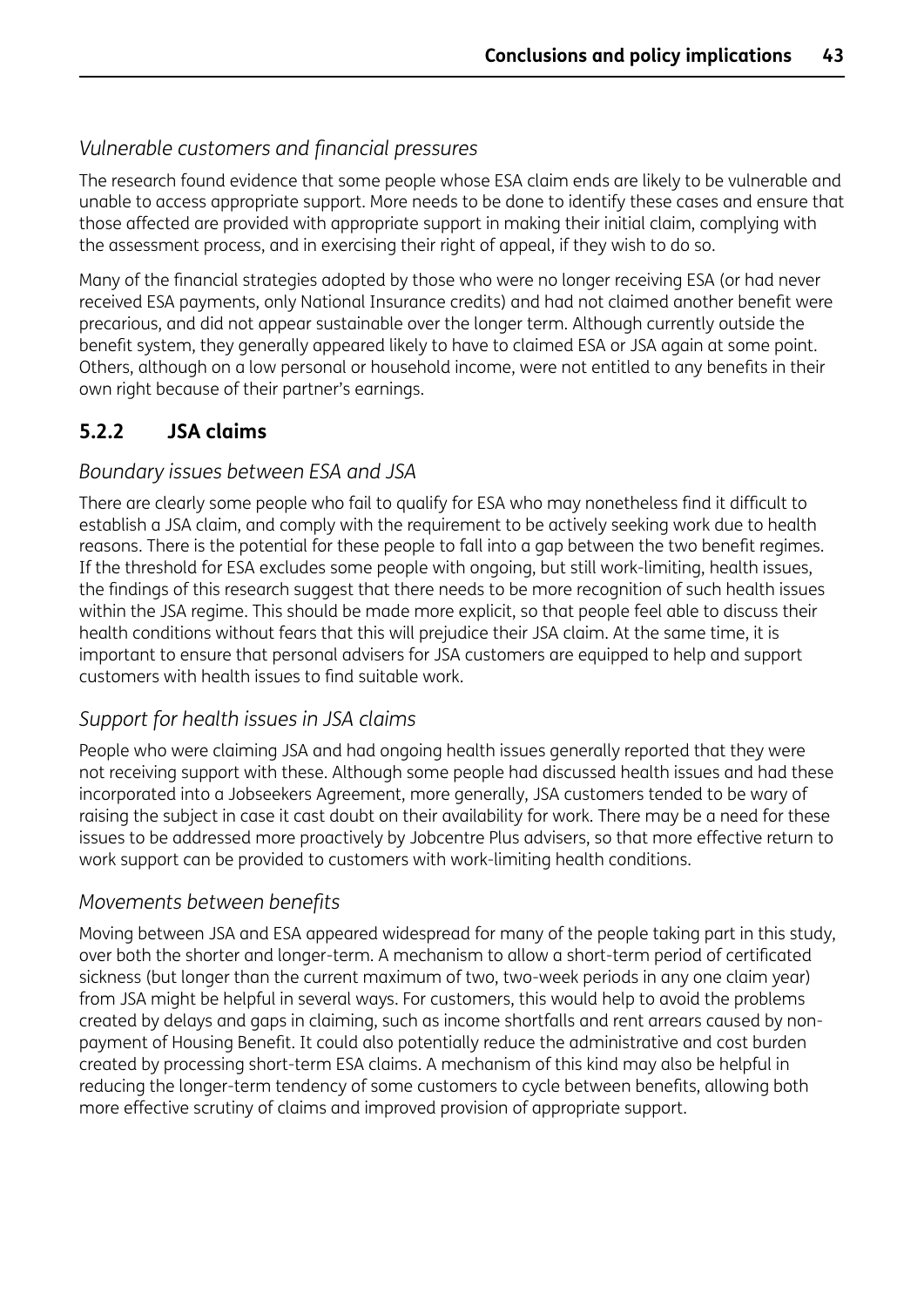*Vulnerable customers and financial pressures*

The research found evidence that some people whose ESA claim ends are likely to be vulnerable and unable to access appropriate support. More needs to be done to identify these cases and ensure that those affected are provided with appropriate support in making their initial claim, complying with the assessment process, and in exercising their right of appeal, if they wish to do so.

Many of the financial strategies adopted by those who were no longer receiving ESA (or had never received ESA payments, only National Insurance credits) and had not claimed another benefit were precarious, and did not appear sustainable over the longer term. Although currently outside the benefit system, they generally appeared likely to have to claimed ESA or JSA again at some point. Others, although on a low personal or household income, were not entitled to any benefits in their own right because of their partner's earnings.

### 5.2.2 JSA claims

*Boundary issues between ESA and JSA*

There are clearly some people who fail to qualify for ESA who may nonetheless find it difficult to establish a JSA claim, and comply with the requirement to be actively seeking work due to health reasons. There is the potential for these people to fall into a gap between the two benefit regimes. If the threshold for ESA excludes some people with ongoing, but still work-limiting, health issues, the findings of this research suggest that there needs to be more recognition of such health issues within the JSA regime. This should be made more explicit, so that people feel able to discuss their health conditions without fears that this will prejudice their JSA claim. At the same time, it is important to ensure that personal advisers for JSA customers are equipped to help and support customers with health issues to find suitable work.

*Support for health issues in JSA claims*

People who were claiming JSA and had ongoing health issues generally reported that they were not receiving support with these. Although some people had discussed health issues and had these incorporated into a Jobseekers Agreement, more generally, JSA customers tended to be wary of raising the subject in case it cast doubt on their availability for work. There may be a need for these issues to be addressed more proactively by Jobcentre Plus advisers, so that more effective return to work support can be provided to customers with work-limiting health conditions.

*Movements between benefits*

Moving between JSA and ESA appeared widespread for many of the people taking part in this study, over both the shorter and longer-term. A mechanism to allow a short-term period of certificated sickness (but longer than the current maximum of two, two-week periods in any one claim year) from JSA might be helpful in several ways. For customers, this would help to avoid the problems created by delays and gaps in claiming, such as income shortfalls and rent arrears caused by non-payment of Housing Benefit. It could also potentially reduce the administrative and cost burden created by processing short-term ESA claims. A mechanism of this kind may also be helpful in reducing the longer-term tendency of some customers to cycle between benefits, allowing both more effective scrutiny of claims and improved provision of appropriate support.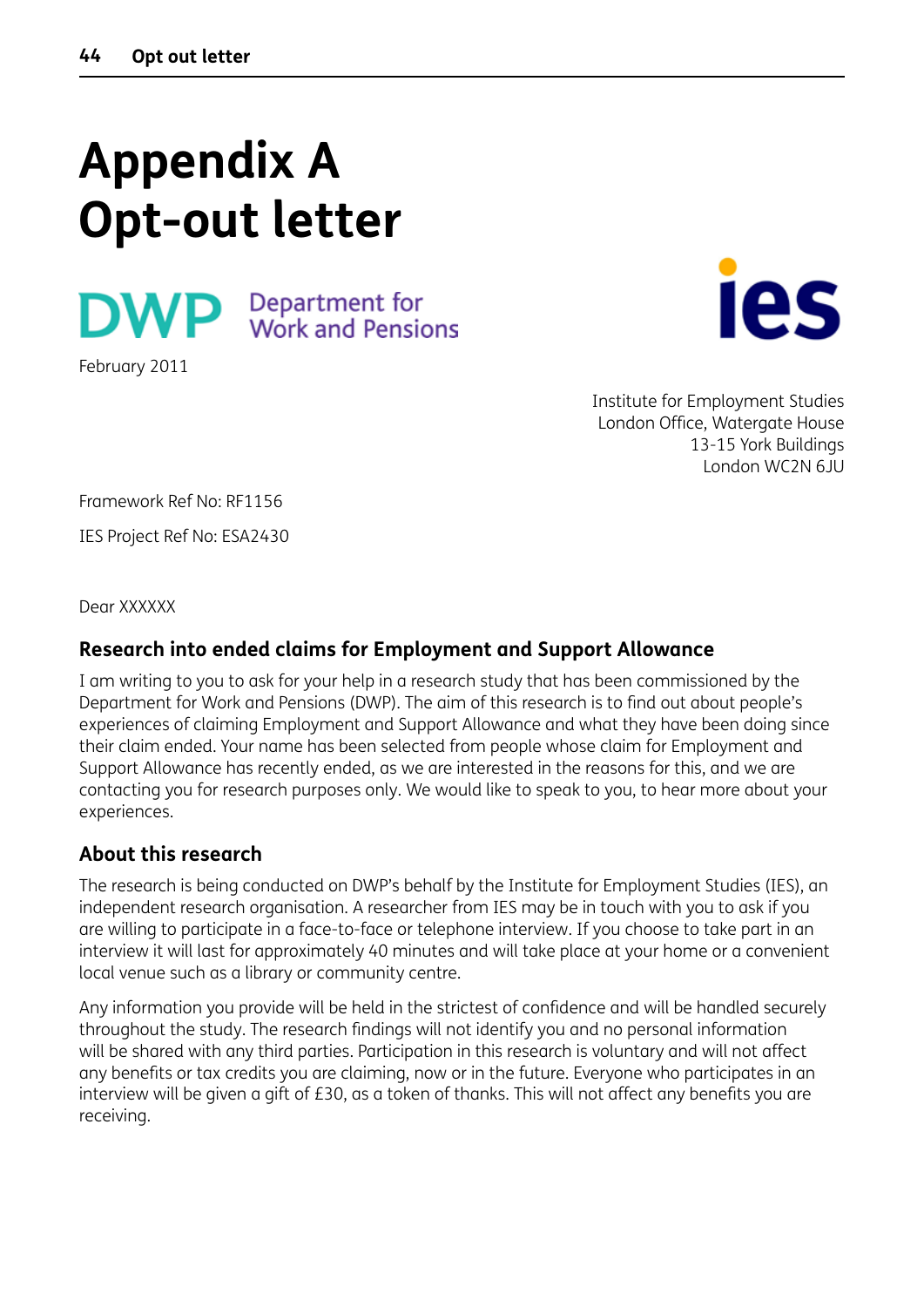# Appendix A
# Opt-out letter

DWP Department for Work and Pensions

ies

February 2011

Institute for Employment Studies
London Office, Watergate House
13-15 York Buildings
London WC2N 6JU

Framework Ref No: RF1156

IES Project Ref No: ESA2430

Dear XXXXXX

### Research into ended claims for Employment and Support Allowance

I am writing to you to ask for your help in a research study that has been commissioned by the Department for Work and Pensions (DWP). The aim of this research is to find out about people's experiences of claiming Employment and Support Allowance and what they have been doing since their claim ended. Your name has been selected from people whose claim for Employment and Support Allowance has recently ended, as we are interested in the reasons for this, and we are contacting you for research purposes only. We would like to speak to you, to hear more about your experiences.

### About this research

The research is being conducted on DWP's behalf by the Institute for Employment Studies (IES), an independent research organisation. A researcher from IES may be in touch with you to ask if you are willing to participate in a face-to-face or telephone interview. If you choose to take part in an interview it will last for approximately 40 minutes and will take place at your home or a convenient local venue such as a library or community centre.

Any information you provide will be held in the strictest of confidence and will be handled securely throughout the study. The research findings will not identify you and no personal information will be shared with any third parties. Participation in this research is voluntary and will not affect any benefits or tax credits you are claiming, now or in the future. Everyone who participates in an interview will be given a gift of £30, as a token of thanks. This will not affect any benefits you are receiving.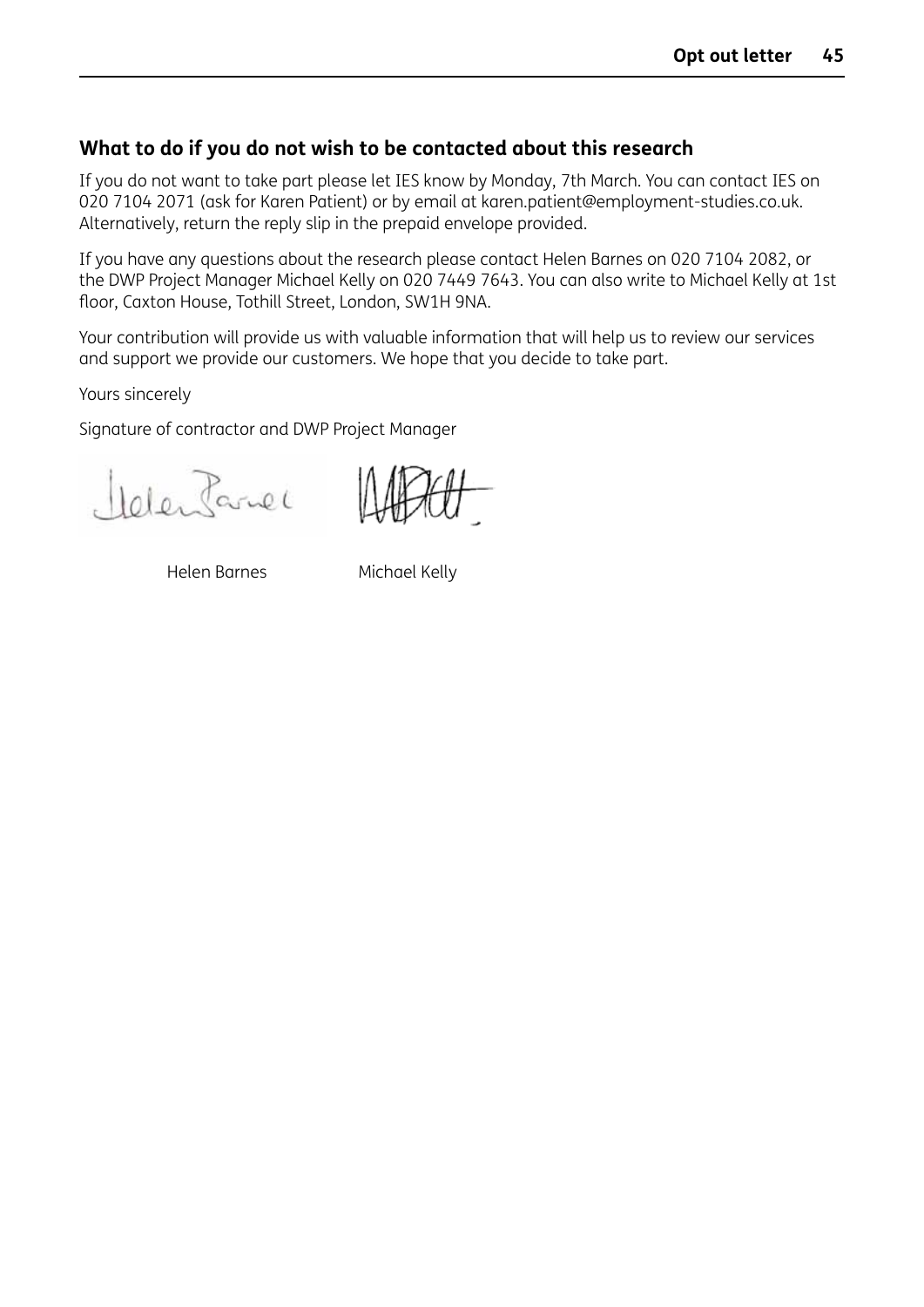## What to do if you do not wish to be contacted about this research

If you do not want to take part please let IES know by Monday, 7th March. You can contact IES on 020 7104 2071 (ask for Karen Patient) or by email at karen.patient@employment-studies.co.uk. Alternatively, return the reply slip in the prepaid envelope provided.

If you have any questions about the research please contact Helen Barnes on 020 7104 2082, or the DWP Project Manager Michael Kelly on 020 7449 7643. You can also write to Michael Kelly at 1st floor, Caxton House, Tothill Street, London, SW1H 9NA.

Your contribution will provide us with valuable information that will help us to review our services and support we provide our customers. We hope that you decide to take part.

Yours sincerely

Signature of contractor and DWP Project Manager

Helen Barnes    Michael Kelly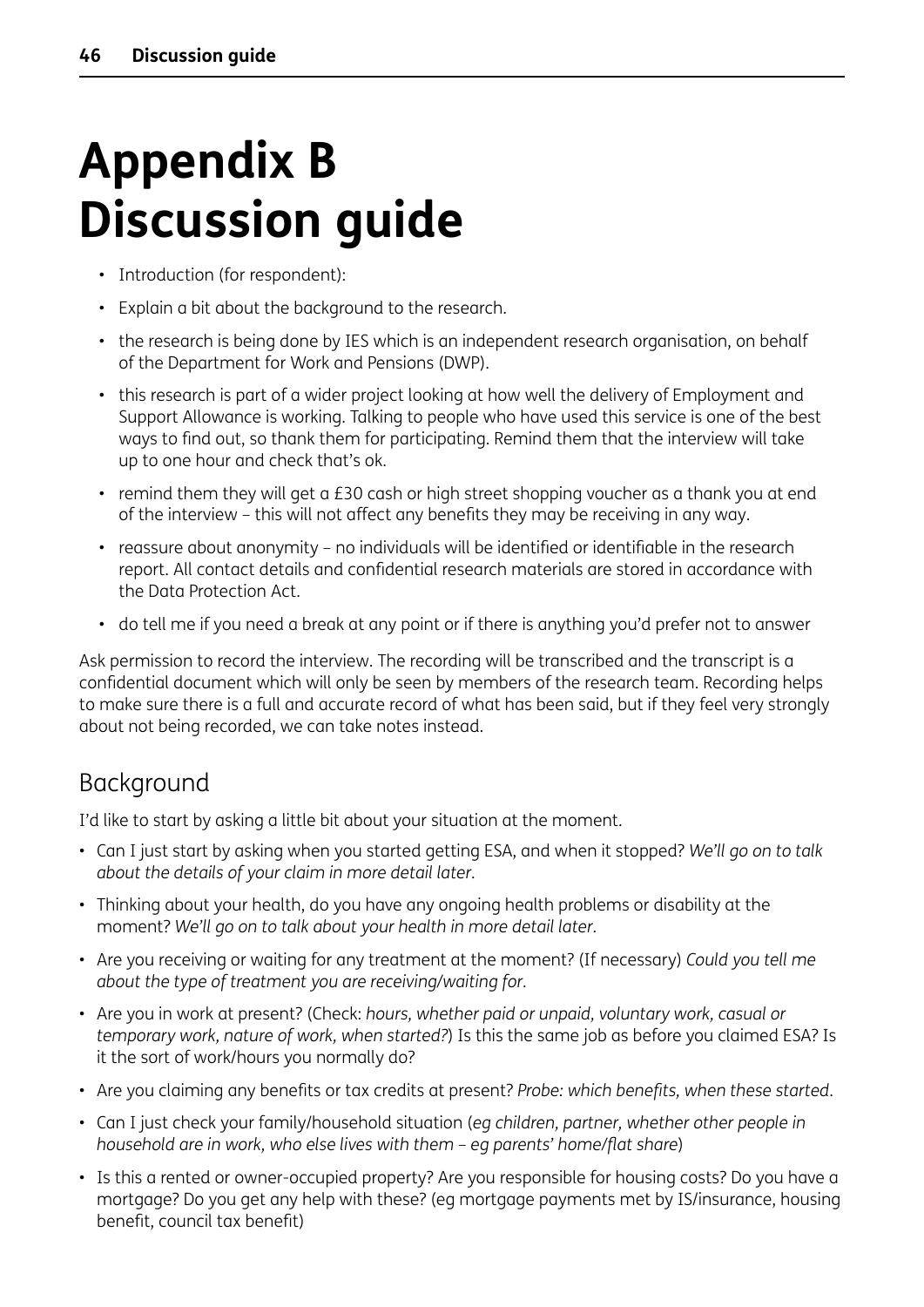# Appendix B Discussion guide

- Introduction (for respondent):
- Explain a bit about the background to the research.
- the research is being done by IES which is an independent research organisation, on behalf of the Department for Work and Pensions (DWP).
- this research is part of a wider project looking at how well the delivery of Employment and Support Allowance is working. Talking to people who have used this service is one of the best ways to find out, so thank them for participating. Remind them that the interview will take up to one hour and check that's ok.
- remind them they will get a £30 cash or high street shopping voucher as a thank you at end of the interview – this will not affect any benefits they may be receiving in any way.
- reassure about anonymity – no individuals will be identified or identifiable in the research report. All contact details and confidential research materials are stored in accordance with the Data Protection Act.
- do tell me if you need a break at any point or if there is anything you'd prefer not to answer

Ask permission to record the interview. The recording will be transcribed and the transcript is a confidential document which will only be seen by members of the research team. Recording helps to make sure there is a full and accurate record of what has been said, but if they feel very strongly about not being recorded, we can take notes instead.

## Background

I'd like to start by asking a little bit about your situation at the moment.

- Can I just start by asking when you started getting ESA, and when it stopped? *We'll go on to talk about the details of your claim in more detail later.*
- Thinking about your health, do you have any ongoing health problems or disability at the moment? *We'll go on to talk about your health in more detail later.*
- Are you receiving or waiting for any treatment at the moment? (If necessary) *Could you tell me about the type of treatment you are receiving/waiting for.*
- Are you in work at present? (Check: *hours, whether paid or unpaid, voluntary work, casual or temporary work, nature of work, when started?*) Is this the same job as before you claimed ESA? Is it the sort of work/hours you normally do?
- Are you claiming any benefits or tax credits at present? *Probe: which benefits, when these started.*
- Can I just check your family/household situation (*eg children, partner, whether other people in household are in work, who else lives with them – eg parents' home/flat share*)
- Is this a rented or owner-occupied property? Are you responsible for housing costs? Do you have a mortgage? Do you get any help with these? (eg mortgage payments met by IS/insurance, housing benefit, council tax benefit)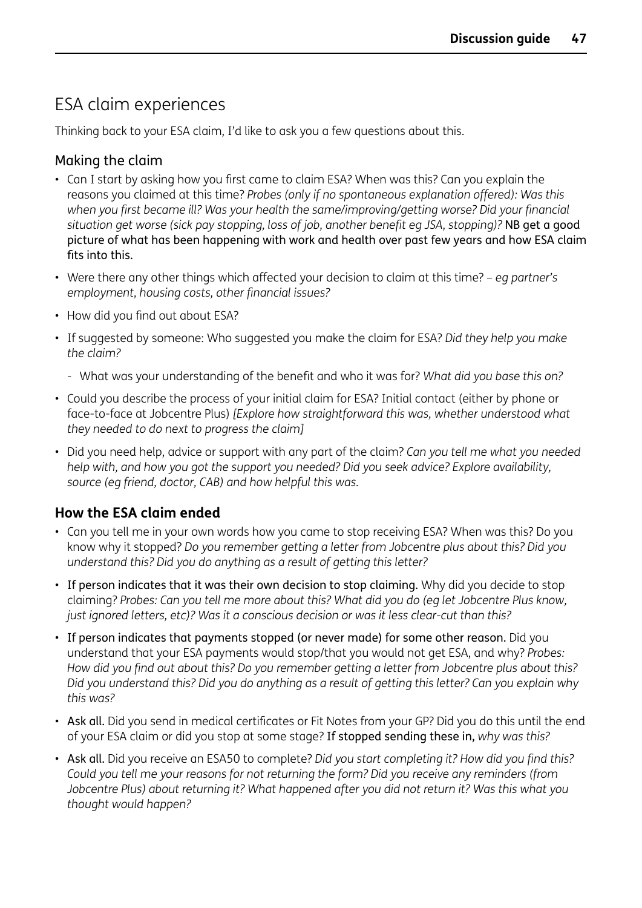## ESA claim experiences

Thinking back to your ESA claim, I'd like to ask you a few questions about this.

### Making the claim

- Can I start by asking how you first came to claim ESA? When was this? Can you explain the reasons you claimed at this time? *Probes (only if no spontaneous explanation offered): Was this when you first became ill? Was your health the same/improving/getting worse? Did your financial situation get worse (sick pay stopping, loss of job, another benefit eg JSA, stopping)?* NB get a good picture of what has been happening with work and health over past few years and how ESA claim fits into this.
- Were there any other things which affected your decision to claim at this time? – *eg partner's employment, housing costs, other financial issues?*
- How did you find out about ESA?
- If suggested by someone: Who suggested you make the claim for ESA? *Did they help you make the claim?*
  - What was your understanding of the benefit and who it was for? *What did you base this on?*
- Could you describe the process of your initial claim for ESA? Initial contact (either by phone or face-to-face at Jobcentre Plus) *[Explore how straightforward this was, whether understood what they needed to do next to progress the claim]*
- Did you need help, advice or support with any part of the claim? *Can you tell me what you needed help with, and how you got the support you needed? Did you seek advice? Explore availability, source (eg friend, doctor, CAB) and how helpful this was.*

### How the ESA claim ended

- Can you tell me in your own words how you came to stop receiving ESA? When was this? Do you know why it stopped? *Do you remember getting a letter from Jobcentre plus about this? Did you understand this? Did you do anything as a result of getting this letter?*
- If person indicates that it was their own decision to stop claiming. Why did you decide to stop claiming? *Probes: Can you tell me more about this? What did you do (eg let Jobcentre Plus know, just ignored letters, etc)? Was it a conscious decision or was it less clear-cut than this?*
- If person indicates that payments stopped (or never made) for some other reason. Did you understand that your ESA payments would stop/that you would not get ESA, and why? *Probes: How did you find out about this? Do you remember getting a letter from Jobcentre plus about this? Did you understand this? Did you do anything as a result of getting this letter? Can you explain why this was?*
- Ask all. Did you send in medical certificates or Fit Notes from your GP? Did you do this until the end of your ESA claim or did you stop at some stage? If stopped sending these in, *why was this?*
- Ask all. Did you receive an ESA50 to complete? *Did you start completing it? How did you find this? Could you tell me your reasons for not returning the form? Did you receive any reminders (from Jobcentre Plus) about returning it? What happened after you did not return it? Was this what you thought would happen?*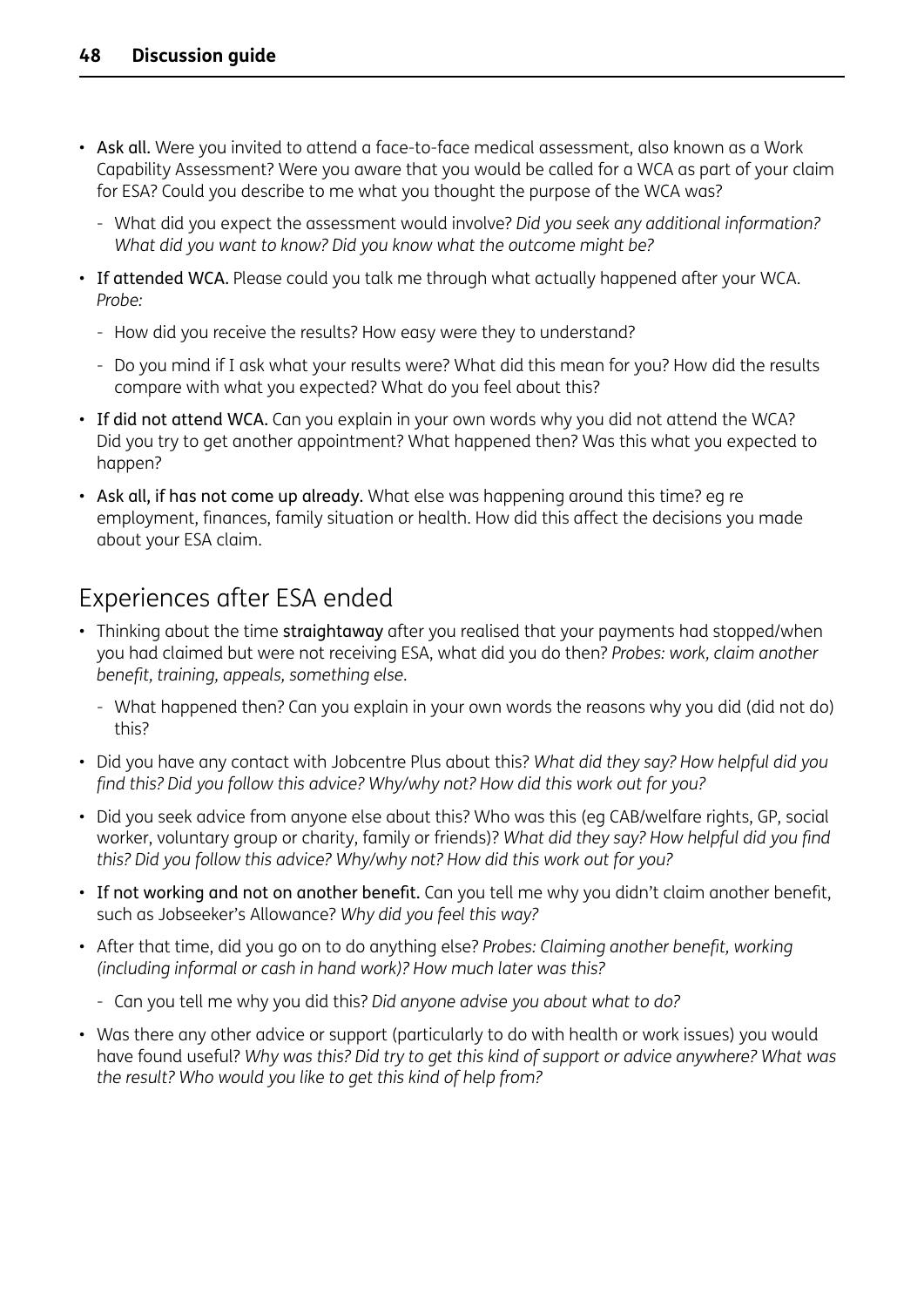- **Ask all.** Were you invited to attend a face-to-face medical assessment, also known as a Work Capability Assessment? Were you aware that you would be called for a WCA as part of your claim for ESA? Could you describe to me what you thought the purpose of the WCA was?
  - What did you expect the assessment would involve? *Did you seek any additional information? What did you want to know? Did you know what the outcome might be?*
- **If attended WCA.** Please could you talk me through what actually happened after your WCA. *Probe:*
  - How did you receive the results? How easy were they to understand?
  - Do you mind if I ask what your results were? What did this mean for you? How did the results compare with what you expected? What do you feel about this?
- **If did not attend WCA.** Can you explain in your own words why you did not attend the WCA? Did you try to get another appointment? What happened then? Was this what you expected to happen?
- **Ask all, if has not come up already.** What else was happening around this time? eg re employment, finances, family situation or health. How did this affect the decisions you made about your ESA claim.

## Experiences after ESA ended

- Thinking about the time **straightaway** after you realised that your payments had stopped/when you had claimed but were not receiving ESA, what did you do then? *Probes: work, claim another benefit, training, appeals, something else.*
  - What happened then? Can you explain in your own words the reasons why you did (did not do) this?
- Did you have any contact with Jobcentre Plus about this? *What did they say? How helpful did you find this? Did you follow this advice? Why/why not? How did this work out for you?*
- Did you seek advice from anyone else about this? Who was this (eg CAB/welfare rights, GP, social worker, voluntary group or charity, family or friends)? *What did they say? How helpful did you find this? Did you follow this advice? Why/why not? How did this work out for you?*
- **If not working and not on another benefit.** Can you tell me why you didn't claim another benefit, such as Jobseeker's Allowance? *Why did you feel this way?*
- After that time, did you go on to do anything else? *Probes: Claiming another benefit, working (including informal or cash in hand work)? How much later was this?*
  - Can you tell me why you did this? *Did anyone advise you about what to do?*
- Was there any other advice or support (particularly to do with health or work issues) you would have found useful? *Why was this? Did try to get this kind of support or advice anywhere? What was the result? Who would you like to get this kind of help from?*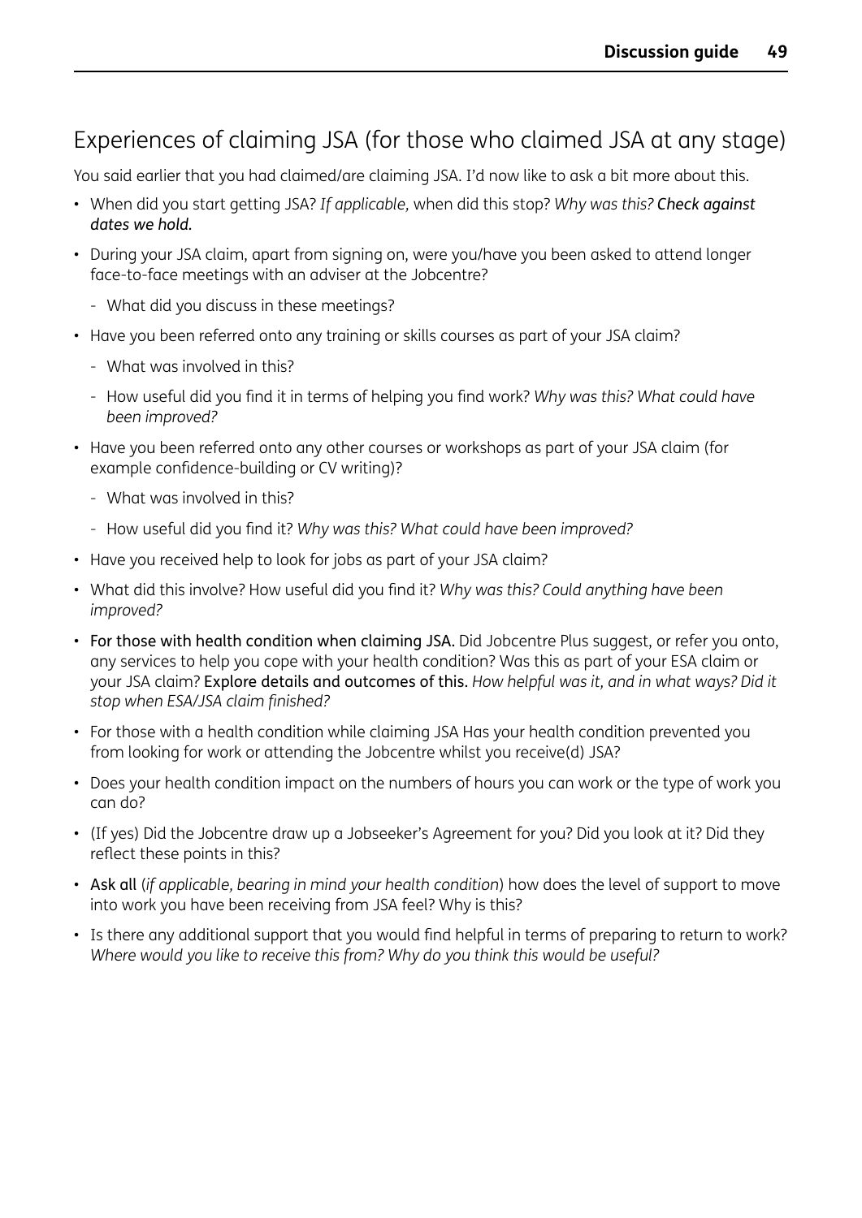## Experiences of claiming JSA (for those who claimed JSA at any stage)

You said earlier that you had claimed/are claiming JSA. I'd now like to ask a bit more about this.

- When did you start getting JSA? *If applicable,* when did this stop? *Why was this?* ***Check against dates we hold.***
- During your JSA claim, apart from signing on, were you/have you been asked to attend longer face-to-face meetings with an adviser at the Jobcentre?
  - What did you discuss in these meetings?
- Have you been referred onto any training or skills courses as part of your JSA claim?
  - What was involved in this?
  - How useful did you find it in terms of helping you find work? *Why was this? What could have been improved?*
- Have you been referred onto any other courses or workshops as part of your JSA claim (for example confidence-building or CV writing)?
  - What was involved in this?
  - How useful did you find it? *Why was this? What could have been improved?*
- Have you received help to look for jobs as part of your JSA claim?
- What did this involve? How useful did you find it? *Why was this? Could anything have been improved?*
- **For those with health condition when claiming JSA.** Did Jobcentre Plus suggest, or refer you onto, any services to help you cope with your health condition? Was this as part of your ESA claim or your JSA claim? **Explore details and outcomes of this.** *How helpful was it, and in what ways? Did it stop when ESA/JSA claim finished?*
- For those with a health condition while claiming JSA Has your health condition prevented you from looking for work or attending the Jobcentre whilst you receive(d) JSA?
- Does your health condition impact on the numbers of hours you can work or the type of work you can do?
- (If yes) Did the Jobcentre draw up a Jobseeker's Agreement for you? Did you look at it? Did they reflect these points in this?
- **Ask all** (*if applicable, bearing in mind your health condition*) how does the level of support to move into work you have been receiving from JSA feel? Why is this?
- Is there any additional support that you would find helpful in terms of preparing to return to work? *Where would you like to receive this from? Why do you think this would be useful?*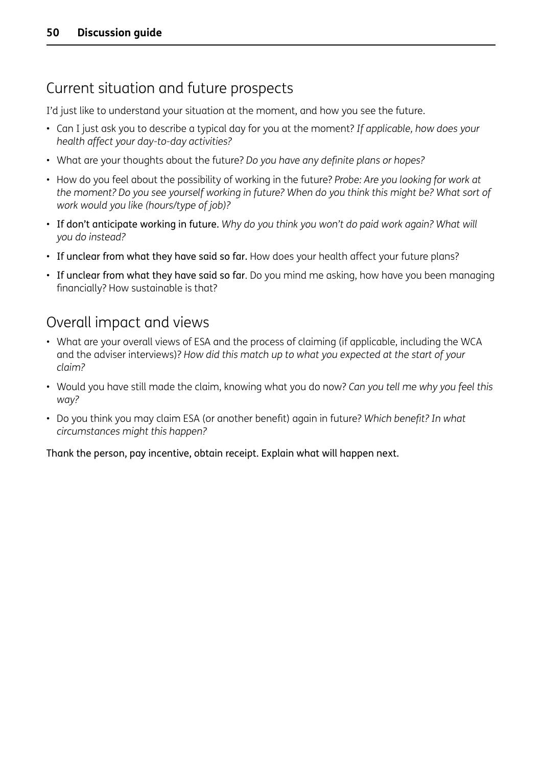## Current situation and future prospects

I'd just like to understand your situation at the moment, and how you see the future.

- Can I just ask you to describe a typical day for you at the moment? *If applicable, how does your health affect your day-to-day activities?*
- What are your thoughts about the future? *Do you have any definite plans or hopes?*
- How do you feel about the possibility of working in the future? *Probe: Are you looking for work at the moment? Do you see yourself working in future? When do you think this might be? What sort of work would you like (hours/type of job)?*
- If don't anticipate working in future. *Why do you think you won't do paid work again? What will you do instead?*
- If unclear from what they have said so far. How does your health affect your future plans?
- If unclear from what they have said so far. Do you mind me asking, how have you been managing financially? How sustainable is that?

## Overall impact and views

- What are your overall views of ESA and the process of claiming (if applicable, including the WCA and the adviser interviews)? *How did this match up to what you expected at the start of your claim?*
- Would you have still made the claim, knowing what you do now? *Can you tell me why you feel this way?*
- Do you think you may claim ESA (or another benefit) again in future? *Which benefit? In what circumstances might this happen?*

Thank the person, pay incentive, obtain receipt. Explain what will happen next.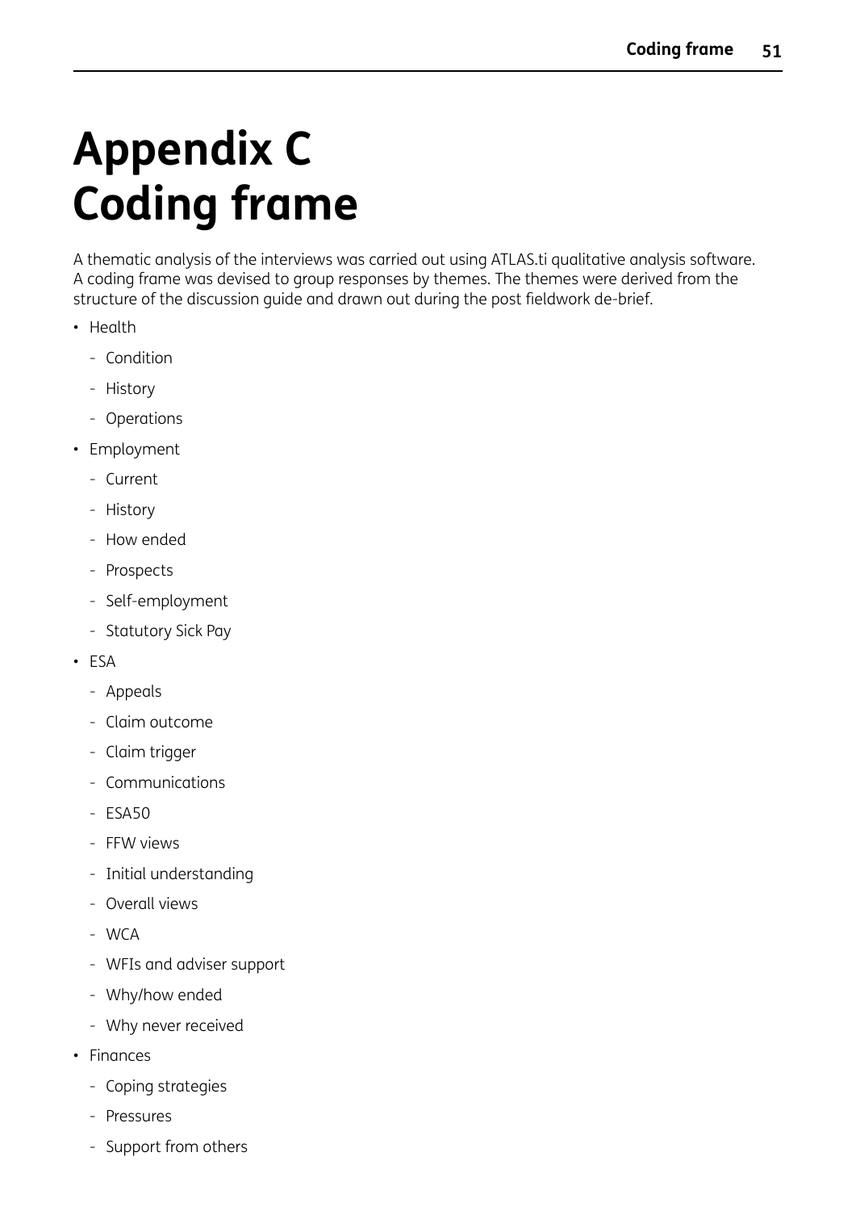# Appendix C
# Coding frame

A thematic analysis of the interviews was carried out using ATLAS.ti qualitative analysis software. A coding frame was devised to group responses by themes. The themes were derived from the structure of the discussion guide and drawn out during the post fieldwork de-brief.

- Health
  - Condition
  - History
  - Operations
- Employment
  - Current
  - History
  - How ended
  - Prospects
  - Self-employment
  - Statutory Sick Pay
- ESA
  - Appeals
  - Claim outcome
  - Claim trigger
  - Communications
  - ESA50
  - FFW views
  - Initial understanding
  - Overall views
  - WCA
  - WFIs and adviser support
  - Why/how ended
  - Why never received
- Finances
  - Coping strategies
  - Pressures
  - Support from others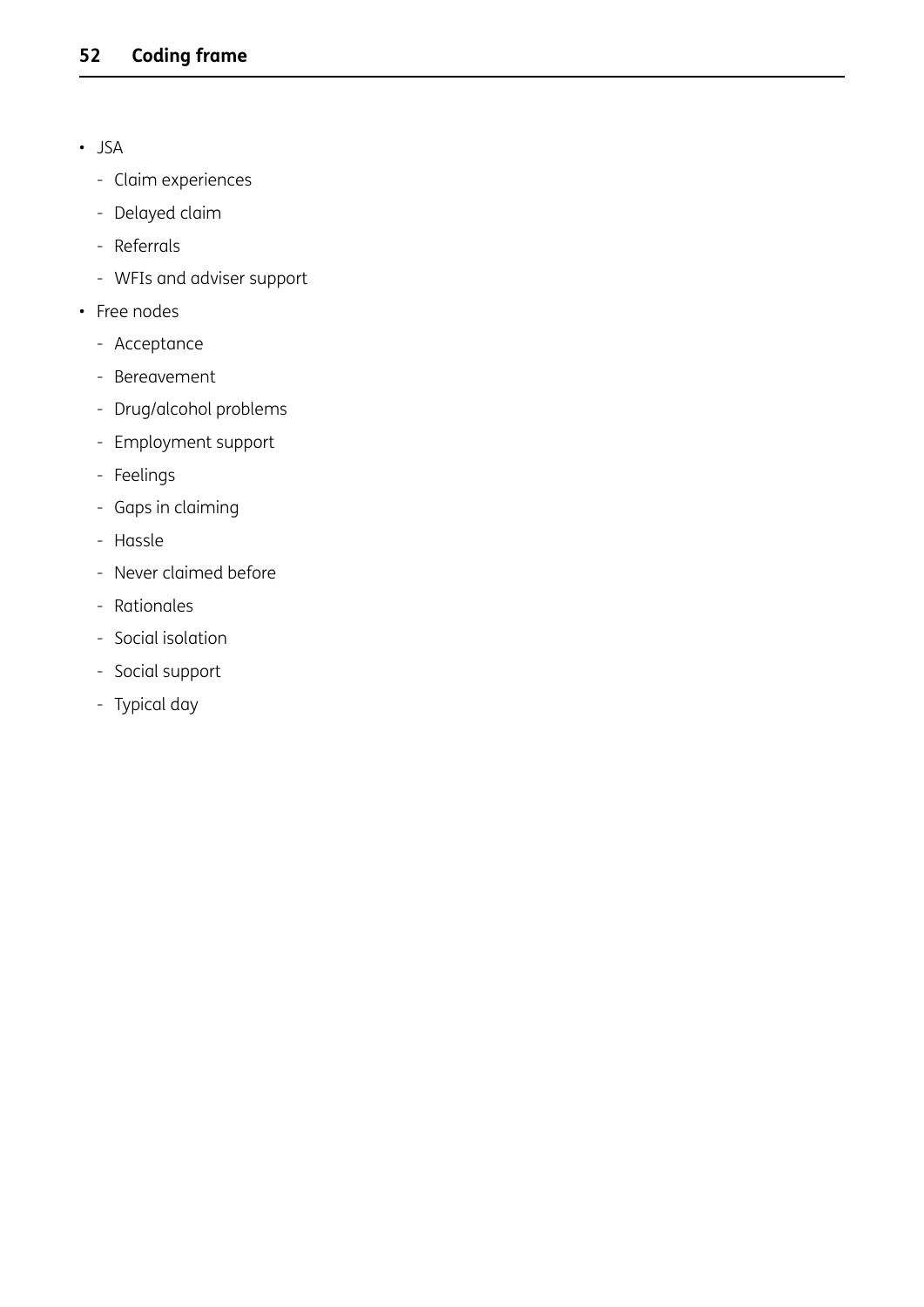- JSA
  - Claim experiences
  - Delayed claim
  - Referrals
  - WFIs and adviser support
- Free nodes
  - Acceptance
  - Bereavement
  - Drug/alcohol problems
  - Employment support
  - Feelings
  - Gaps in claiming
  - Hassle
  - Never claimed before
  - Rationales
  - Social isolation
  - Social support
  - Typical day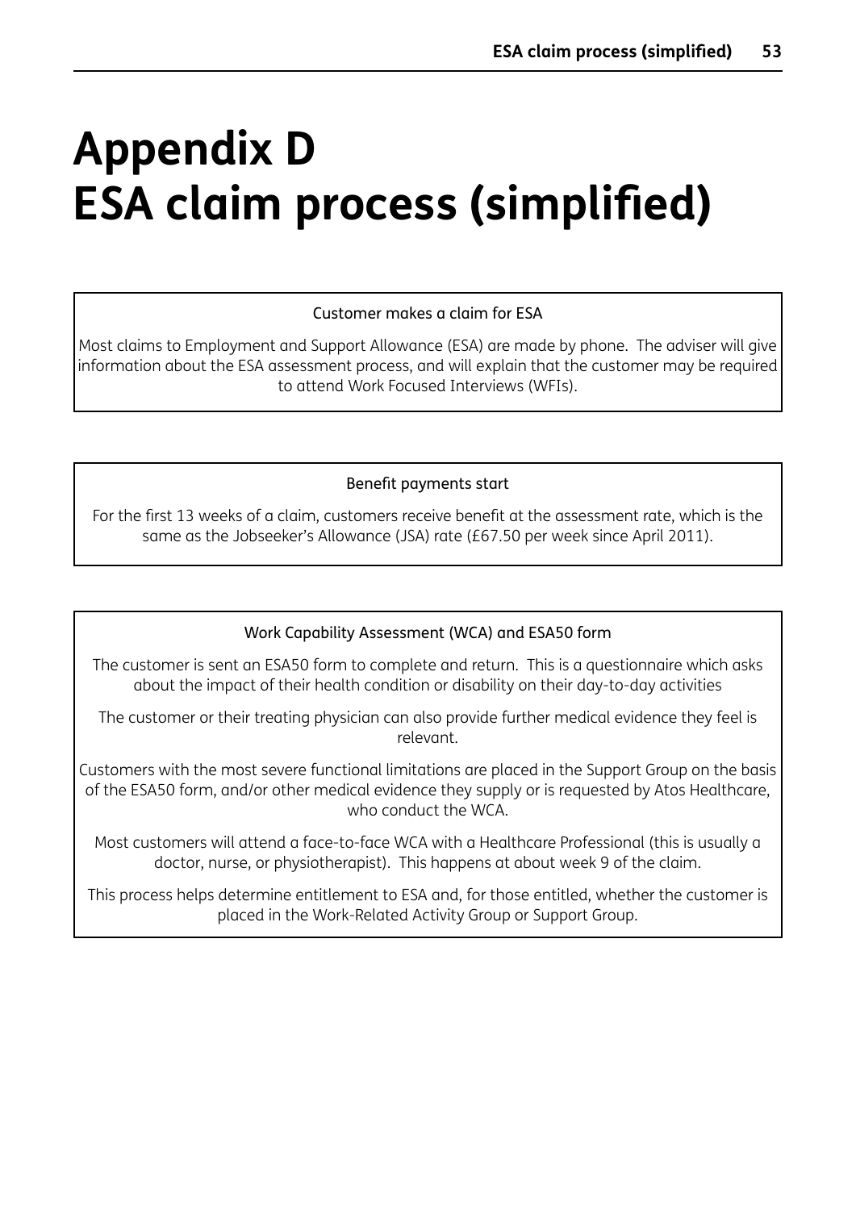# Appendix D
# ESA claim process (simplified)

**Customer makes a claim for ESA**

Most claims to Employment and Support Allowance (ESA) are made by phone. The adviser will give information about the ESA assessment process, and will explain that the customer may be required to attend Work Focused Interviews (WFIs).

**Benefit payments start**

For the first 13 weeks of a claim, customers receive benefit at the assessment rate, which is the same as the Jobseeker's Allowance (JSA) rate (£67.50 per week since April 2011).

**Work Capability Assessment (WCA) and ESA50 form**

The customer is sent an ESA50 form to complete and return. This is a questionnaire which asks about the impact of their health condition or disability on their day-to-day activities

The customer or their treating physician can also provide further medical evidence they feel is relevant.

Customers with the most severe functional limitations are placed in the Support Group on the basis of the ESA50 form, and/or other medical evidence they supply or is requested by Atos Healthcare, who conduct the WCA.

Most customers will attend a face-to-face WCA with a Healthcare Professional (this is usually a doctor, nurse, or physiotherapist). This happens at about week 9 of the claim.

This process helps determine entitlement to ESA and, for those entitled, whether the customer is placed in the Work-Related Activity Group or Support Group.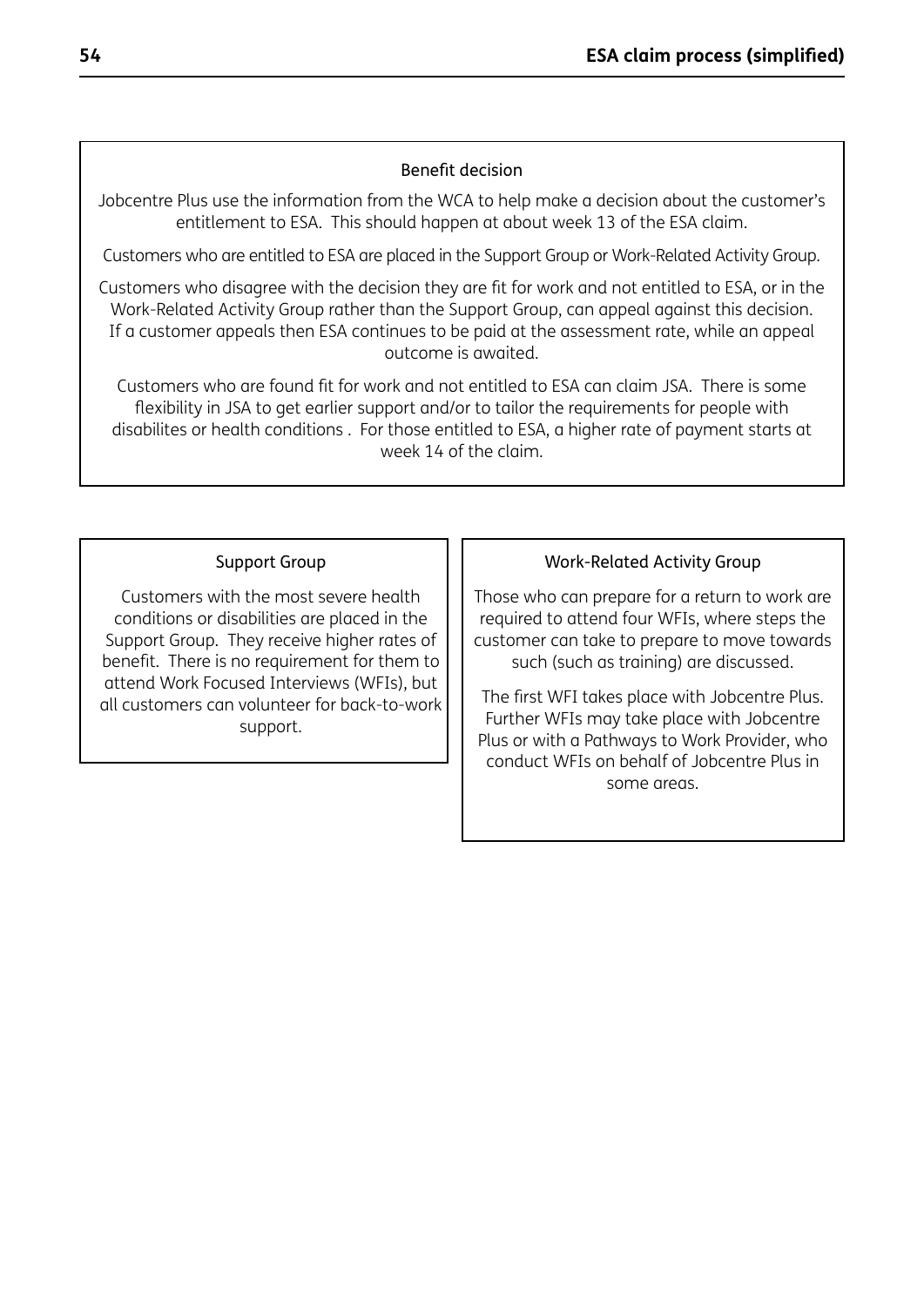### Benefit decision

Jobcentre Plus use the information from the WCA to help make a decision about the customer's entitlement to ESA. This should happen at about week 13 of the ESA claim.

Customers who are entitled to ESA are placed in the Support Group or Work-Related Activity Group.

Customers who disagree with the decision they are fit for work and not entitled to ESA, or in the Work-Related Activity Group rather than the Support Group, can appeal against this decision. If a customer appeals then ESA continues to be paid at the assessment rate, while an appeal outcome is awaited.

Customers who are found fit for work and not entitled to ESA can claim JSA. There is some flexibility in JSA to get earlier support and/or to tailor the requirements for people with disabilites or health conditions . For those entitled to ESA, a higher rate of payment starts at week 14 of the claim.

### Support Group

Customers with the most severe health conditions or disabilities are placed in the Support Group. They receive higher rates of benefit. There is no requirement for them to attend Work Focused Interviews (WFIs), but all customers can volunteer for back-to-work support.

### Work-Related Activity Group

Those who can prepare for a return to work are required to attend four WFIs, where steps the customer can take to prepare to move towards such (such as training) are discussed.

The first WFI takes place with Jobcentre Plus. Further WFIs may take place with Jobcentre Plus or with a Pathways to Work Provider, who conduct WFIs on behalf of Jobcentre Plus in some areas.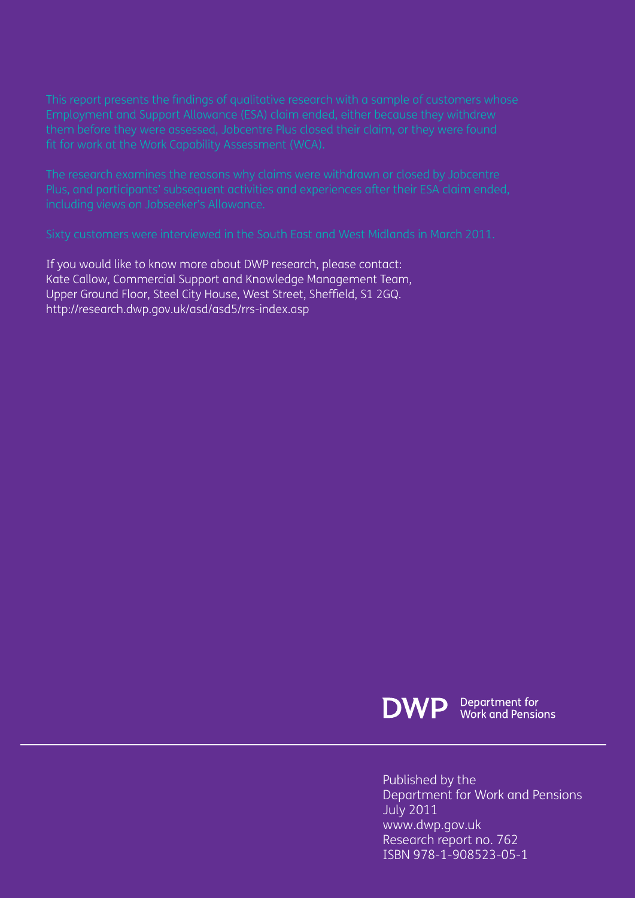This report presents the findings of qualitative research with a sample of customers whose Employment and Support Allowance (ESA) claim ended, either because they withdrew them before they were assessed, Jobcentre Plus closed their claim, or they were found fit for work at the Work Capability Assessment (WCA).

The research examines the reasons why claims were withdrawn or closed by Jobcentre Plus, and participants' subsequent activities and experiences after their ESA claim ended, including views on Jobseeker's Allowance.

Sixty customers were interviewed in the South East and West Midlands in March 2011.

If you would like to know more about DWP research, please contact:
Kate Callow, Commercial Support and Knowledge Management Team,
Upper Ground Floor, Steel City House, West Street, Sheffield, S1 2GQ.
http://research.dwp.gov.uk/asd/asd5/rrs-index.asp

DWP Department for Work and Pensions

Published by the
Department for Work and Pensions
July 2011
www.dwp.gov.uk
Research report no. 762
ISBN 978-1-908523-05-1